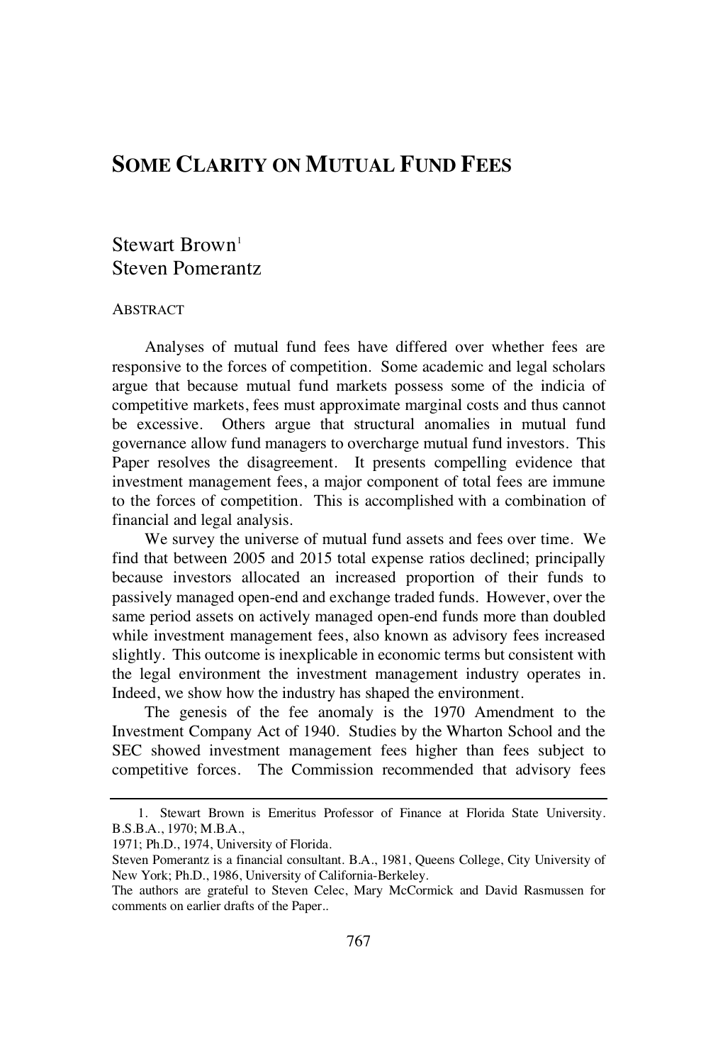# SOME CLARITY ON MUTUAL FUND FEES

Stewart Brown[1]
Steven Pomerantz

ABSTRACT

Analyses of mutual fund fees have differed over whether fees are responsive to the forces of competition. Some academic and legal scholars argue that because mutual fund markets possess some of the indicia of competitive markets, fees must approximate marginal costs and thus cannot be excessive. Others argue that structural anomalies in mutual fund governance allow fund managers to overcharge mutual fund investors. This Paper resolves the disagreement. It presents compelling evidence that investment management fees, a major component of total fees are immune to the forces of competition. This is accomplished with a combination of financial and legal analysis.

We survey the universe of mutual fund assets and fees over time. We find that between 2005 and 2015 total expense ratios declined; principally because investors allocated an increased proportion of their funds to passively managed open-end and exchange traded funds. However, over the same period assets on actively managed open-end funds more than doubled while investment management fees, also known as advisory fees increased slightly. This outcome is inexplicable in economic terms but consistent with the legal environment the investment management industry operates in. Indeed, we show how the industry has shaped the environment.

The genesis of the fee anomaly is the 1970 Amendment to the Investment Company Act of 1940. Studies by the Wharton School and the SEC showed investment management fees higher than fees subject to competitive forces. The Commission recommended that advisory fees

---

1. Stewart Brown is Emeritus Professor of Finance at Florida State University. B.S.B.A., 1970; M.B.A., 1971; Ph.D., 1974, University of Florida.

Steven Pomerantz is a financial consultant. B.A., 1981, Queens College, City University of New York; Ph.D., 1986, University of California-Berkeley.

The authors are grateful to Steven Celec, Mary McCormick and David Rasmussen for comments on earlier drafts of the Paper..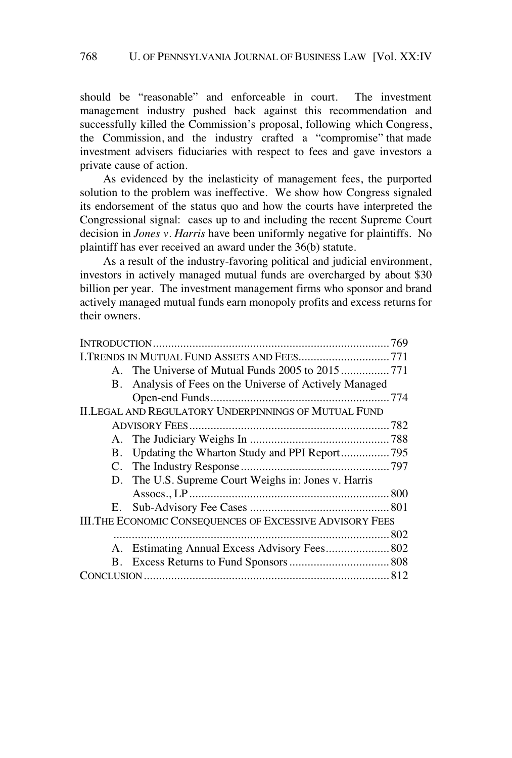should be "reasonable" and enforceable in court. The investment management industry pushed back against this recommendation and successfully killed the Commission's proposal, following which Congress, the Commission, and the industry crafted a "compromise" that made investment advisers fiduciaries with respect to fees and gave investors a private cause of action.

As evidenced by the inelasticity of management fees, the purported solution to the problem was ineffective. We show how Congress signaled its endorsement of the status quo and how the courts have interpreted the Congressional signal: cases up to and including the recent Supreme Court decision in *Jones v. Harris* have been uniformly negative for plaintiffs. No plaintiff has ever received an award under the 36(b) statute.

As a result of the industry-favoring political and judicial environment, investors in actively managed mutual funds are overcharged by about $30 billion per year. The investment management firms who sponsor and brand actively managed mutual funds earn monopoly profits and excess returns for their owners.

INTRODUCTION .......... 769
I. TRENDS IN MUTUAL FUND ASSETS AND FEES .......... 771
- A. The Universe of Mutual Funds 2005 to 2015 .......... 771
- B. Analysis of Fees on the Universe of Actively Managed Open-end Funds .......... 774

II. LEGAL AND REGULATORY UNDERPINNINGS OF MUTUAL FUND ADVISORY FEES .......... 782
- A. The Judiciary Weighs In .......... 788
- B. Updating the Wharton Study and PPI Report .......... 795
- C. The Industry Response .......... 797
- D. The U.S. Supreme Court Weighs in: Jones v. Harris Assocs., LP .......... 800
- E. Sub-Advisory Fee Cases .......... 801

III. THE ECONOMIC CONSEQUENCES OF EXCESSIVE ADVISORY FEES .......... 802
- A. Estimating Annual Excess Advisory Fees .......... 802
- B. Excess Returns to Fund Sponsors .......... 808

CONCLUSION .......... 812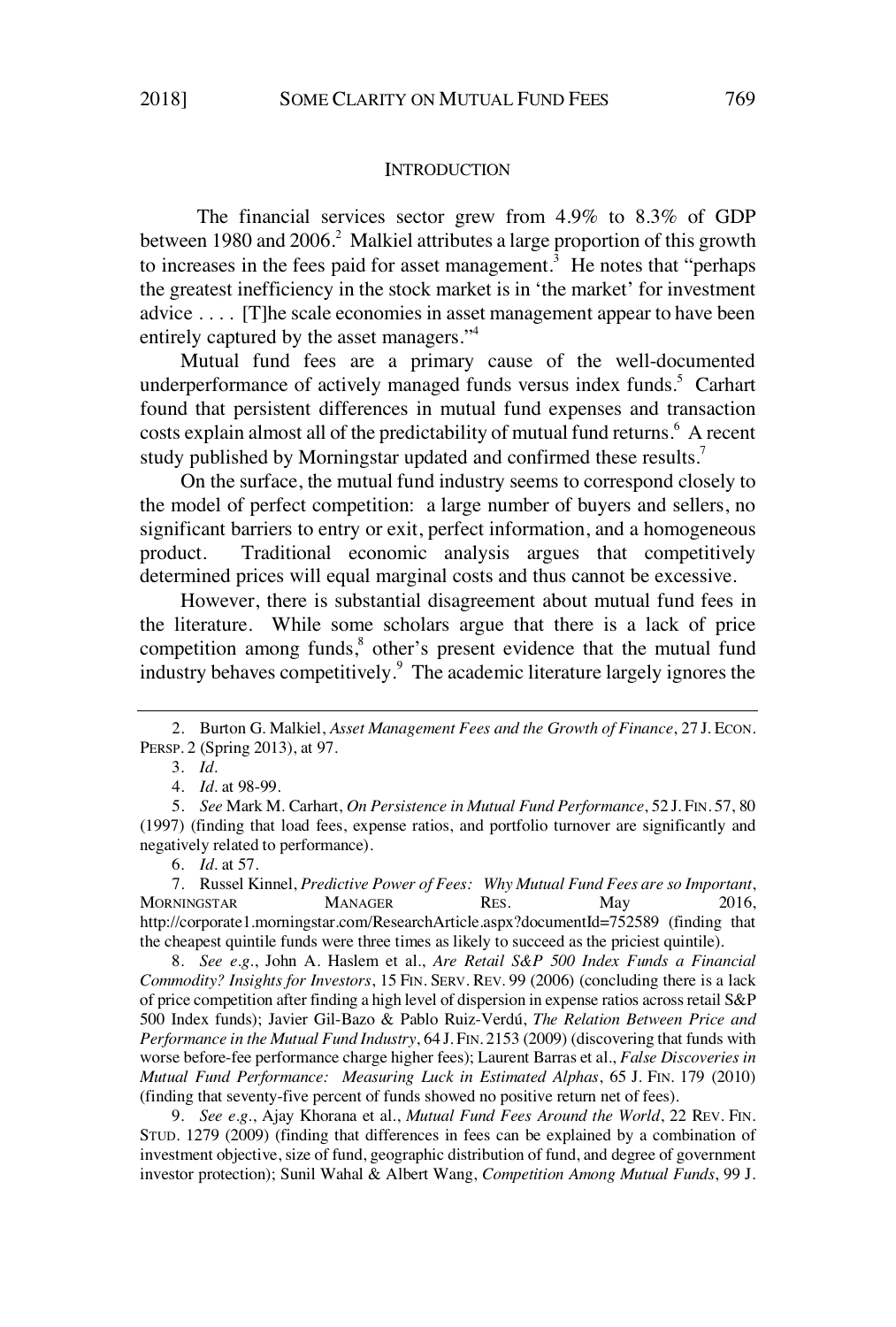## INTRODUCTION

The financial services sector grew from 4.9% to 8.3% of GDP between 1980 and 2006.[2] Malkiel attributes a large proportion of this growth to increases in the fees paid for asset management.[3] He notes that "perhaps the greatest inefficiency in the stock market is in 'the market' for investment advice . . . . [T]he scale economies in asset management appear to have been entirely captured by the asset managers."[4]

Mutual fund fees are a primary cause of the well-documented underperformance of actively managed funds versus index funds.[5] Carhart found that persistent differences in mutual fund expenses and transaction costs explain almost all of the predictability of mutual fund returns.[6] A recent study published by Morningstar updated and confirmed these results.[7]

On the surface, the mutual fund industry seems to correspond closely to the model of perfect competition: a large number of buyers and sellers, no significant barriers to entry or exit, perfect information, and a homogeneous product. Traditional economic analysis argues that competitively determined prices will equal marginal costs and thus cannot be excessive.

However, there is substantial disagreement about mutual fund fees in the literature. While some scholars argue that there is a lack of price competition among funds,[8] other's present evidence that the mutual fund industry behaves competitively.[9] The academic literature largely ignores the

---

2. Burton G. Malkiel, *Asset Management Fees and the Growth of Finance*, 27 J. ECON. PERSP. 2 (Spring 2013), at 97.

3. *Id*.

4. *Id*. at 98-99.

5. *See* Mark M. Carhart, *On Persistence in Mutual Fund Performance*, 52 J. FIN. 57, 80 (1997) (finding that load fees, expense ratios, and portfolio turnover are significantly and negatively related to performance).

6. *Id*. at 57.

7. Russel Kinnel, *Predictive Power of Fees: Why Mutual Fund Fees are so Important*, MORNINGSTAR MANAGER RES. May 2016, http://corporate1.morningstar.com/ResearchArticle.aspx?documentId=752589 (finding that the cheapest quintile funds were three times as likely to succeed as the priciest quintile).

8. *See e.g.*, John A. Haslem et al., *Are Retail S&P 500 Index Funds a Financial Commodity? Insights for Investors*, 15 FIN. SERV. REV. 99 (2006) (concluding there is a lack of price competition after finding a high level of dispersion in expense ratios across retail S&P 500 Index funds); Javier Gil-Bazo & Pablo Ruiz-Verdú, *The Relation Between Price and Performance in the Mutual Fund Industry*, 64 J. FIN. 2153 (2009) (discovering that funds with worse before-fee performance charge higher fees); Laurent Barras et al., *False Discoveries in Mutual Fund Performance: Measuring Luck in Estimated Alphas*, 65 J. FIN. 179 (2010) (finding that seventy-five percent of funds showed no positive return net of fees).

9. *See e.g.*, Ajay Khorana et al., *Mutual Fund Fees Around the World*, 22 REV. FIN. STUD. 1279 (2009) (finding that differences in fees can be explained by a combination of investment objective, size of fund, geographic distribution of fund, and degree of government investor protection); Sunil Wahal & Albert Wang, *Competition Among Mutual Funds*, 99 J.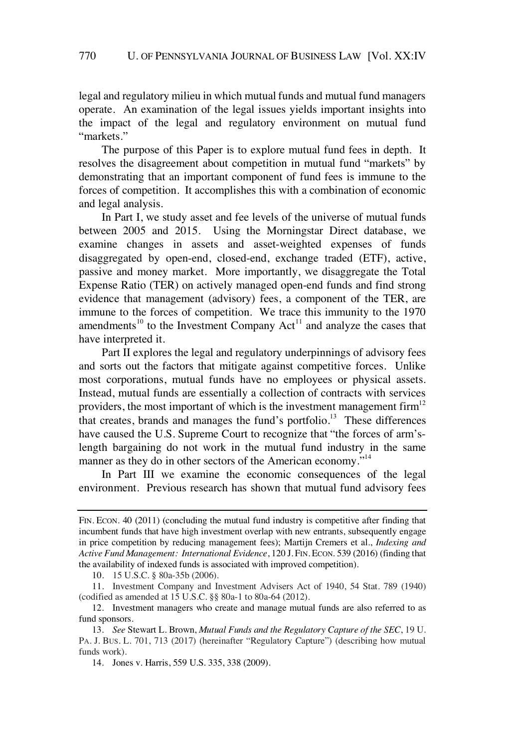legal and regulatory milieu in which mutual funds and mutual fund managers operate. An examination of the legal issues yields important insights into the impact of the legal and regulatory environment on mutual fund "markets."

The purpose of this Paper is to explore mutual fund fees in depth. It resolves the disagreement about competition in mutual fund "markets" by demonstrating that an important component of fund fees is immune to the forces of competition. It accomplishes this with a combination of economic and legal analysis.

In Part I, we study asset and fee levels of the universe of mutual funds between 2005 and 2015. Using the Morningstar Direct database, we examine changes in assets and asset-weighted expenses of funds disaggregated by open-end, closed-end, exchange traded (ETF), active, passive and money market. More importantly, we disaggregate the Total Expense Ratio (TER) on actively managed open-end funds and find strong evidence that management (advisory) fees, a component of the TER, are immune to the forces of competition. We trace this immunity to the 1970 amendments[10] to the Investment Company Act[11] and analyze the cases that have interpreted it.

Part II explores the legal and regulatory underpinnings of advisory fees and sorts out the factors that mitigate against competitive forces. Unlike most corporations, mutual funds have no employees or physical assets. Instead, mutual funds are essentially a collection of contracts with services providers, the most important of which is the investment management firm[12] that creates, brands and manages the fund's portfolio.[13] These differences have caused the U.S. Supreme Court to recognize that "the forces of arm's-length bargaining do not work in the mutual fund industry in the same manner as they do in other sectors of the American economy."[14]

In Part III we examine the economic consequences of the legal environment. Previous research has shown that mutual fund advisory fees

---

FIN. ECON. 40 (2011) (concluding the mutual fund industry is competitive after finding that incumbent funds that have high investment overlap with new entrants, subsequently engage in price competition by reducing management fees); Martijn Cremers et al., *Indexing and Active Fund Management: International Evidence*, 120 J. FIN. ECON. 539 (2016) (finding that the availability of indexed funds is associated with improved competition).

10. 15 U.S.C. § 80a-35b (2006).

11. Investment Company and Investment Advisers Act of 1940, 54 Stat. 789 (1940) (codified as amended at 15 U.S.C. §§ 80a-1 to 80a-64 (2012).

12. Investment managers who create and manage mutual funds are also referred to as fund sponsors.

13. *See* Stewart L. Brown, *Mutual Funds and the Regulatory Capture of the SEC*, 19 U. PA. J. BUS. L. 701, 713 (2017) (hereinafter "Regulatory Capture") (describing how mutual funds work).

14. Jones v. Harris, 559 U.S. 335, 338 (2009).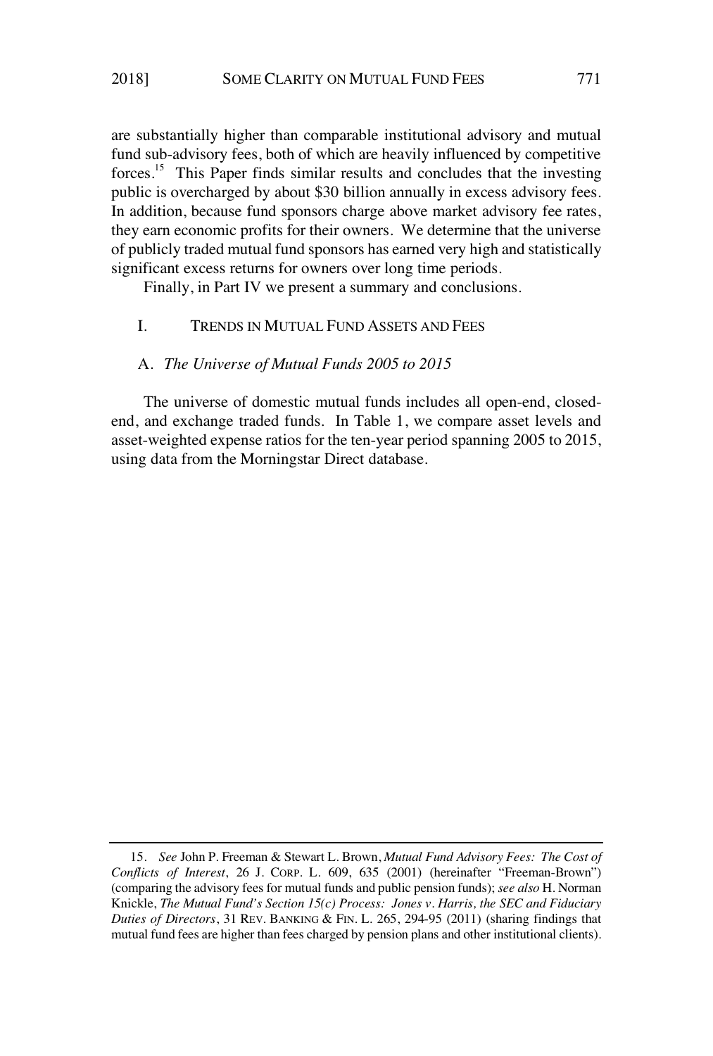are substantially higher than comparable institutional advisory and mutual fund sub-advisory fees, both of which are heavily influenced by competitive forces.[15] This Paper finds similar results and concludes that the investing public is overcharged by about $30 billion annually in excess advisory fees. In addition, because fund sponsors charge above market advisory fee rates, they earn economic profits for their owners. We determine that the universe of publicly traded mutual fund sponsors has earned very high and statistically significant excess returns for owners over long time periods.

Finally, in Part IV we present a summary and conclusions.

## I. TRENDS IN MUTUAL FUND ASSETS AND FEES

### A. *The Universe of Mutual Funds 2005 to 2015*

The universe of domestic mutual funds includes all open-end, closed-end, and exchange traded funds. In Table 1, we compare asset levels and asset-weighted expense ratios for the ten-year period spanning 2005 to 2015, using data from the Morningstar Direct database.

---

15. *See* John P. Freeman & Stewart L. Brown, *Mutual Fund Advisory Fees: The Cost of Conflicts of Interest*, 26 J. CORP. L. 609, 635 (2001) (hereinafter "Freeman-Brown") (comparing the advisory fees for mutual funds and public pension funds); *see also* H. Norman Knickle, *The Mutual Fund's Section 15(c) Process: Jones v. Harris, the SEC and Fiduciary Duties of Directors*, 31 REV. BANKING & FIN. L. 265, 294-95 (2011) (sharing findings that mutual fund fees are higher than fees charged by pension plans and other institutional clients).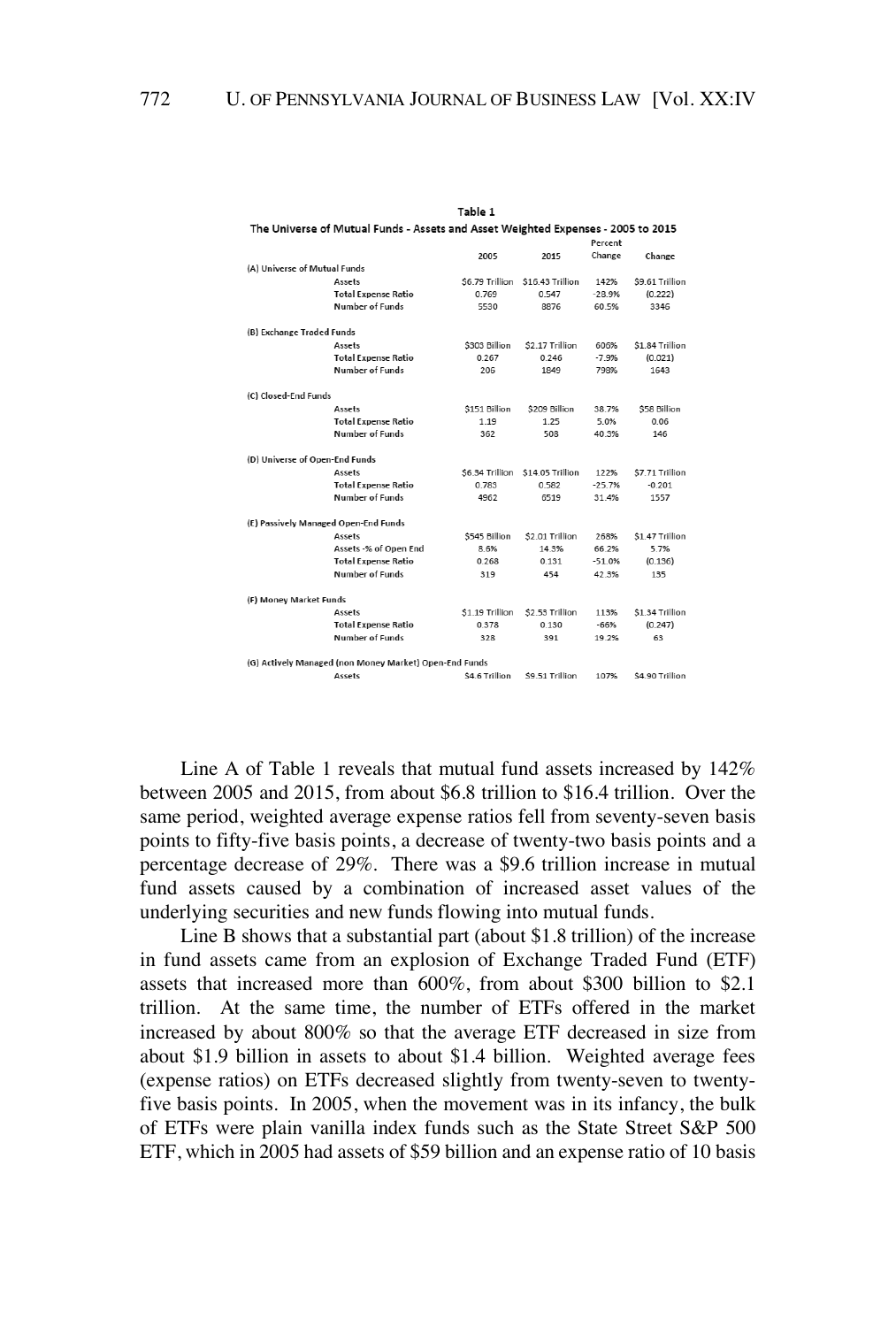**Table 1**

**The Universe of Mutual Funds - Assets and Asset Weighted Expenses - 2005 to 2015**

| | 2005 | 2015 | Percent Change | Change |
|---|---|---|---|---|
| **(A) Universe of Mutual Funds** | | | | |
| Assets | $6.79 Trillion | $16.43 Trillion | 142% | $9.61 Trillion |
| Total Expense Ratio | 0.769 | 0.547 | -28.9% | (0.222) |
| Number of Funds | 5530 | 8876 | 60.5% | 3346 |
| **(B) Exchange Traded Funds** | | | | |
| Assets | $303 Billion | $2.17 Trillion | 606% | $1.84 Trillion |
| Total Expense Ratio | 0.267 | 0.246 | -7.9% | (0.021) |
| Number of Funds | 206 | 1849 | 798% | 1643 |
| **(C) Closed-End Funds** | | | | |
| Assets | $151 Billion | $209 Billion | 38.7% | $58 Billion |
| Total Expense Ratio | 1.19 | 1.25 | 5.0% | 0.06 |
| Number of Funds | 362 | 508 | 40.3% | 146 |
| **(D) Universe of Open-End Funds** | | | | |
| Assets | $6.34 Trillion | $14.05 Trillion | 122% | $7.71 Trillion |
| Total Expense Ratio | 0.783 | 0.582 | -25.7% | -0.201 |
| Number of Funds | 4962 | 6519 | 31.4% | 1557 |
| **(E) Passively Managed Open-End Funds** | | | | |
| Assets | $545 Billion | $2.01 Trillion | 268% | $1.47 Trillion |
| Assets -% of Open End | 8.6% | 14.3% | 66.2% | 5.7% |
| Total Expense Ratio | 0.268 | 0.131 | -51.0% | (0.136) |
| Number of Funds | 319 | 454 | 42.3% | 135 |
| **(F) Money Market Funds** | | | | |
| Assets | $1.19 Trillion | $2.53 Trillion | 113% | $1.34 Trillion |
| Total Expense Ratio | 0.378 | 0.130 | -66% | (0.247) |
| Number of Funds | 328 | 391 | 19.2% | 63 |
| **(G) Actively Managed (non Money Market) Open-End Funds** | | | | |
| Assets | $4.6 Trillion | $9.51 Trillion | 107% | $4.90 Trillion |

Line A of Table 1 reveals that mutual fund assets increased by 142% between 2005 and 2015, from about $6.8 trillion to $16.4 trillion. Over the same period, weighted average expense ratios fell from seventy-seven basis points to fifty-five basis points, a decrease of twenty-two basis points and a percentage decrease of 29%. There was a $9.6 trillion increase in mutual fund assets caused by a combination of increased asset values of the underlying securities and new funds flowing into mutual funds.

Line B shows that a substantial part (about $1.8 trillion) of the increase in fund assets came from an explosion of Exchange Traded Fund (ETF) assets that increased more than 600%, from about $300 billion to $2.1 trillion. At the same time, the number of ETFs offered in the market increased by about 800% so that the average ETF decreased in size from about $1.9 billion in assets to about $1.4 billion. Weighted average fees (expense ratios) on ETFs decreased slightly from twenty-seven to twenty-five basis points. In 2005, when the movement was in its infancy, the bulk of ETFs were plain vanilla index funds such as the State Street S&P 500 ETF, which in 2005 had assets of $59 billion and an expense ratio of 10 basis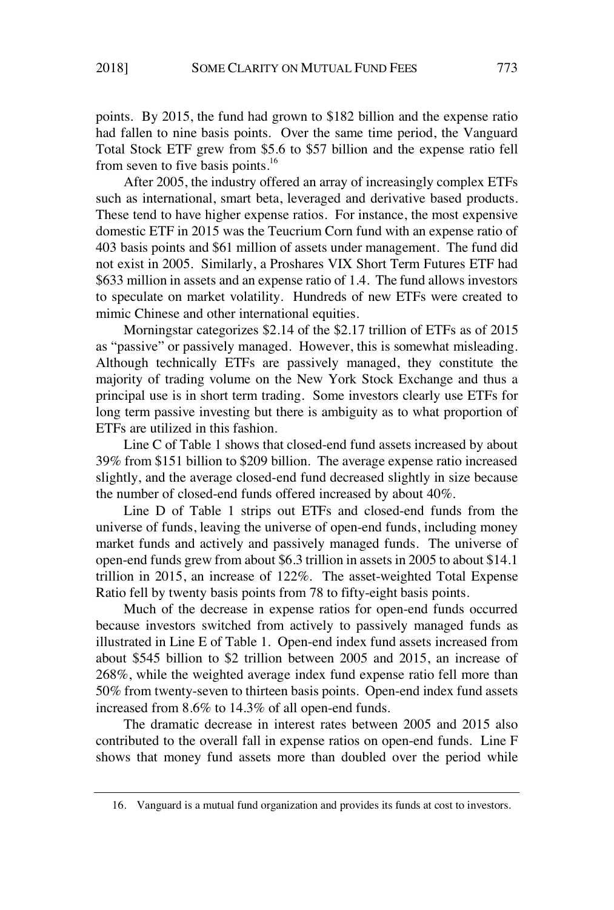points. By 2015, the fund had grown to $182 billion and the expense ratio had fallen to nine basis points. Over the same time period, the Vanguard Total Stock ETF grew from $5.6 to $57 billion and the expense ratio fell from seven to five basis points.[16]

After 2005, the industry offered an array of increasingly complex ETFs such as international, smart beta, leveraged and derivative based products. These tend to have higher expense ratios. For instance, the most expensive domestic ETF in 2015 was the Teucrium Corn fund with an expense ratio of 403 basis points and $61 million of assets under management. The fund did not exist in 2005. Similarly, a Proshares VIX Short Term Futures ETF had $633 million in assets and an expense ratio of 1.4. The fund allows investors to speculate on market volatility. Hundreds of new ETFs were created to mimic Chinese and other international equities.

Morningstar categorizes $2.14 of the $2.17 trillion of ETFs as of 2015 as "passive" or passively managed. However, this is somewhat misleading. Although technically ETFs are passively managed, they constitute the majority of trading volume on the New York Stock Exchange and thus a principal use is in short term trading. Some investors clearly use ETFs for long term passive investing but there is ambiguity as to what proportion of ETFs are utilized in this fashion.

Line C of Table 1 shows that closed-end fund assets increased by about 39% from $151 billion to $209 billion. The average expense ratio increased slightly, and the average closed-end fund decreased slightly in size because the number of closed-end funds offered increased by about 40%.

Line D of Table 1 strips out ETFs and closed-end funds from the universe of funds, leaving the universe of open-end funds, including money market funds and actively and passively managed funds. The universe of open-end funds grew from about $6.3 trillion in assets in 2005 to about $14.1 trillion in 2015, an increase of 122%. The asset-weighted Total Expense Ratio fell by twenty basis points from 78 to fifty-eight basis points.

Much of the decrease in expense ratios for open-end funds occurred because investors switched from actively to passively managed funds as illustrated in Line E of Table 1. Open-end index fund assets increased from about $545 billion to $2 trillion between 2005 and 2015, an increase of 268%, while the weighted average index fund expense ratio fell more than 50% from twenty-seven to thirteen basis points. Open-end index fund assets increased from 8.6% to 14.3% of all open-end funds.

The dramatic decrease in interest rates between 2005 and 2015 also contributed to the overall fall in expense ratios on open-end funds. Line F shows that money fund assets more than doubled over the period while

---

16. Vanguard is a mutual fund organization and provides its funds at cost to investors.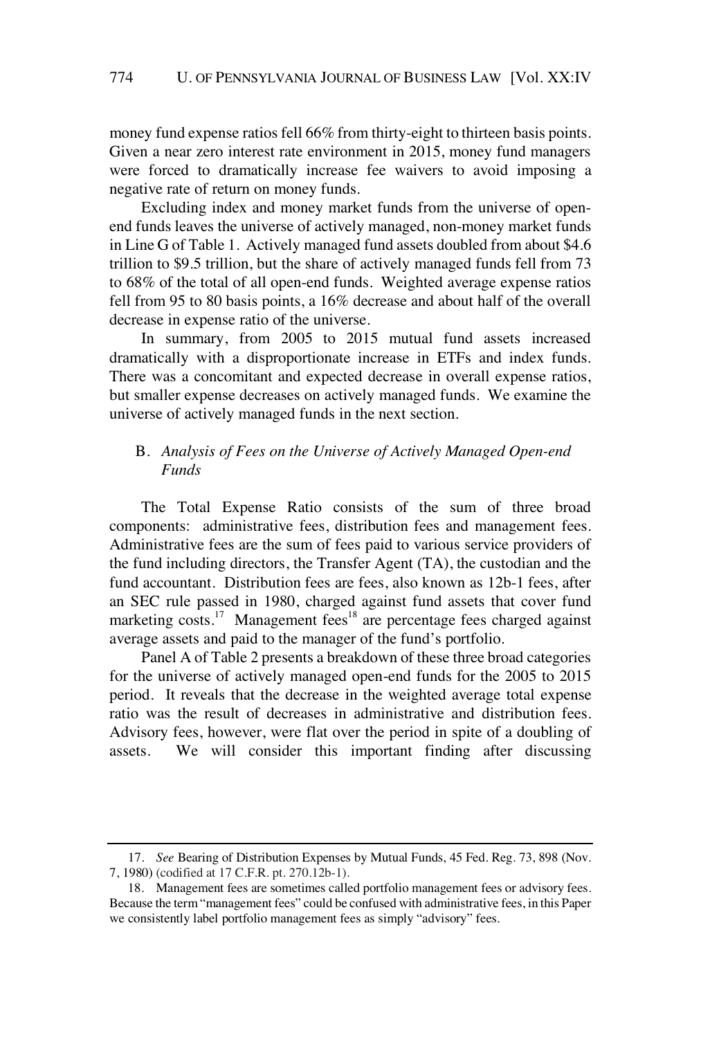money fund expense ratios fell 66% from thirty-eight to thirteen basis points. Given a near zero interest rate environment in 2015, money fund managers were forced to dramatically increase fee waivers to avoid imposing a negative rate of return on money funds.

Excluding index and money market funds from the universe of open-end funds leaves the universe of actively managed, non-money market funds in Line G of Table 1. Actively managed fund assets doubled from about $4.6 trillion to $9.5 trillion, but the share of actively managed funds fell from 73 to 68% of the total of all open-end funds. Weighted average expense ratios fell from 95 to 80 basis points, a 16% decrease and about half of the overall decrease in expense ratio of the universe.

In summary, from 2005 to 2015 mutual fund assets increased dramatically with a disproportionate increase in ETFs and index funds. There was a concomitant and expected decrease in overall expense ratios, but smaller expense decreases on actively managed funds. We examine the universe of actively managed funds in the next section.

### B. *Analysis of Fees on the Universe of Actively Managed Open-end Funds*

The Total Expense Ratio consists of the sum of three broad components: administrative fees, distribution fees and management fees. Administrative fees are the sum of fees paid to various service providers of the fund including directors, the Transfer Agent (TA), the custodian and the fund accountant. Distribution fees are fees, also known as 12b-1 fees, after an SEC rule passed in 1980, charged against fund assets that cover fund marketing costs.[17] Management fees[18] are percentage fees charged against average assets and paid to the manager of the fund's portfolio.

Panel A of Table 2 presents a breakdown of these three broad categories for the universe of actively managed open-end funds for the 2005 to 2015 period. It reveals that the decrease in the weighted average total expense ratio was the result of decreases in administrative and distribution fees. Advisory fees, however, were flat over the period in spite of a doubling of assets. We will consider this important finding after discussing

---

17. *See* Bearing of Distribution Expenses by Mutual Funds, 45 Fed. Reg. 73, 898 (Nov. 7, 1980) (codified at 17 C.F.R. pt. 270.12b-1).

18. Management fees are sometimes called portfolio management fees or advisory fees. Because the term "management fees" could be confused with administrative fees, in this Paper we consistently label portfolio management fees as simply "advisory" fees.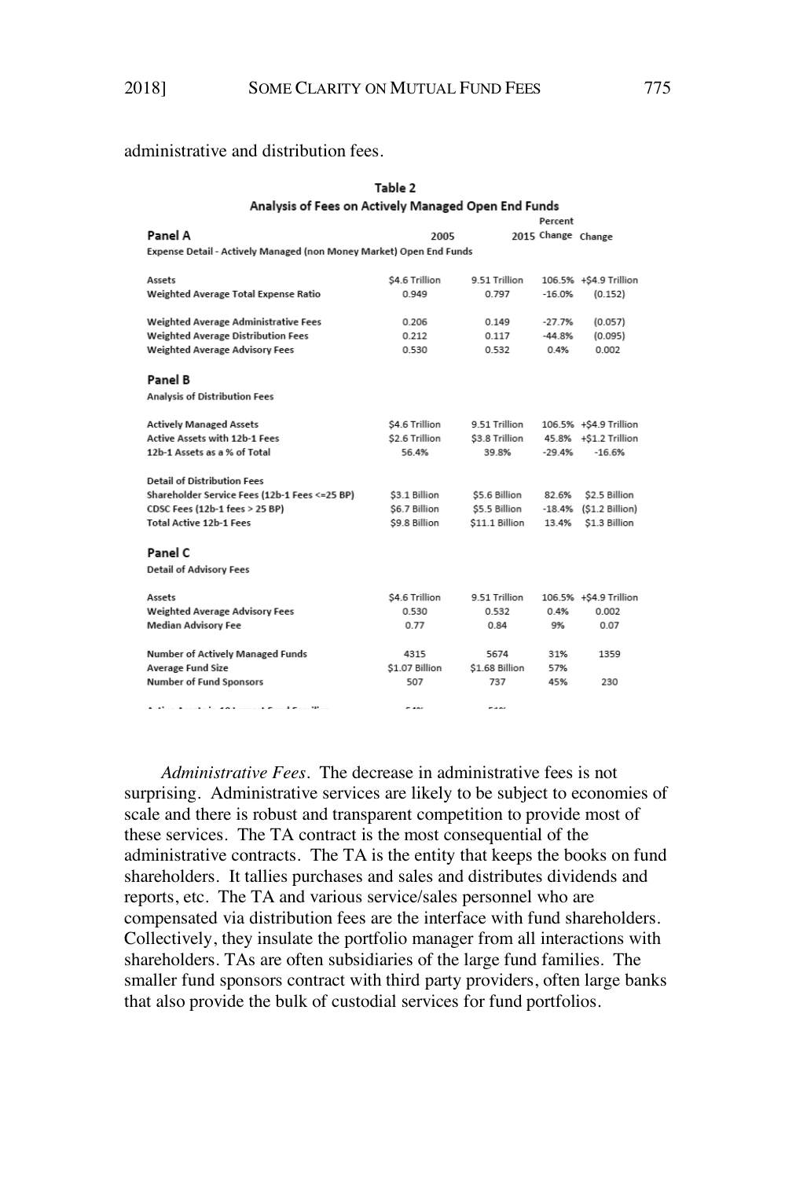administrative and distribution fees.

**Table 2**
**Analysis of Fees on Actively Managed Open End Funds**

| | 2005 | 2015 | Percent Change | Change |
|---|---|---|---|---|
| **Panel A** | | | | |
| Expense Detail - Actively Managed (non Money Market) Open End Funds | | | | |
| Assets | $4.6 Trillion | 9.51 Trillion | 106.5% | +$4.9 Trillion |
| Weighted Average Total Expense Ratio | 0.949 | 0.797 | -16.0% | (0.152) |
| Weighted Average Administrative Fees | 0.206 | 0.149 | -27.7% | (0.057) |
| Weighted Average Distribution Fees | 0.212 | 0.117 | -44.8% | (0.095) |
| Weighted Average Advisory Fees | 0.530 | 0.532 | 0.4% | 0.002 |
| **Panel B** | | | | |
| Analysis of Distribution Fees | | | | |
| Actively Managed Assets | $4.6 Trillion | 9.51 Trillion | 106.5% | +$4.9 Trillion |
| Active Assets with 12b-1 Fees | $2.6 Trillion | $3.8 Trillion | 45.8% | +$1.2 Trillion |
| 12b-1 Assets as a % of Total | 56.4% | 39.8% | -29.4% | -16.6% |
| Detail of Distribution Fees | | | | |
| Shareholder Service Fees (12b-1 Fees <=25 BP) | $3.1 Billion | $5.6 Billion | 82.6% | $2.5 Billion |
| CDSC Fees (12b-1 fees > 25 BP) | $6.7 Billion | $5.5 Billion | -18.4% | ($1.2 Billion) |
| Total Active 12b-1 Fees | $9.8 Billion | $11.1 Billion | 13.4% | $1.3 Billion |
| **Panel C** | | | | |
| Detail of Advisory Fees | | | | |
| Assets | $4.6 Trillion | 9.51 Trillion | 106.5% | +$4.9 Trillion |
| Weighted Average Advisory Fees | 0.530 | 0.532 | 0.4% | 0.002 |
| Median Advisory Fee | 0.77 | 0.84 | 9% | 0.07 |
| Number of Actively Managed Funds | 4315 | 5674 | 31% | 1359 |
| Average Fund Size | $1.07 Billion | $1.68 Billion | 57% | |
| Number of Fund Sponsors | 507 | 737 | 45% | 230 |

*Administrative Fees*. The decrease in administrative fees is not surprising. Administrative services are likely to be subject to economies of scale and there is robust and transparent competition to provide most of these services. The TA contract is the most consequential of the administrative contracts. The TA is the entity that keeps the books on fund shareholders. It tallies purchases and sales and distributes dividends and reports, etc. The TA and various service/sales personnel who are compensated via distribution fees are the interface with fund shareholders. Collectively, they insulate the portfolio manager from all interactions with shareholders. TAs are often subsidiaries of the large fund families. The smaller fund sponsors contract with third party providers, often large banks that also provide the bulk of custodial services for fund portfolios.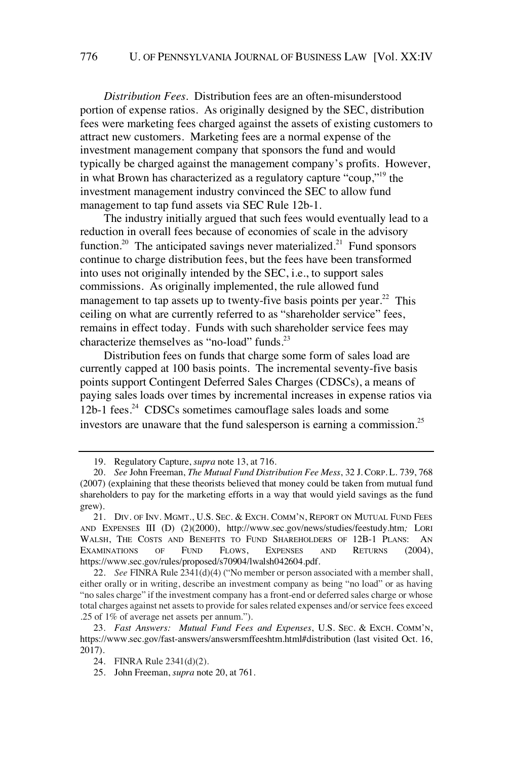*Distribution Fees*. Distribution fees are an often-misunderstood portion of expense ratios. As originally designed by the SEC, distribution fees were marketing fees charged against the assets of existing customers to attract new customers. Marketing fees are a normal expense of the investment management company that sponsors the fund and would typically be charged against the management company's profits. However, in what Brown has characterized as a regulatory capture "coup,"[19] the investment management industry convinced the SEC to allow fund management to tap fund assets via SEC Rule 12b-1.

The industry initially argued that such fees would eventually lead to a reduction in overall fees because of economies of scale in the advisory function.[20] The anticipated savings never materialized.[21] Fund sponsors continue to charge distribution fees, but the fees have been transformed into uses not originally intended by the SEC, i.e., to support sales commissions. As originally implemented, the rule allowed fund management to tap assets up to twenty-five basis points per year.[22] This ceiling on what are currently referred to as "shareholder service" fees, remains in effect today. Funds with such shareholder service fees may characterize themselves as "no-load" funds.[23]

Distribution fees on funds that charge some form of sales load are currently capped at 100 basis points. The incremental seventy-five basis points support Contingent Deferred Sales Charges (CDSCs), a means of paying sales loads over times by incremental increases in expense ratios via 12b-1 fees.[24] CDSCs sometimes camouflage sales loads and some investors are unaware that the fund salesperson is earning a commission.[25]

---

19. Regulatory Capture, *supra* note 13, at 716.

20. *See* John Freeman, *The Mutual Fund Distribution Fee Mess*, 32 J. CORP. L. 739, 768 (2007) (explaining that these theorists believed that money could be taken from mutual fund shareholders to pay for the marketing efforts in a way that would yield savings as the fund grew).

21. DIV. OF INV. MGMT., U.S. SEC. & EXCH. COMM'N, REPORT ON MUTUAL FUND FEES AND EXPENSES III (D) (2)(2000), http://www.sec.gov/news/studies/feestudy.htm; LORI WALSH, THE COSTS AND BENEFITS TO FUND SHAREHOLDERS OF 12B-1 PLANS: AN EXAMINATIONS OF FUND FLOWS, EXPENSES AND RETURNS (2004), https://www.sec.gov/rules/proposed/s70904/lwalsh042604.pdf.

22. *See* FINRA Rule 2341(d)(4) ("No member or person associated with a member shall, either orally or in writing, describe an investment company as being "no load" or as having "no sales charge" if the investment company has a front-end or deferred sales charge or whose total charges against net assets to provide for sales related expenses and/or service fees exceed .25 of 1% of average net assets per annum.").

23. *Fast Answers: Mutual Fund Fees and Expenses*, U.S. SEC. & EXCH. COMM'N, https://www.sec.gov/fast-answers/answersmffeeshtm.html#distribution (last visited Oct. 16, 2017).

24. FINRA Rule 2341(d)(2).

25. John Freeman, *supra* note 20, at 761.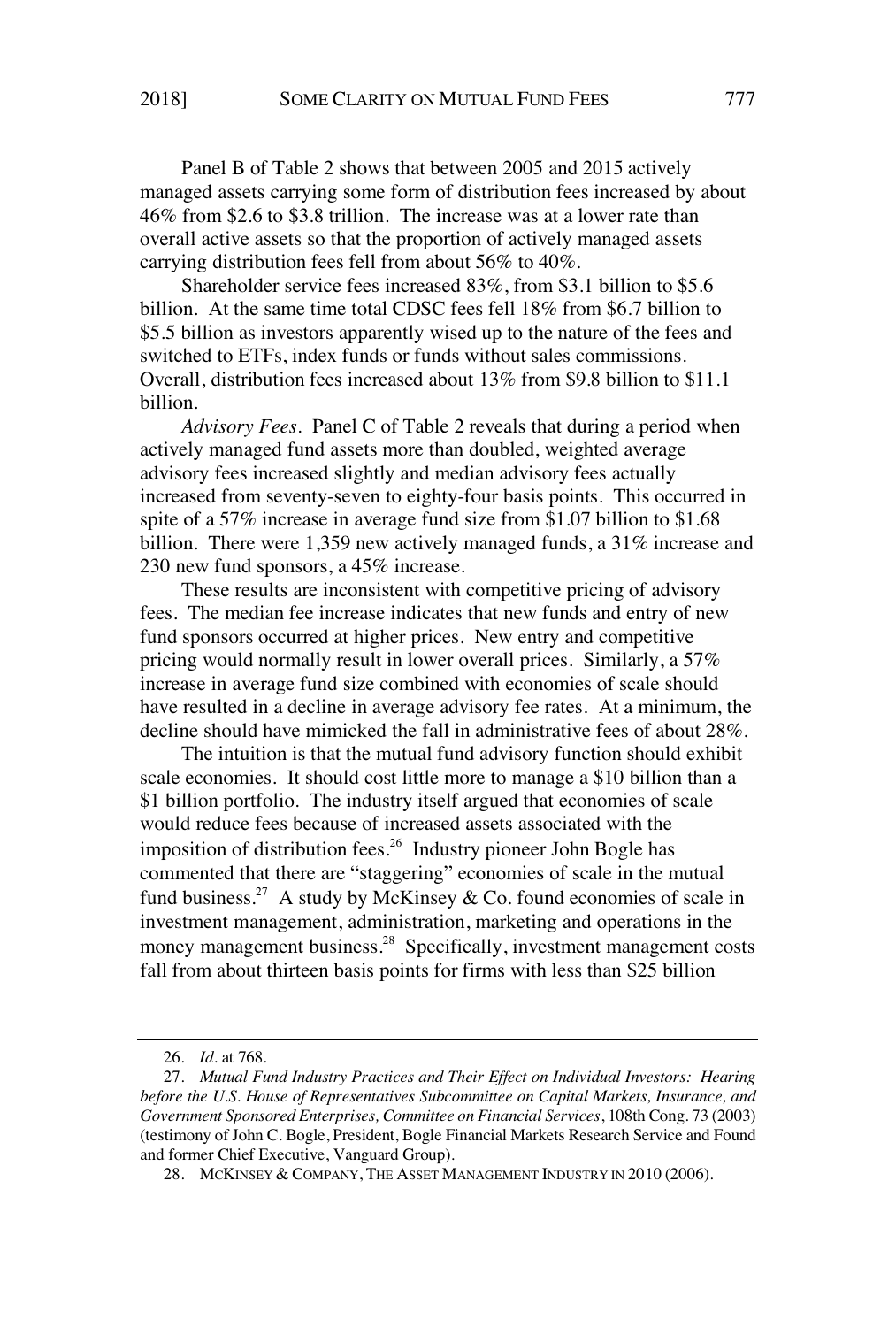Panel B of Table 2 shows that between 2005 and 2015 actively managed assets carrying some form of distribution fees increased by about 46% from $2.6 to $3.8 trillion. The increase was at a lower rate than overall active assets so that the proportion of actively managed assets carrying distribution fees fell from about 56% to 40%.

Shareholder service fees increased 83%, from $3.1 billion to $5.6 billion. At the same time total CDSC fees fell 18% from $6.7 billion to $5.5 billion as investors apparently wised up to the nature of the fees and switched to ETFs, index funds or funds without sales commissions. Overall, distribution fees increased about 13% from $9.8 billion to $11.1 billion.

*Advisory Fees*. Panel C of Table 2 reveals that during a period when actively managed fund assets more than doubled, weighted average advisory fees increased slightly and median advisory fees actually increased from seventy-seven to eighty-four basis points. This occurred in spite of a 57% increase in average fund size from $1.07 billion to $1.68 billion. There were 1,359 new actively managed funds, a 31% increase and 230 new fund sponsors, a 45% increase.

These results are inconsistent with competitive pricing of advisory fees. The median fee increase indicates that new funds and entry of new fund sponsors occurred at higher prices. New entry and competitive pricing would normally result in lower overall prices. Similarly, a 57% increase in average fund size combined with economies of scale should have resulted in a decline in average advisory fee rates. At a minimum, the decline should have mimicked the fall in administrative fees of about 28%.

The intuition is that the mutual fund advisory function should exhibit scale economies. It should cost little more to manage a $10 billion than a $1 billion portfolio. The industry itself argued that economies of scale would reduce fees because of increased assets associated with the imposition of distribution fees.[26] Industry pioneer John Bogle has commented that there are "staggering" economies of scale in the mutual fund business.[27] A study by McKinsey & Co. found economies of scale in investment management, administration, marketing and operations in the money management business.[28] Specifically, investment management costs fall from about thirteen basis points for firms with less than $25 billion

---

26. *Id*. at 768.

27. *Mutual Fund Industry Practices and Their Effect on Individual Investors: Hearing before the U.S. House of Representatives Subcommittee on Capital Markets, Insurance, and Government Sponsored Enterprises, Committee on Financial Services*, 108th Cong. 73 (2003) (testimony of John C. Bogle, President, Bogle Financial Markets Research Service and Found and former Chief Executive, Vanguard Group).

28. MCKINSEY & COMPANY, THE ASSET MANAGEMENT INDUSTRY IN 2010 (2006).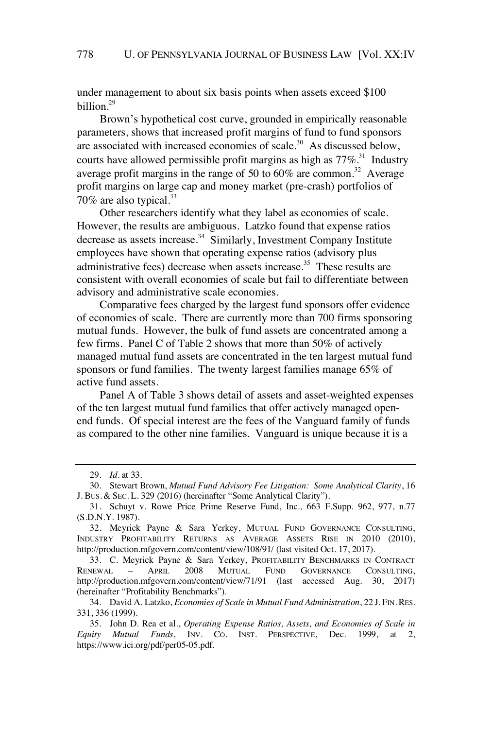under management to about six basis points when assets exceed $100 billion.[29]

Brown's hypothetical cost curve, grounded in empirically reasonable parameters, shows that increased profit margins of fund to fund sponsors are associated with increased economies of scale.[30] As discussed below, courts have allowed permissible profit margins as high as 77%.[31] Industry average profit margins in the range of 50 to 60% are common.[32] Average profit margins on large cap and money market (pre-crash) portfolios of 70% are also typical.[33]

Other researchers identify what they label as economies of scale. However, the results are ambiguous. Latzko found that expense ratios decrease as assets increase.[34] Similarly, Investment Company Institute employees have shown that operating expense ratios (advisory plus administrative fees) decrease when assets increase.[35] These results are consistent with overall economies of scale but fail to differentiate between advisory and administrative scale economies.

Comparative fees charged by the largest fund sponsors offer evidence of economies of scale. There are currently more than 700 firms sponsoring mutual funds. However, the bulk of fund assets are concentrated among a few firms. Panel C of Table 2 shows that more than 50% of actively managed mutual fund assets are concentrated in the ten largest mutual fund sponsors or fund families. The twenty largest families manage 65% of active fund assets.

Panel A of Table 3 shows detail of assets and asset-weighted expenses of the ten largest mutual fund families that offer actively managed open-end funds. Of special interest are the fees of the Vanguard family of funds as compared to the other nine families. Vanguard is unique because it is a

---

29. *Id.* at 33.

30. Stewart Brown, *Mutual Fund Advisory Fee Litigation: Some Analytical Clarity*, 16 J. BUS. & SEC. L. 329 (2016) (hereinafter "Some Analytical Clarity").

31. Schuyt v. Rowe Price Prime Reserve Fund, Inc., 663 F.Supp. 962, 977, n.77 (S.D.N.Y. 1987).

32. Meyrick Payne & Sara Yerkey, MUTUAL FUND GOVERNANCE CONSULTING, INDUSTRY PROFITABILITY RETURNS AS AVERAGE ASSETS RISE IN 2010 (2010), http://production.mfgovern.com/content/view/108/91/ (last visited Oct. 17, 2017).

33. C. Meyrick Payne & Sara Yerkey, PROFITABILITY BENCHMARKS IN CONTRACT RENEWAL – APRIL 2008 MUTUAL FUND GOVERNANCE CONSULTING, http://production.mfgovern.com/content/view/71/91 (last accessed Aug. 30, 2017) (hereinafter "Profitability Benchmarks").

34. David A. Latzko, *Economies of Scale in Mutual Fund Administration*, 22 J. FIN. RES. 331, 336 (1999).

35. John D. Rea et al., *Operating Expense Ratios, Assets, and Economies of Scale in Equity Mutual Funds*, INV. CO. INST. PERSPECTIVE, Dec. 1999, at 2, https://www.ici.org/pdf/per05-05.pdf.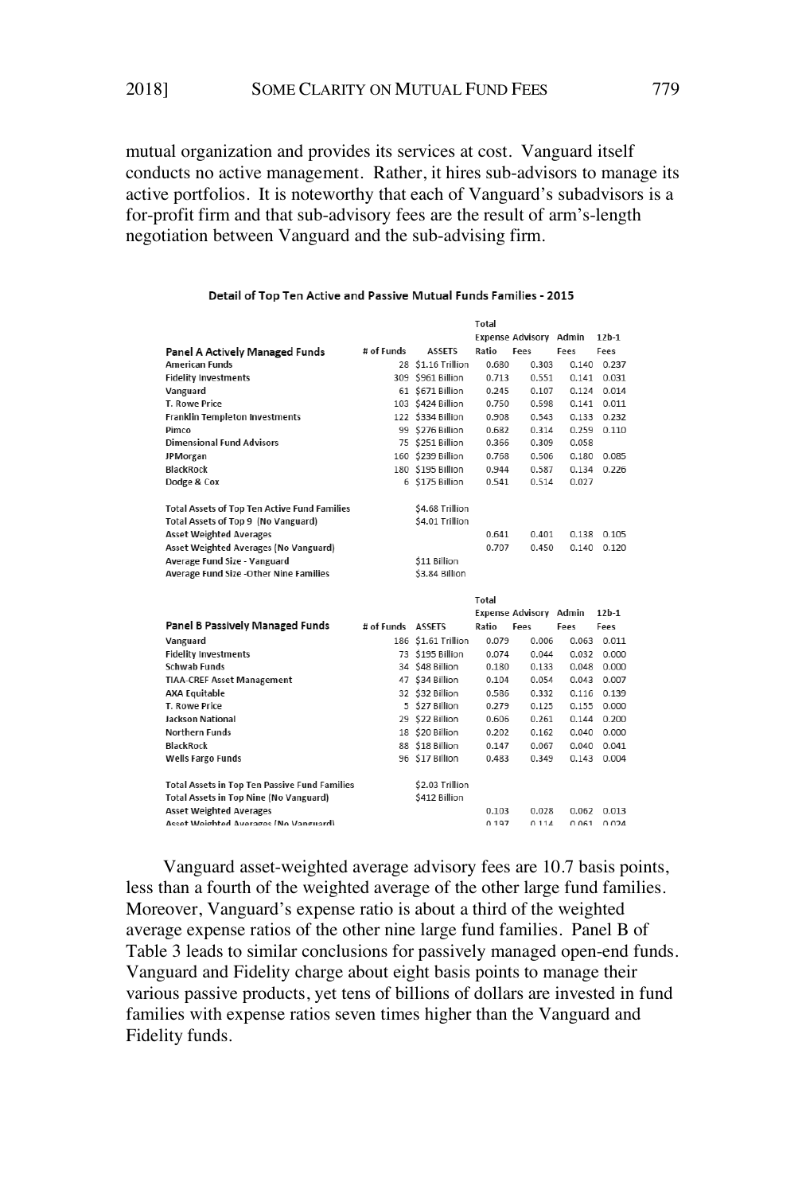mutual organization and provides its services at cost. Vanguard itself conducts no active management. Rather, it hires sub-advisors to manage its active portfolios. It is noteworthy that each of Vanguard's subadvisors is a for-profit firm and that sub-advisory fees are the result of arm's-length negotiation between Vanguard and the sub-advising firm.

**Detail of Top Ten Active and Passive Mutual Funds Families - 2015**

| Panel A Actively Managed Funds | # of Funds | ASSETS | Total Expense Ratio | Advisory Fees | Admin Fees | 12b-1 Fees |
|---|---|---|---|---|---|---|
| American Funds | 28 | $1.16 Trillion | 0.680 | 0.303 | 0.140 | 0.237 |
| Fidelity Investments | 309 | $961 Billion | 0.713 | 0.551 | 0.141 | 0.031 |
| Vanguard | 61 | $671 Billion | 0.245 | 0.107 | 0.124 | 0.014 |
| T. Rowe Price | 103 | $424 Billion | 0.750 | 0.598 | 0.141 | 0.011 |
| Franklin Templeton Investments | 122 | $334 Billion | 0.908 | 0.543 | 0.133 | 0.232 |
| Pimco | 99 | $276 Billion | 0.682 | 0.314 | 0.259 | 0.110 |
| Dimensional Fund Advisors | 75 | $251 Billion | 0.366 | 0.309 | 0.058 | |
| JPMorgan | 160 | $239 Billion | 0.768 | 0.506 | 0.180 | 0.085 |
| BlackRock | 180 | $195 Billion | 0.944 | 0.587 | 0.134 | 0.226 |
| Dodge & Cox | 6 | $175 Billion | 0.541 | 0.514 | 0.027 | |
| | | | | | | |
| Total Assets of Top Ten Active Fund Families | | $4.68 Trillion | | | | |
| Total Assets of Top 9 (No Vanguard) | | $4.01 Trillion | | | | |
| Asset Weighted Averages | | | 0.641 | 0.401 | 0.138 | 0.105 |
| Asset Weighted Averages (No Vanguard) | | | 0.707 | 0.450 | 0.140 | 0.120 |
| Average Fund Size - Vanguard | | $11 Billion | | | | |
| Average Fund Size -Other Nine Families | | $3.84 Billion | | | | |

| Panel B Passively Managed Funds | # of Funds | ASSETS | Total Expense Ratio | Advisory Fees | Admin Fees | 12b-1 Fees |
|---|---|---|---|---|---|---|
| Vanguard | 186 | $1.61 Trillion | 0.079 | 0.006 | 0.063 | 0.011 |
| Fidelity Investments | 73 | $195 Billion | 0.074 | 0.044 | 0.032 | 0.000 |
| Schwab Funds | 34 | $48 Billion | 0.180 | 0.133 | 0.048 | 0.000 |
| TIAA-CREF Asset Management | 47 | $34 Billion | 0.104 | 0.054 | 0.043 | 0.007 |
| AXA Equitable | 32 | $32 Billion | 0.586 | 0.332 | 0.116 | 0.139 |
| T. Rowe Price | 5 | $27 Billion | 0.279 | 0.125 | 0.155 | 0.000 |
| Jackson National | 29 | $22 Billion | 0.606 | 0.261 | 0.144 | 0.200 |
| Northern Funds | 18 | $20 Billion | 0.202 | 0.162 | 0.040 | 0.000 |
| BlackRock | 88 | $18 Billion | 0.147 | 0.067 | 0.040 | 0.041 |
| Wells Fargo Funds | 96 | $17 Billion | 0.483 | 0.349 | 0.143 | 0.004 |
| | | | | | | |
| Total Assets in Top Ten Passive Fund Families | | $2.03 Trillion | | | | |
| Total Assets in Top Nine (No Vanguard) | | $412 Billion | | | | |
| Asset Weighted Averages | | | 0.103 | 0.028 | 0.062 | 0.013 |
| Asset Weighted Averages (No Vanguard) | | | 0.197 | 0.114 | 0.061 | 0.024 |

Vanguard asset-weighted average advisory fees are 10.7 basis points, less than a fourth of the weighted average of the other large fund families. Moreover, Vanguard's expense ratio is about a third of the weighted average expense ratios of the other nine large fund families. Panel B of Table 3 leads to similar conclusions for passively managed open-end funds. Vanguard and Fidelity charge about eight basis points to manage their various passive products, yet tens of billions of dollars are invested in fund families with expense ratios seven times higher than the Vanguard and Fidelity funds.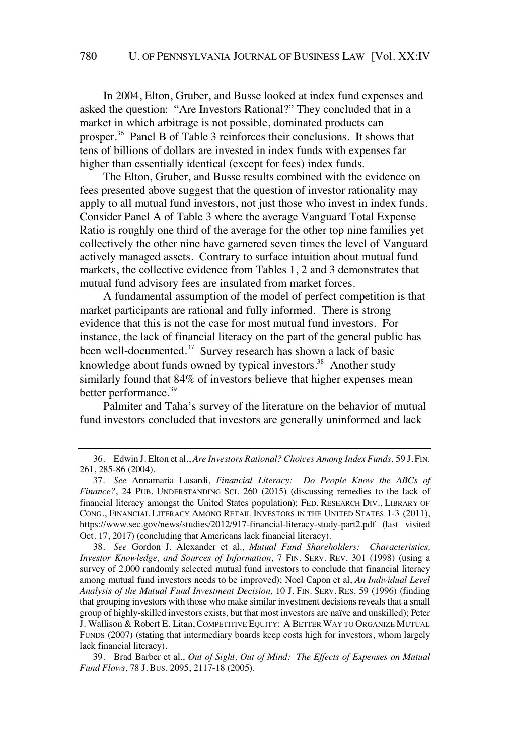In 2004, Elton, Gruber, and Busse looked at index fund expenses and asked the question: "Are Investors Rational?" They concluded that in a market in which arbitrage is not possible, dominated products can prosper.[36] Panel B of Table 3 reinforces their conclusions. It shows that tens of billions of dollars are invested in index funds with expenses far higher than essentially identical (except for fees) index funds.

The Elton, Gruber, and Busse results combined with the evidence on fees presented above suggest that the question of investor rationality may apply to all mutual fund investors, not just those who invest in index funds. Consider Panel A of Table 3 where the average Vanguard Total Expense Ratio is roughly one third of the average for the other top nine families yet collectively the other nine have garnered seven times the level of Vanguard actively managed assets. Contrary to surface intuition about mutual fund markets, the collective evidence from Tables 1, 2 and 3 demonstrates that mutual fund advisory fees are insulated from market forces.

A fundamental assumption of the model of perfect competition is that market participants are rational and fully informed. There is strong evidence that this is not the case for most mutual fund investors. For instance, the lack of financial literacy on the part of the general public has been well-documented.[37] Survey research has shown a lack of basic knowledge about funds owned by typical investors.[38] Another study similarly found that 84% of investors believe that higher expenses mean better performance.[39]

Palmiter and Taha's survey of the literature on the behavior of mutual fund investors concluded that investors are generally uninformed and lack

---

36. Edwin J. Elton et al., *Are Investors Rational? Choices Among Index Funds*, 59 J. FIN. 261, 285-86 (2004).

37. *See* Annamaria Lusardi, *Financial Literacy: Do People Know the ABCs of Finance?*, 24 PUB. UNDERSTANDING SCI. 260 (2015) (discussing remedies to the lack of financial literacy amongst the United States population); FED. RESEARCH DIV., LIBRARY OF CONG., FINANCIAL LITERACY AMONG RETAIL INVESTORS IN THE UNITED STATES 1-3 (2011), https://www.sec.gov/news/studies/2012/917-financial-literacy-study-part2.pdf (last visited Oct. 17, 2017) (concluding that Americans lack financial literacy).

38. *See* Gordon J. Alexander et al., *Mutual Fund Shareholders: Characteristics, Investor Knowledge, and Sources of Information*, 7 FIN. SERV. REV. 301 (1998) (using a survey of 2,000 randomly selected mutual fund investors to conclude that financial literacy among mutual fund investors needs to be improved); Noel Capon et al, *An Individual Level Analysis of the Mutual Fund Investment Decision*, 10 J. FIN. SERV. RES. 59 (1996) (finding that grouping investors with those who make similar investment decisions reveals that a small group of highly-skilled investors exists, but that most investors are naïve and unskilled); Peter J. Wallison & Robert E. Litan, COMPETITIVE EQUITY: A BETTER WAY TO ORGANIZE MUTUAL FUNDS (2007) (stating that intermediary boards keep costs high for investors, whom largely lack financial literacy).

39. Brad Barber et al., *Out of Sight, Out of Mind: The Effects of Expenses on Mutual Fund Flows*, 78 J. BUS. 2095, 2117-18 (2005).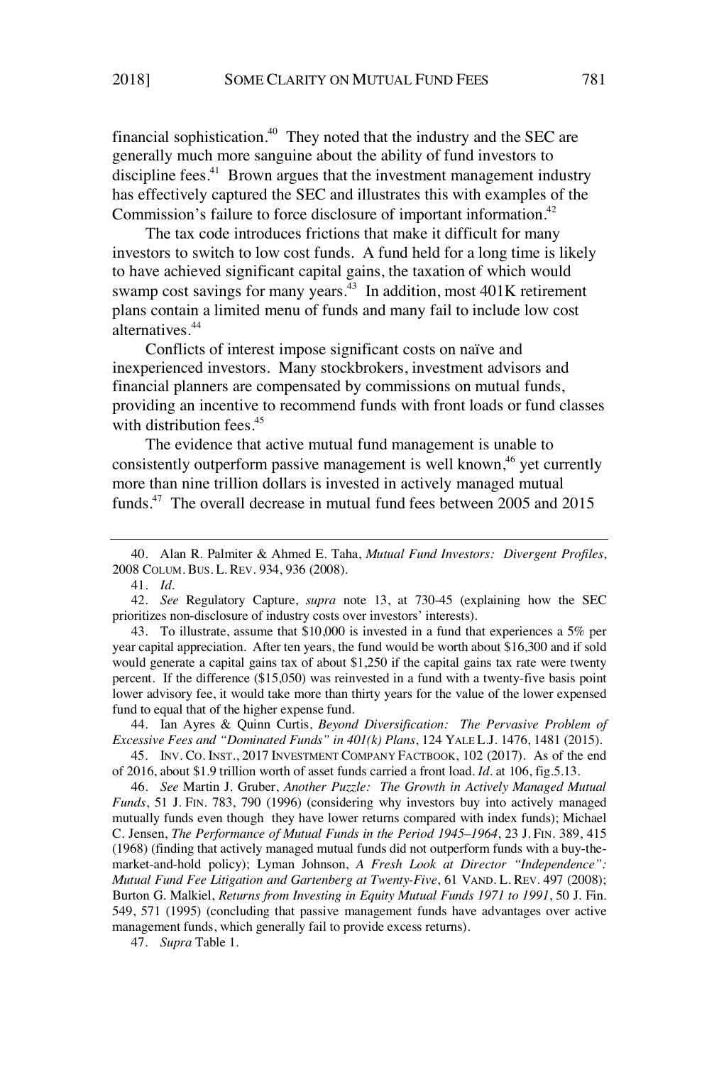financial sophistication.[40] They noted that the industry and the SEC are generally much more sanguine about the ability of fund investors to discipline fees.[41] Brown argues that the investment management industry has effectively captured the SEC and illustrates this with examples of the Commission's failure to force disclosure of important information.[42]

The tax code introduces frictions that make it difficult for many investors to switch to low cost funds. A fund held for a long time is likely to have achieved significant capital gains, the taxation of which would swamp cost savings for many years.[43] In addition, most 401K retirement plans contain a limited menu of funds and many fail to include low cost alternatives.[44]

Conflicts of interest impose significant costs on naïve and inexperienced investors. Many stockbrokers, investment advisors and financial planners are compensated by commissions on mutual funds, providing an incentive to recommend funds with front loads or fund classes with distribution fees.[45]

The evidence that active mutual fund management is unable to consistently outperform passive management is well known,[46] yet currently more than nine trillion dollars is invested in actively managed mutual funds.[47] The overall decrease in mutual fund fees between 2005 and 2015

---

40. Alan R. Palmiter & Ahmed E. Taha, *Mutual Fund Investors: Divergent Profiles*, 2008 COLUM. BUS. L. REV. 934, 936 (2008).

41. *Id*.

42. *See* Regulatory Capture, *supra* note 13, at 730-45 (explaining how the SEC prioritizes non-disclosure of industry costs over investors' interests).

43. To illustrate, assume that $10,000 is invested in a fund that experiences a 5% per year capital appreciation. After ten years, the fund would be worth about $16,300 and if sold would generate a capital gains tax of about $1,250 if the capital gains tax rate were twenty percent. If the difference ($15,050) was reinvested in a fund with a twenty-five basis point lower advisory fee, it would take more than thirty years for the value of the lower expensed fund to equal that of the higher expense fund.

44. Ian Ayres & Quinn Curtis, *Beyond Diversification: The Pervasive Problem of Excessive Fees and "Dominated Funds" in 401(k) Plans*, 124 YALE L.J. 1476, 1481 (2015).

45. INV. CO. INST., 2017 INVESTMENT COMPANY FACTBOOK, 102 (2017). As of the end of 2016, about $1.9 trillion worth of asset funds carried a front load. *Id*. at 106, fig.5.13.

46. *See* Martin J. Gruber, *Another Puzzle: The Growth in Actively Managed Mutual Funds*, 51 J. FIN. 783, 790 (1996) (considering why investors buy into actively managed mutually funds even though they have lower returns compared with index funds); Michael C. Jensen, *The Performance of Mutual Funds in the Period 1945–1964*, 23 J. FIN. 389, 415 (1968) (finding that actively managed mutual funds did not outperform funds with a buy-the-market-and-hold policy); Lyman Johnson, *A Fresh Look at Director "Independence": Mutual Fund Fee Litigation and Gartenberg at Twenty-Five*, 61 VAND. L. REV. 497 (2008); Burton G. Malkiel, *Returns from Investing in Equity Mutual Funds 1971 to 1991*, 50 J. Fin. 549, 571 (1995) (concluding that passive management funds have advantages over active management funds, which generally fail to provide excess returns).

47. *Supra* Table 1.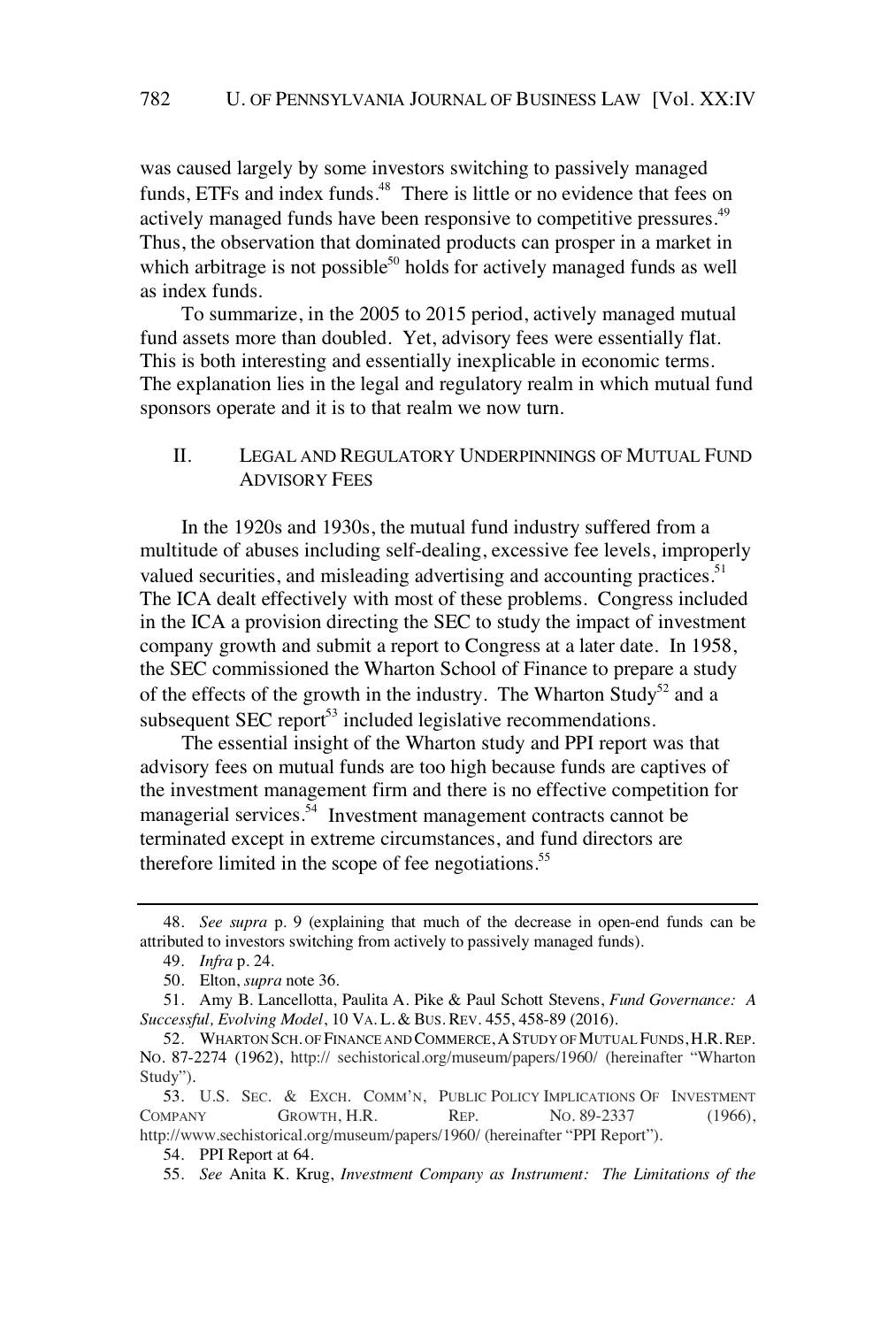was caused largely by some investors switching to passively managed funds, ETFs and index funds.[48] There is little or no evidence that fees on actively managed funds have been responsive to competitive pressures.[49] Thus, the observation that dominated products can prosper in a market in which arbitrage is not possible[50] holds for actively managed funds as well as index funds.

To summarize, in the 2005 to 2015 period, actively managed mutual fund assets more than doubled. Yet, advisory fees were essentially flat. This is both interesting and essentially inexplicable in economic terms. The explanation lies in the legal and regulatory realm in which mutual fund sponsors operate and it is to that realm we now turn.

## II. LEGAL AND REGULATORY UNDERPINNINGS OF MUTUAL FUND ADVISORY FEES

In the 1920s and 1930s, the mutual fund industry suffered from a multitude of abuses including self-dealing, excessive fee levels, improperly valued securities, and misleading advertising and accounting practices.[51] The ICA dealt effectively with most of these problems. Congress included in the ICA a provision directing the SEC to study the impact of investment company growth and submit a report to Congress at a later date. In 1958, the SEC commissioned the Wharton School of Finance to prepare a study of the effects of the growth in the industry. The Wharton Study[52] and a subsequent SEC report[53] included legislative recommendations.

The essential insight of the Wharton study and PPI report was that advisory fees on mutual funds are too high because funds are captives of the investment management firm and there is no effective competition for managerial services.[54] Investment management contracts cannot be terminated except in extreme circumstances, and fund directors are therefore limited in the scope of fee negotiations.[55]

---

48. *See supra* p. 9 (explaining that much of the decrease in open-end funds can be attributed to investors switching from actively to passively managed funds).

49. *Infra* p. 24.

50. Elton, *supra* note 36.

51. Amy B. Lancellotta, Paulita A. Pike & Paul Schott Stevens, *Fund Governance: A Successful, Evolving Model*, 10 VA. L. & BUS. REV. 455, 458-89 (2016).

52. WHARTON SCH. OF FINANCE AND COMMERCE, A STUDY OF MUTUAL FUNDS, H.R. REP. NO. 87-2274 (1962), http:// sechistorical.org/museum/papers/1960/ (hereinafter "Wharton Study").

53. U.S. SEC. & EXCH. COMM'N, PUBLIC POLICY IMPLICATIONS OF INVESTMENT COMPANY GROWTH, H.R. REP. NO. 89-2337 (1966), http://www.sechistorical.org/museum/papers/1960/ (hereinafter "PPI Report").

54. PPI Report at 64.

55. *See* Anita K. Krug, *Investment Company as Instrument: The Limitations of the*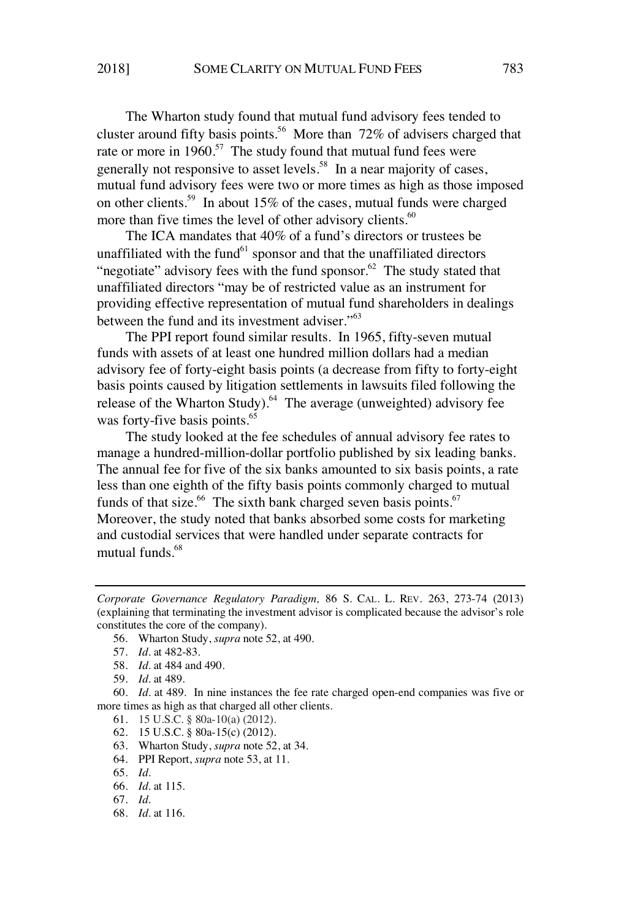The Wharton study found that mutual fund advisory fees tended to cluster around fifty basis points.[56] More than 72% of advisers charged that rate or more in 1960.[57] The study found that mutual fund fees were generally not responsive to asset levels.[58] In a near majority of cases, mutual fund advisory fees were two or more times as high as those imposed on other clients.[59] In about 15% of the cases, mutual funds were charged more than five times the level of other advisory clients.[60]

The ICA mandates that 40% of a fund's directors or trustees be unaffiliated with the fund[61] sponsor and that the unaffiliated directors "negotiate" advisory fees with the fund sponsor.[62] The study stated that unaffiliated directors "may be of restricted value as an instrument for providing effective representation of mutual fund shareholders in dealings between the fund and its investment adviser."[63]

The PPI report found similar results. In 1965, fifty-seven mutual funds with assets of at least one hundred million dollars had a median advisory fee of forty-eight basis points (a decrease from fifty to forty-eight basis points caused by litigation settlements in lawsuits filed following the release of the Wharton Study).[64] The average (unweighted) advisory fee was forty-five basis points.[65]

The study looked at the fee schedules of annual advisory fee rates to manage a hundred-million-dollar portfolio published by six leading banks. The annual fee for five of the six banks amounted to six basis points, a rate less than one eighth of the fifty basis points commonly charged to mutual funds of that size.[66] The sixth bank charged seven basis points.[67] Moreover, the study noted that banks absorbed some costs for marketing and custodial services that were handled under separate contracts for mutual funds.[68]

---

*Corporate Governance Regulatory Paradigm,* 86 S. CAL. L. REV. 263, 273-74 (2013) (explaining that terminating the investment advisor is complicated because the advisor's role constitutes the core of the company).

56. Wharton Study, *supra* note 52, at 490.

57. *Id*. at 482-83.

58. *Id*. at 484 and 490.

59. *Id*. at 489.

60. *Id*. at 489. In nine instances the fee rate charged open-end companies was five or more times as high as that charged all other clients.

61. 15 U.S.C. § 80a-10(a) (2012).

62. 15 U.S.C. § 80a-15(c) (2012).

63. Wharton Study, *supra* note 52, at 34.

64. PPI Report, *supra* note 53, at 11.

65. *Id*.

66. *Id*. at 115.

67. *Id*.

68. *Id*. at 116.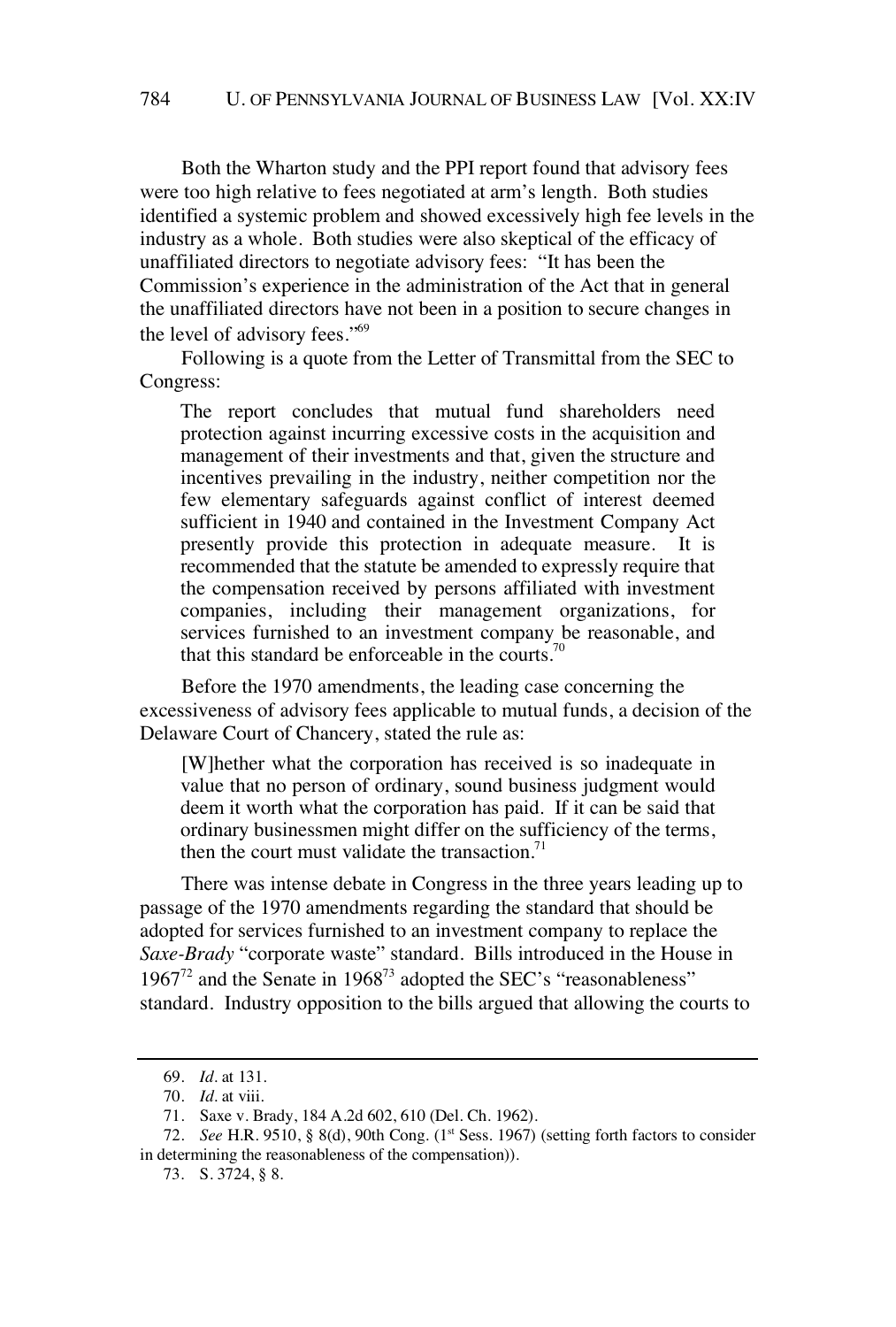Both the Wharton study and the PPI report found that advisory fees were too high relative to fees negotiated at arm's length. Both studies identified a systemic problem and showed excessively high fee levels in the industry as a whole. Both studies were also skeptical of the efficacy of unaffiliated directors to negotiate advisory fees: "It has been the Commission's experience in the administration of the Act that in general the unaffiliated directors have not been in a position to secure changes in the level of advisory fees."[69]

Following is a quote from the Letter of Transmittal from the SEC to Congress:

> The report concludes that mutual fund shareholders need protection against incurring excessive costs in the acquisition and management of their investments and that, given the structure and incentives prevailing in the industry, neither competition nor the few elementary safeguards against conflict of interest deemed sufficient in 1940 and contained in the Investment Company Act presently provide this protection in adequate measure. It is recommended that the statute be amended to expressly require that the compensation received by persons affiliated with investment companies, including their management organizations, for services furnished to an investment company be reasonable, and that this standard be enforceable in the courts.[70]

Before the 1970 amendments, the leading case concerning the excessiveness of advisory fees applicable to mutual funds, a decision of the Delaware Court of Chancery, stated the rule as:

> [W]hether what the corporation has received is so inadequate in value that no person of ordinary, sound business judgment would deem it worth what the corporation has paid. If it can be said that ordinary businessmen might differ on the sufficiency of the terms, then the court must validate the transaction.[71]

There was intense debate in Congress in the three years leading up to passage of the 1970 amendments regarding the standard that should be adopted for services furnished to an investment company to replace the *Saxe-Brady* "corporate waste" standard. Bills introduced in the House in 1967[72] and the Senate in 1968[73] adopted the SEC's "reasonableness" standard. Industry opposition to the bills argued that allowing the courts to

---

69. *Id.* at 131.

70. *Id.* at viii.

71. Saxe v. Brady, 184 A.2d 602, 610 (Del. Ch. 1962).

72. *See* H.R. 9510, § 8(d), 90th Cong. (1st Sess. 1967) (setting forth factors to consider in determining the reasonableness of the compensation)).

73. S. 3724, § 8.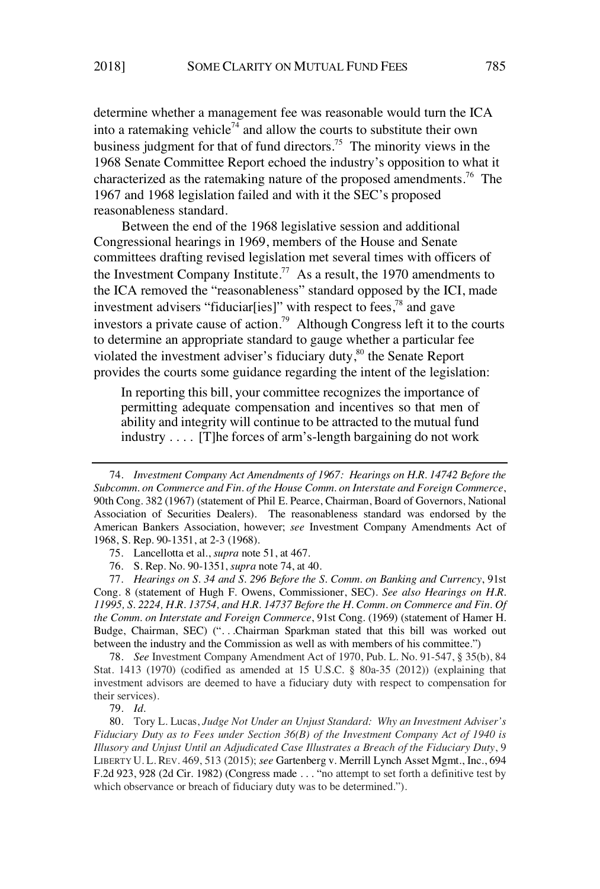determine whether a management fee was reasonable would turn the ICA into a ratemaking vehicle[74] and allow the courts to substitute their own business judgment for that of fund directors.[75] The minority views in the 1968 Senate Committee Report echoed the industry's opposition to what it characterized as the ratemaking nature of the proposed amendments.[76] The 1967 and 1968 legislation failed and with it the SEC's proposed reasonableness standard.

Between the end of the 1968 legislative session and additional Congressional hearings in 1969, members of the House and Senate committees drafting revised legislation met several times with officers of the Investment Company Institute.[77] As a result, the 1970 amendments to the ICA removed the "reasonableness" standard opposed by the ICI, made investment advisers "fiduciar[ies]" with respect to fees,[78] and gave investors a private cause of action.[79] Although Congress left it to the courts to determine an appropriate standard to gauge whether a particular fee violated the investment adviser's fiduciary duty,[80] the Senate Report provides the courts some guidance regarding the intent of the legislation:

> In reporting this bill, your committee recognizes the importance of permitting adequate compensation and incentives so that men of ability and integrity will continue to be attracted to the mutual fund industry . . . . [T]he forces of arm's-length bargaining do not work

---

74. *Investment Company Act Amendments of 1967: Hearings on H.R. 14742 Before the Subcomm. on Commerce and Fin. of the House Comm. on Interstate and Foreign Commerce*, 90th Cong. 382 (1967) (statement of Phil E. Pearce, Chairman, Board of Governors, National Association of Securities Dealers). The reasonableness standard was endorsed by the American Bankers Association, however; *see* Investment Company Amendments Act of 1968, S. Rep. 90-1351, at 2-3 (1968).

75. Lancellotta et al., *supra* note 51, at 467.

76. S. Rep. No. 90-1351, *supra* note 74, at 40.

77. *Hearings on S. 34 and S. 296 Before the S. Comm. on Banking and Currency*, 91st Cong. 8 (statement of Hugh F. Owens, Commissioner, SEC). *See also Hearings on H.R. 11995, S. 2224, H.R. 13754, and H.R. 14737 Before the H. Comm. on Commerce and Fin. Of the Comm. on Interstate and Foreign Commerce*, 91st Cong. (1969) (statement of Hamer H. Budge, Chairman, SEC) (". . .Chairman Sparkman stated that this bill was worked out between the industry and the Commission as well as with members of his committee.")

78. *See* Investment Company Amendment Act of 1970, Pub. L. No. 91-547, § 35(b), 84 Stat. 1413 (1970) (codified as amended at 15 U.S.C. § 80a-35 (2012)) (explaining that investment advisors are deemed to have a fiduciary duty with respect to compensation for their services).

79. *Id.*

80. Tory L. Lucas, *Judge Not Under an Unjust Standard: Why an Investment Adviser's Fiduciary Duty as to Fees under Section 36(B) of the Investment Company Act of 1940 is Illusory and Unjust Until an Adjudicated Case Illustrates a Breach of the Fiduciary Duty*, 9 LIBERTY U. L. REV. 469, 513 (2015); *see* Gartenberg v. Merrill Lynch Asset Mgmt., Inc., 694 F.2d 923, 928 (2d Cir. 1982) (Congress made . . . "no attempt to set forth a definitive test by which observance or breach of fiduciary duty was to be determined.").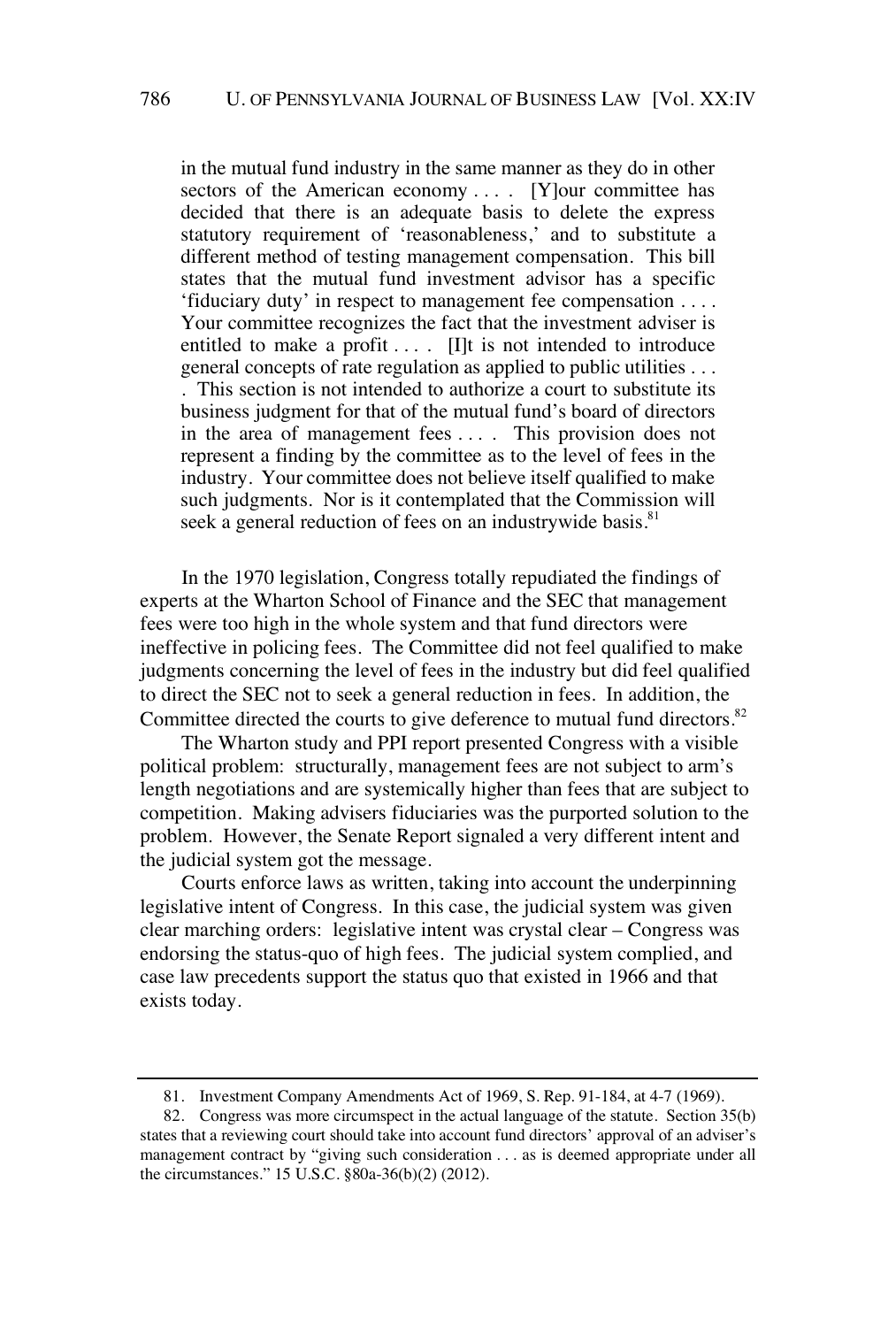> in the mutual fund industry in the same manner as they do in other sectors of the American economy . . . . [Y]our committee has decided that there is an adequate basis to delete the express statutory requirement of 'reasonableness,' and to substitute a different method of testing management compensation. This bill states that the mutual fund investment advisor has a specific 'fiduciary duty' in respect to management fee compensation . . . . Your committee recognizes the fact that the investment adviser is entitled to make a profit . . . . [I]t is not intended to introduce general concepts of rate regulation as applied to public utilities . . . . This section is not intended to authorize a court to substitute its business judgment for that of the mutual fund's board of directors in the area of management fees . . . . This provision does not represent a finding by the committee as to the level of fees in the industry. Your committee does not believe itself qualified to make such judgments. Nor is it contemplated that the Commission will seek a general reduction of fees on an industrywide basis.[81]

In the 1970 legislation, Congress totally repudiated the findings of experts at the Wharton School of Finance and the SEC that management fees were too high in the whole system and that fund directors were ineffective in policing fees. The Committee did not feel qualified to make judgments concerning the level of fees in the industry but did feel qualified to direct the SEC not to seek a general reduction in fees. In addition, the Committee directed the courts to give deference to mutual fund directors.[82]

The Wharton study and PPI report presented Congress with a visible political problem: structurally, management fees are not subject to arm's length negotiations and are systemically higher than fees that are subject to competition. Making advisers fiduciaries was the purported solution to the problem. However, the Senate Report signaled a very different intent and the judicial system got the message.

Courts enforce laws as written, taking into account the underpinning legislative intent of Congress. In this case, the judicial system was given clear marching orders: legislative intent was crystal clear – Congress was endorsing the status-quo of high fees. The judicial system complied, and case law precedents support the status quo that existed in 1966 and that exists today.

---

81. Investment Company Amendments Act of 1969, S. Rep. 91-184, at 4-7 (1969).

82. Congress was more circumspect in the actual language of the statute. Section 35(b) states that a reviewing court should take into account fund directors' approval of an adviser's management contract by "giving such consideration . . . as is deemed appropriate under all the circumstances." 15 U.S.C. §80a-36(b)(2) (2012).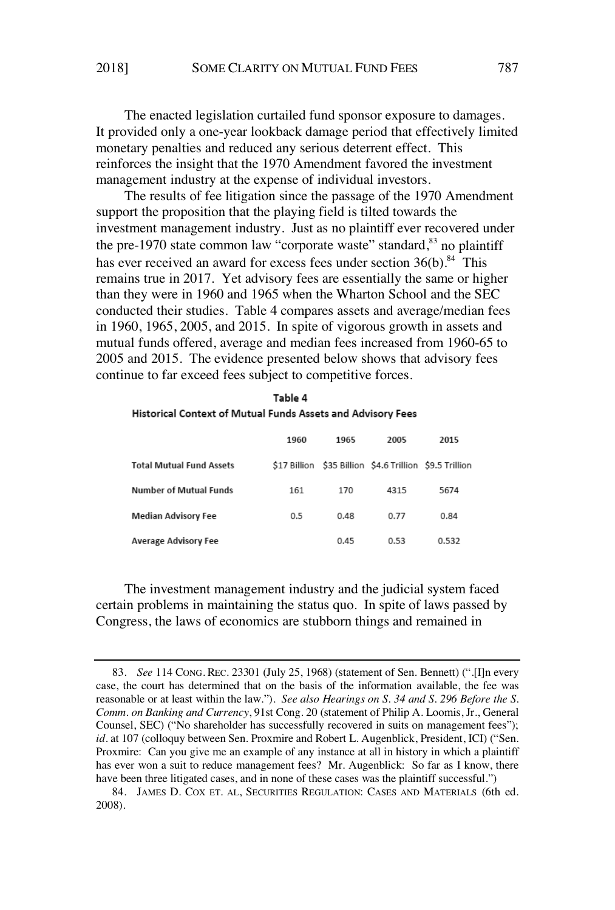The enacted legislation curtailed fund sponsor exposure to damages. It provided only a one-year lookback damage period that effectively limited monetary penalties and reduced any serious deterrent effect. This reinforces the insight that the 1970 Amendment favored the investment management industry at the expense of individual investors.

The results of fee litigation since the passage of the 1970 Amendment support the proposition that the playing field is tilted towards the investment management industry. Just as no plaintiff ever recovered under the pre-1970 state common law "corporate waste" standard,[83] no plaintiff has ever received an award for excess fees under section 36(b).[84] This remains true in 2017. Yet advisory fees are essentially the same or higher than they were in 1960 and 1965 when the Wharton School and the SEC conducted their studies. Table 4 compares assets and average/median fees in 1960, 1965, 2005, and 2015. In spite of vigorous growth in assets and mutual funds offered, average and median fees increased from 1960-65 to 2005 and 2015. The evidence presented below shows that advisory fees continue to far exceed fees subject to competitive forces.

**Table 4**
**Historical Context of Mutual Funds Assets and Advisory Fees**

| | 1960 | 1965 | 2005 | 2015 |
|---|---|---|---|---|
| **Total Mutual Fund Assets** | $17 Billion | $35 Billion | $4.6 Trillion | $9.5 Trillion |
| **Number of Mutual Funds** | 161 | 170 | 4315 | 5674 |
| **Median Advisory Fee** | 0.5 | 0.48 | 0.77 | 0.84 |
| **Average Advisory Fee** | | 0.45 | 0.53 | 0.532 |

The investment management industry and the judicial system faced certain problems in maintaining the status quo. In spite of laws passed by Congress, the laws of economics are stubborn things and remained in

---

83. *See* 114 CONG. REC. 23301 (July 25, 1968) (statement of Sen. Bennett) (".[I]n every case, the court has determined that on the basis of the information available, the fee was reasonable or at least within the law."). *See also Hearings on S. 34 and S. 296 Before the S. Comm. on Banking and Currency*, 91st Cong. 20 (statement of Philip A. Loomis, Jr., General Counsel, SEC) ("No shareholder has successfully recovered in suits on management fees"); *id*. at 107 (colloquy between Sen. Proxmire and Robert L. Augenblick, President, ICI) ("Sen. Proxmire: Can you give me an example of any instance at all in history in which a plaintiff has ever won a suit to reduce management fees? Mr. Augenblick: So far as I know, there have been three litigated cases, and in none of these cases was the plaintiff successful.")

84. JAMES D. COX ET. AL, SECURITIES REGULATION: CASES AND MATERIALS (6th ed. 2008).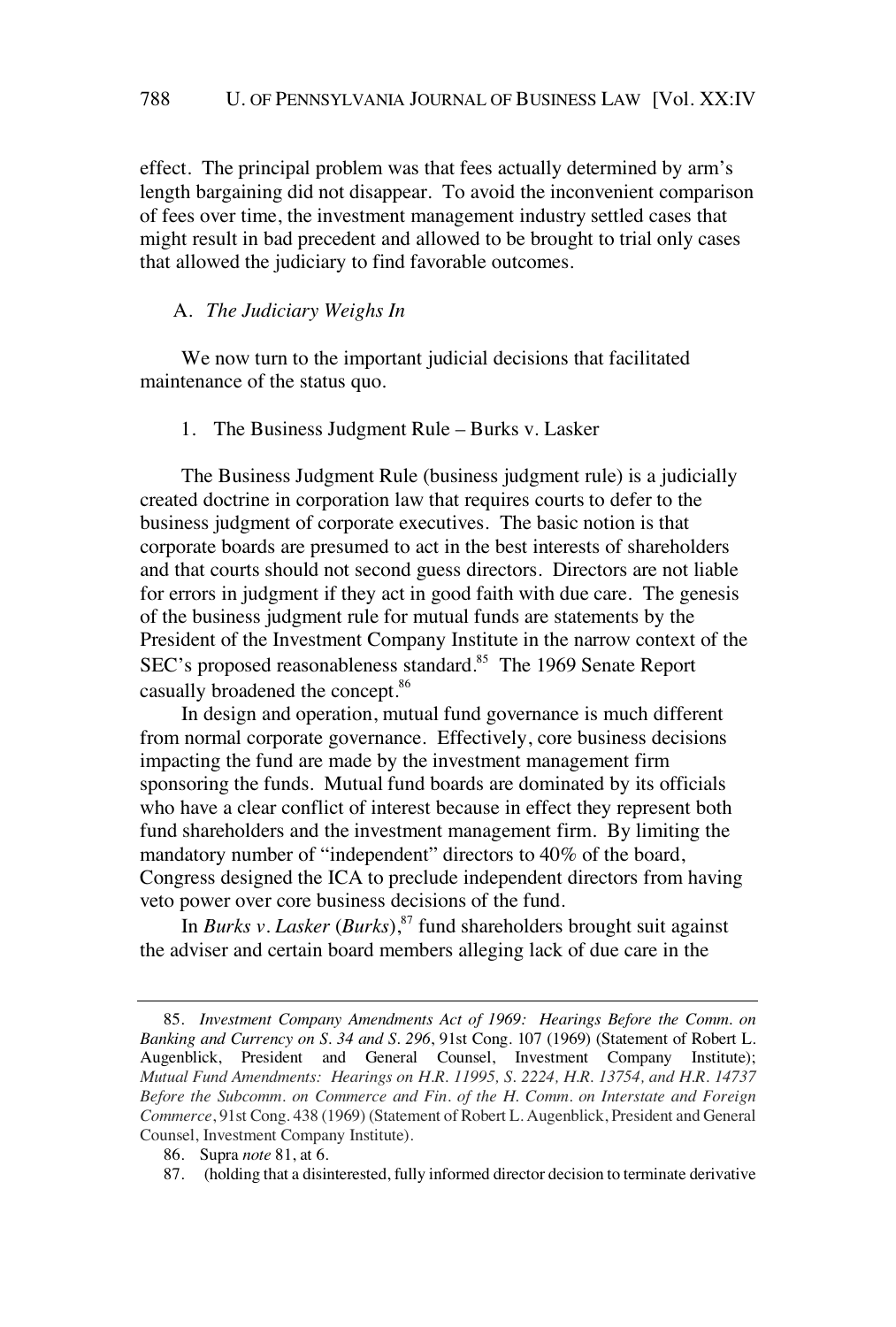effect. The principal problem was that fees actually determined by arm's length bargaining did not disappear. To avoid the inconvenient comparison of fees over time, the investment management industry settled cases that might result in bad precedent and allowed to be brought to trial only cases that allowed the judiciary to find favorable outcomes.

### A. *The Judiciary Weighs In*

We now turn to the important judicial decisions that facilitated maintenance of the status quo.

#### 1. The Business Judgment Rule – Burks v. Lasker

The Business Judgment Rule (business judgment rule) is a judicially created doctrine in corporation law that requires courts to defer to the business judgment of corporate executives. The basic notion is that corporate boards are presumed to act in the best interests of shareholders and that courts should not second guess directors. Directors are not liable for errors in judgment if they act in good faith with due care. The genesis of the business judgment rule for mutual funds are statements by the President of the Investment Company Institute in the narrow context of the SEC's proposed reasonableness standard.[85] The 1969 Senate Report casually broadened the concept.[86]

In design and operation, mutual fund governance is much different from normal corporate governance. Effectively, core business decisions impacting the fund are made by the investment management firm sponsoring the funds. Mutual fund boards are dominated by its officials who have a clear conflict of interest because in effect they represent both fund shareholders and the investment management firm. By limiting the mandatory number of "independent" directors to 40% of the board, Congress designed the ICA to preclude independent directors from having veto power over core business decisions of the fund.

In *Burks v. Lasker* (*Burks*),[87] fund shareholders brought suit against the adviser and certain board members alleging lack of due care in the

---

85. *Investment Company Amendments Act of 1969: Hearings Before the Comm. on Banking and Currency on S. 34 and S. 296*, 91st Cong. 107 (1969) (Statement of Robert L. Augenblick, President and General Counsel, Investment Company Institute); *Mutual Fund Amendments: Hearings on H.R. 11995, S. 2224, H.R. 13754, and H.R. 14737 Before the Subcomm. on Commerce and Fin. of the H. Comm. on Interstate and Foreign Commerce*, 91st Cong. 438 (1969) (Statement of Robert L. Augenblick, President and General Counsel, Investment Company Institute).

86. Supra *note* 81, at 6.

87. (holding that a disinterested, fully informed director decision to terminate derivative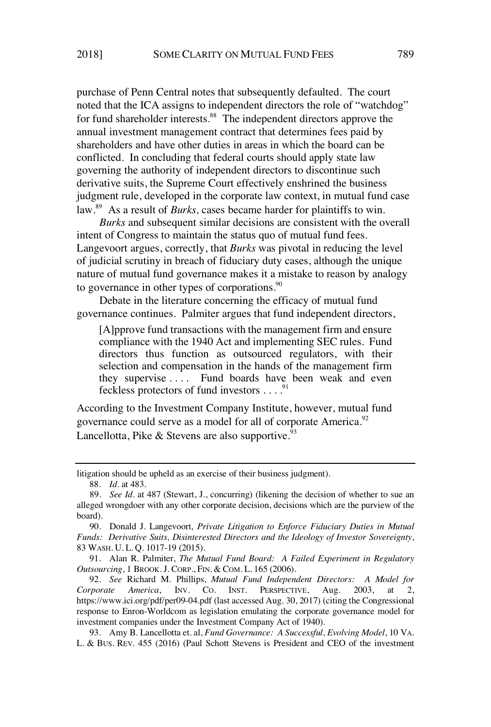purchase of Penn Central notes that subsequently defaulted. The court noted that the ICA assigns to independent directors the role of "watchdog" for fund shareholder interests.[88] The independent directors approve the annual investment management contract that determines fees paid by shareholders and have other duties in areas in which the board can be conflicted. In concluding that federal courts should apply state law governing the authority of independent directors to discontinue such derivative suits, the Supreme Court effectively enshrined the business judgment rule, developed in the corporate law context, in mutual fund case law.[89] As a result of *Burks,* cases became harder for plaintiffs to win.

*Burks* and subsequent similar decisions are consistent with the overall intent of Congress to maintain the status quo of mutual fund fees. Langevoort argues, correctly, that *Burks* was pivotal in reducing the level of judicial scrutiny in breach of fiduciary duty cases, although the unique nature of mutual fund governance makes it a mistake to reason by analogy to governance in other types of corporations.[90]

Debate in the literature concerning the efficacy of mutual fund governance continues. Palmiter argues that fund independent directors,

> [A]pprove fund transactions with the management firm and ensure compliance with the 1940 Act and implementing SEC rules. Fund directors thus function as outsourced regulators, with their selection and compensation in the hands of the management firm they supervise . . . . Fund boards have been weak and even feckless protectors of fund investors . . . .[91]

According to the Investment Company Institute, however, mutual fund governance could serve as a model for all of corporate America.[92] Lancellotta, Pike & Stevens are also supportive.[93]

---

litigation should be upheld as an exercise of their business judgment).

88. *Id.* at 483.

89. *See Id.* at 487 (Stewart, J., concurring) (likening the decision of whether to sue an alleged wrongdoer with any other corporate decision, decisions which are the purview of the board).

90. Donald J. Langevoort*, Private Litigation to Enforce Fiduciary Duties in Mutual Funds: Derivative Suits, Disinterested Directors and the Ideology of Investor Sovereignty*, 83 WASH. U. L. Q. 1017-19 (2015).

91. Alan R. Palmiter, *The Mutual Fund Board: A Failed Experiment in Regulatory Outsourcing*, 1 BROOK. J. CORP., FIN. & COM. L. 165 (2006).

92. *See* Richard M. Phillips, *Mutual Fund Independent Directors: A Model for Corporate America*, INV. CO. INST. PERSPECTIVE, Aug. 2003, at 2, https://www.ici.org/pdf/per09-04.pdf (last accessed Aug. 30, 2017) (citing the Congressional response to Enron-Worldcom as legislation emulating the corporate governance model for investment companies under the Investment Company Act of 1940).

93. Amy B. Lancellotta et. al, *Fund Governance: A Successful, Evolving Model*, 10 VA. L. & BUS. REV. 455 (2016) (Paul Schott Stevens is President and CEO of the investment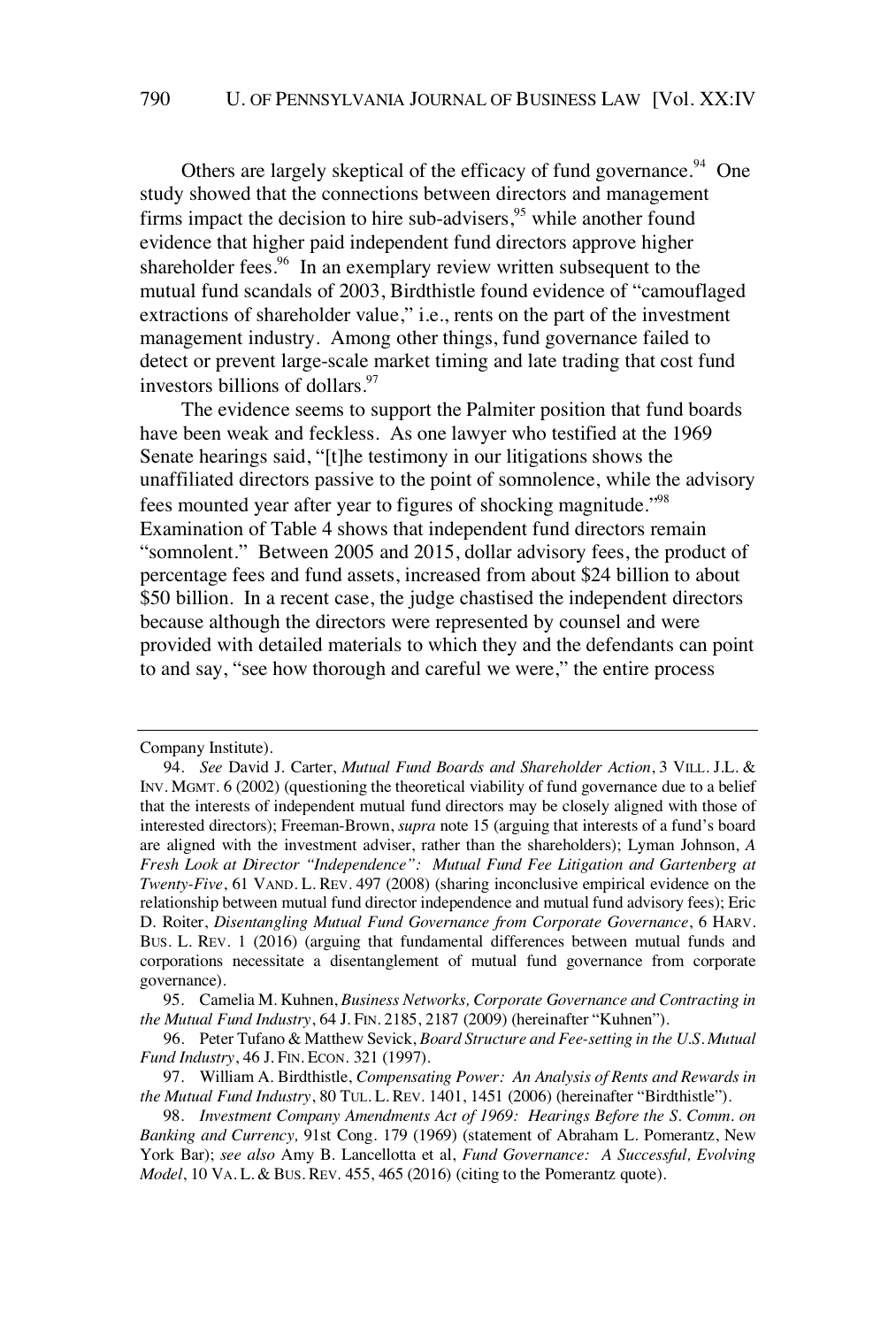Others are largely skeptical of the efficacy of fund governance.[94] One study showed that the connections between directors and management firms impact the decision to hire sub-advisers,[95] while another found evidence that higher paid independent fund directors approve higher shareholder fees.[96] In an exemplary review written subsequent to the mutual fund scandals of 2003, Birdthistle found evidence of "camouflaged extractions of shareholder value," i.e., rents on the part of the investment management industry. Among other things, fund governance failed to detect or prevent large-scale market timing and late trading that cost fund investors billions of dollars.[97]

The evidence seems to support the Palmiter position that fund boards have been weak and feckless. As one lawyer who testified at the 1969 Senate hearings said, "[t]he testimony in our litigations shows the unaffiliated directors passive to the point of somnolence, while the advisory fees mounted year after year to figures of shocking magnitude."[98] Examination of Table 4 shows that independent fund directors remain "somnolent." Between 2005 and 2015, dollar advisory fees, the product of percentage fees and fund assets, increased from about $24 billion to about $50 billion. In a recent case, the judge chastised the independent directors because although the directors were represented by counsel and were provided with detailed materials to which they and the defendants can point to and say, "see how thorough and careful we were," the entire process

---

Company Institute).

94. *See* David J. Carter, *Mutual Fund Boards and Shareholder Action*, 3 VILL. J.L. & INV. MGMT. 6 (2002) (questioning the theoretical viability of fund governance due to a belief that the interests of independent mutual fund directors may be closely aligned with those of interested directors); Freeman-Brown, *supra* note 15 (arguing that interests of a fund's board are aligned with the investment adviser, rather than the shareholders); Lyman Johnson, *A Fresh Look at Director "Independence": Mutual Fund Fee Litigation and Gartenberg at Twenty-Five*, 61 VAND. L. REV. 497 (2008) (sharing inconclusive empirical evidence on the relationship between mutual fund director independence and mutual fund advisory fees); Eric D. Roiter, *Disentangling Mutual Fund Governance from Corporate Governance*, 6 HARV. BUS. L. REV. 1 (2016) (arguing that fundamental differences between mutual funds and corporations necessitate a disentanglement of mutual fund governance from corporate governance).

95. Camelia M. Kuhnen, *Business Networks, Corporate Governance and Contracting in the Mutual Fund Industry*, 64 J. FIN. 2185, 2187 (2009) (hereinafter "Kuhnen").

96. Peter Tufano & Matthew Sevick, *Board Structure and Fee-setting in the U.S. Mutual Fund Industry*, 46 J. FIN. ECON. 321 (1997).

97. William A. Birdthistle, *Compensating Power: An Analysis of Rents and Rewards in the Mutual Fund Industry*, 80 TUL. L. REV. 1401, 1451 (2006) (hereinafter "Birdthistle").

98. *Investment Company Amendments Act of 1969: Hearings Before the S. Comm. on Banking and Currency,* 91st Cong. 179 (1969) (statement of Abraham L. Pomerantz, New York Bar); *see also* Amy B. Lancellotta et al, *Fund Governance: A Successful, Evolving Model*, 10 VA. L. & BUS. REV. 455, 465 (2016) (citing to the Pomerantz quote).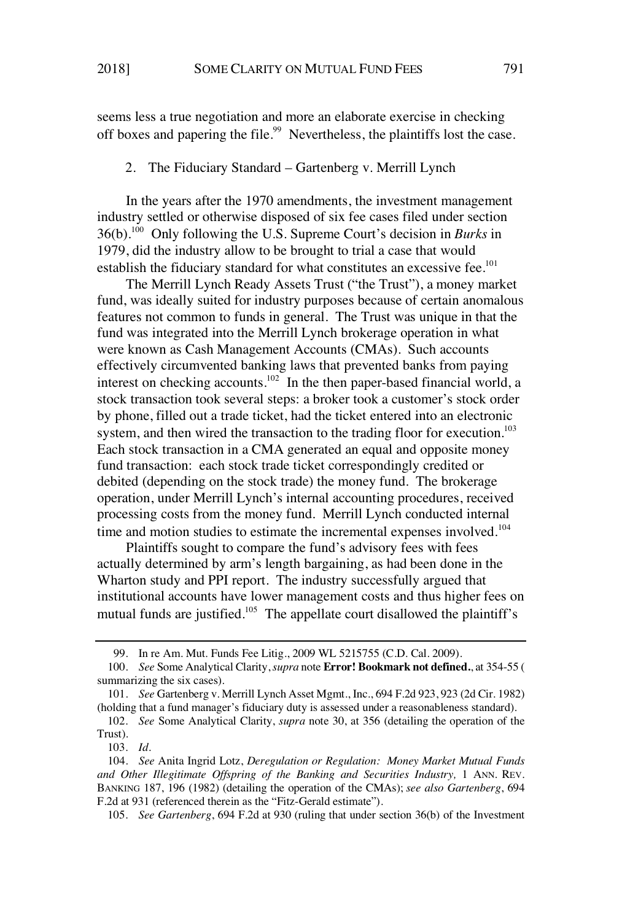seems less a true negotiation and more an elaborate exercise in checking off boxes and papering the file.[99] Nevertheless, the plaintiffs lost the case.

2. The Fiduciary Standard – Gartenberg v. Merrill Lynch

In the years after the 1970 amendments, the investment management industry settled or otherwise disposed of six fee cases filed under section 36(b).[100] Only following the U.S. Supreme Court's decision in *Burks* in 1979, did the industry allow to be brought to trial a case that would establish the fiduciary standard for what constitutes an excessive fee.[101]

The Merrill Lynch Ready Assets Trust ("the Trust"), a money market fund, was ideally suited for industry purposes because of certain anomalous features not common to funds in general. The Trust was unique in that the fund was integrated into the Merrill Lynch brokerage operation in what were known as Cash Management Accounts (CMAs). Such accounts effectively circumvented banking laws that prevented banks from paying interest on checking accounts.[102] In the then paper-based financial world, a stock transaction took several steps: a broker took a customer's stock order by phone, filled out a trade ticket, had the ticket entered into an electronic system, and then wired the transaction to the trading floor for execution.[103] Each stock transaction in a CMA generated an equal and opposite money fund transaction: each stock trade ticket correspondingly credited or debited (depending on the stock trade) the money fund. The brokerage operation, under Merrill Lynch's internal accounting procedures, received processing costs from the money fund. Merrill Lynch conducted internal time and motion studies to estimate the incremental expenses involved.[104]

Plaintiffs sought to compare the fund's advisory fees with fees actually determined by arm's length bargaining, as had been done in the Wharton study and PPI report. The industry successfully argued that institutional accounts have lower management costs and thus higher fees on mutual funds are justified.[105] The appellate court disallowed the plaintiff's

---

99. In re Am. Mut. Funds Fee Litig., 2009 WL 5215755 (C.D. Cal. 2009).

100. *See* Some Analytical Clarity, *supra* note **Error! Bookmark not defined.**, at 354-55 ( summarizing the six cases).

101. *See* Gartenberg v. Merrill Lynch Asset Mgmt., Inc., 694 F.2d 923, 923 (2d Cir. 1982) (holding that a fund manager's fiduciary duty is assessed under a reasonableness standard).

102. *See* Some Analytical Clarity, *supra* note 30, at 356 (detailing the operation of the Trust).

103. *Id.*

104. *See* Anita Ingrid Lotz, *Deregulation or Regulation: Money Market Mutual Funds and Other Illegitimate Offspring of the Banking and Securities Industry,* 1 ANN. REV. BANKING 187, 196 (1982) (detailing the operation of the CMAs); *see also Gartenberg*, 694 F.2d at 931 (referenced therein as the "Fitz-Gerald estimate").

105. *See Gartenberg*, 694 F.2d at 930 (ruling that under section 36(b) of the Investment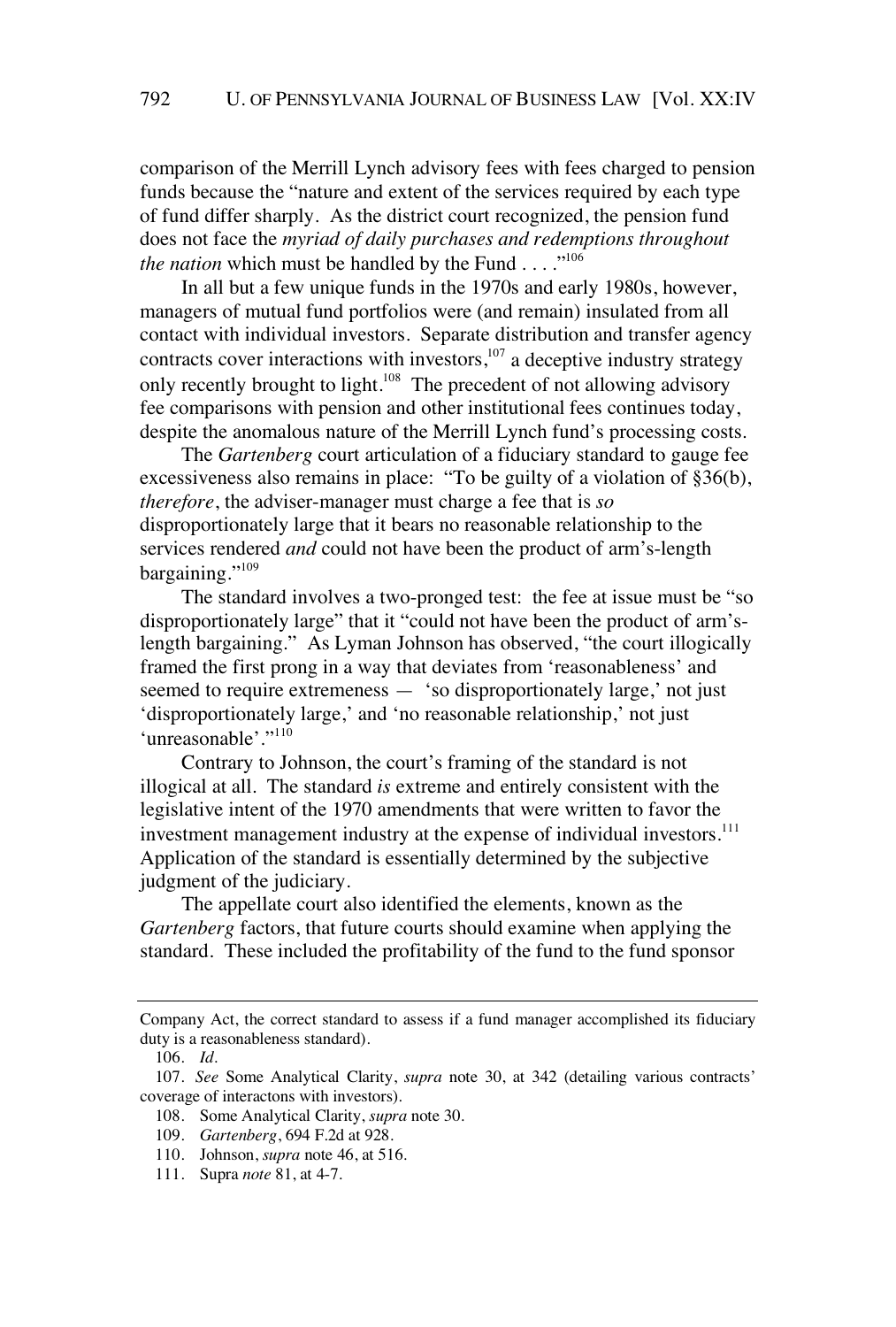comparison of the Merrill Lynch advisory fees with fees charged to pension funds because the "nature and extent of the services required by each type of fund differ sharply. As the district court recognized, the pension fund does not face the *myriad of daily purchases and redemptions throughout the nation* which must be handled by the Fund . . . ."[106]

In all but a few unique funds in the 1970s and early 1980s, however, managers of mutual fund portfolios were (and remain) insulated from all contact with individual investors. Separate distribution and transfer agency contracts cover interactions with investors,[107] a deceptive industry strategy only recently brought to light.[108] The precedent of not allowing advisory fee comparisons with pension and other institutional fees continues today, despite the anomalous nature of the Merrill Lynch fund's processing costs.

The *Gartenberg* court articulation of a fiduciary standard to gauge fee excessiveness also remains in place: "To be guilty of a violation of §36(b), *therefore*, the adviser-manager must charge a fee that is *so* disproportionately large that it bears no reasonable relationship to the services rendered *and* could not have been the product of arm's-length bargaining."[109]

The standard involves a two-pronged test: the fee at issue must be "so disproportionately large" that it "could not have been the product of arm's-length bargaining." As Lyman Johnson has observed, "the court illogically framed the first prong in a way that deviates from 'reasonableness' and seemed to require extremeness — 'so disproportionately large,' not just 'disproportionately large,' and 'no reasonable relationship,' not just 'unreasonable'."[110]

Contrary to Johnson, the court's framing of the standard is not illogical at all. The standard *is* extreme and entirely consistent with the legislative intent of the 1970 amendments that were written to favor the investment management industry at the expense of individual investors.[111] Application of the standard is essentially determined by the subjective judgment of the judiciary.

The appellate court also identified the elements, known as the *Gartenberg* factors, that future courts should examine when applying the standard. These included the profitability of the fund to the fund sponsor

---

Company Act, the correct standard to assess if a fund manager accomplished its fiduciary duty is a reasonableness standard).

106. *Id*.

107. *See* Some Analytical Clarity, *supra* note 30, at 342 (detailing various contracts' coverage of interactons with investors).

108. Some Analytical Clarity, *supra* note 30.

109. *Gartenberg*, 694 F.2d at 928.

110. Johnson, *supra* note 46, at 516.

111. Supra *note* 81, at 4-7.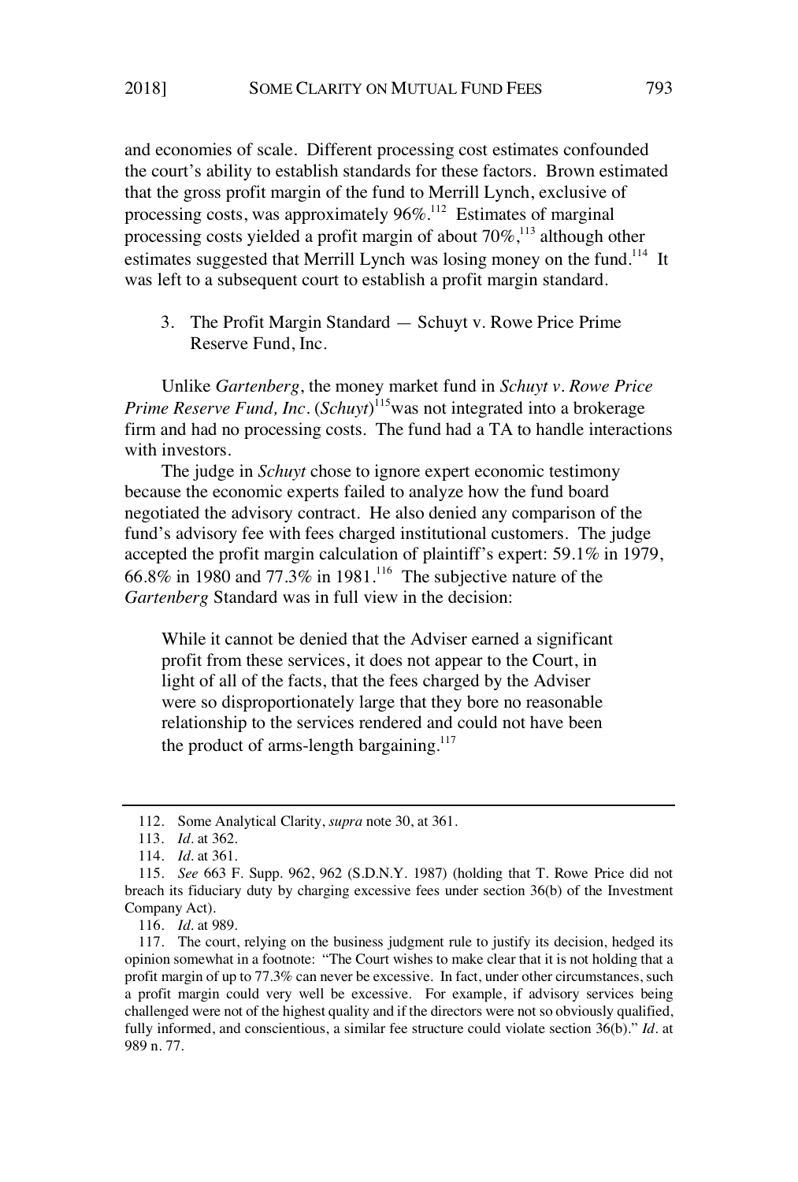and economies of scale. Different processing cost estimates confounded the court's ability to establish standards for these factors. Brown estimated that the gross profit margin of the fund to Merrill Lynch, exclusive of processing costs, was approximately 96%.[112] Estimates of marginal processing costs yielded a profit margin of about 70%,[113] although other estimates suggested that Merrill Lynch was losing money on the fund.[114] It was left to a subsequent court to establish a profit margin standard.

### 3. The Profit Margin Standard — Schuyt v. Rowe Price Prime Reserve Fund, Inc.

Unlike *Gartenberg*, the money market fund in *Schuyt v. Rowe Price Prime Reserve Fund, Inc.* (*Schuyt*)[115]was not integrated into a brokerage firm and had no processing costs. The fund had a TA to handle interactions with investors.

The judge in *Schuyt* chose to ignore expert economic testimony because the economic experts failed to analyze how the fund board negotiated the advisory contract. He also denied any comparison of the fund's advisory fee with fees charged institutional customers. The judge accepted the profit margin calculation of plaintiff's expert: 59.1% in 1979, 66.8% in 1980 and 77.3% in 1981.[116] The subjective nature of the *Gartenberg* Standard was in full view in the decision:

> While it cannot be denied that the Adviser earned a significant profit from these services, it does not appear to the Court, in light of all of the facts, that the fees charged by the Adviser were so disproportionately large that they bore no reasonable relationship to the services rendered and could not have been the product of arms-length bargaining.[117]

---

112. Some Analytical Clarity, *supra* note 30, at 361.

113. *Id.* at 362.

114. *Id.* at 361.

115. *See* 663 F. Supp. 962, 962 (S.D.N.Y. 1987) (holding that T. Rowe Price did not breach its fiduciary duty by charging excessive fees under section 36(b) of the Investment Company Act).

116. *Id.* at 989.

117. The court, relying on the business judgment rule to justify its decision, hedged its opinion somewhat in a footnote: "The Court wishes to make clear that it is not holding that a profit margin of up to 77.3% can never be excessive. In fact, under other circumstances, such a profit margin could very well be excessive. For example, if advisory services being challenged were not of the highest quality and if the directors were not so obviously qualified, fully informed, and conscientious, a similar fee structure could violate section 36(b)." *Id.* at 989 n. 77.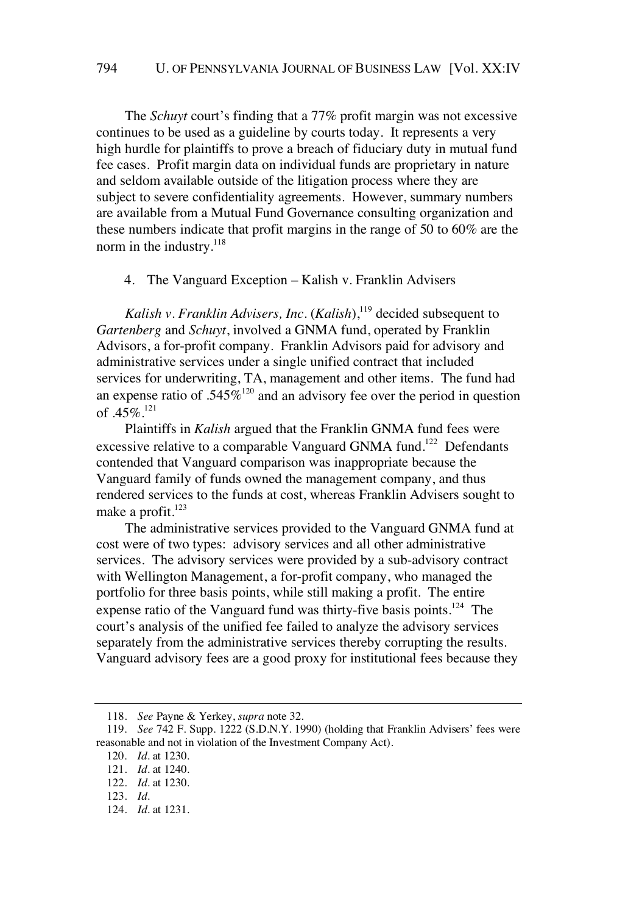The *Schuyt* court's finding that a 77% profit margin was not excessive continues to be used as a guideline by courts today. It represents a very high hurdle for plaintiffs to prove a breach of fiduciary duty in mutual fund fee cases. Profit margin data on individual funds are proprietary in nature and seldom available outside of the litigation process where they are subject to severe confidentiality agreements. However, summary numbers are available from a Mutual Fund Governance consulting organization and these numbers indicate that profit margins in the range of 50 to 60% are the norm in the industry.[118]

#### 4. The Vanguard Exception – Kalish v. Franklin Advisers

*Kalish v. Franklin Advisers, Inc.* (*Kalish*),[119] decided subsequent to *Gartenberg* and *Schuyt*, involved a GNMA fund, operated by Franklin Advisors, a for-profit company. Franklin Advisors paid for advisory and administrative services under a single unified contract that included services for underwriting, TA, management and other items. The fund had an expense ratio of .545%[120] and an advisory fee over the period in question of .45%.[121]

Plaintiffs in *Kalish* argued that the Franklin GNMA fund fees were excessive relative to a comparable Vanguard GNMA fund.[122] Defendants contended that Vanguard comparison was inappropriate because the Vanguard family of funds owned the management company, and thus rendered services to the funds at cost, whereas Franklin Advisers sought to make a profit.[123]

The administrative services provided to the Vanguard GNMA fund at cost were of two types: advisory services and all other administrative services. The advisory services were provided by a sub-advisory contract with Wellington Management, a for-profit company, who managed the portfolio for three basis points, while still making a profit. The entire expense ratio of the Vanguard fund was thirty-five basis points.[124] The court's analysis of the unified fee failed to analyze the advisory services separately from the administrative services thereby corrupting the results. Vanguard advisory fees are a good proxy for institutional fees because they

---

118. *See* Payne & Yerkey, *supra* note 32.

119. *See* 742 F. Supp. 1222 (S.D.N.Y. 1990) (holding that Franklin Advisers' fees were reasonable and not in violation of the Investment Company Act).

120. *Id*. at 1230.

121. *Id*. at 1240.

122. *Id*. at 1230.

123. *Id*.

124. *Id*. at 1231.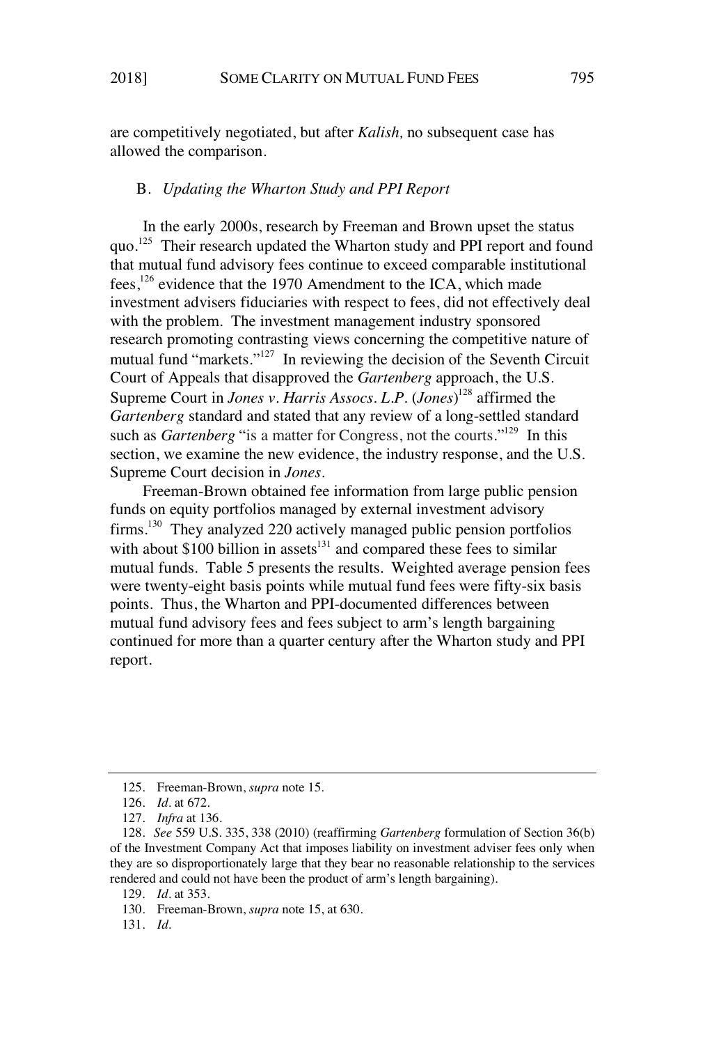are competitively negotiated, but after *Kalish,* no subsequent case has allowed the comparison.

### B. *Updating the Wharton Study and PPI Report*

In the early 2000s, research by Freeman and Brown upset the status quo.[125] Their research updated the Wharton study and PPI report and found that mutual fund advisory fees continue to exceed comparable institutional fees,[126] evidence that the 1970 Amendment to the ICA, which made investment advisers fiduciaries with respect to fees, did not effectively deal with the problem. The investment management industry sponsored research promoting contrasting views concerning the competitive nature of mutual fund "markets."[127] In reviewing the decision of the Seventh Circuit Court of Appeals that disapproved the *Gartenberg* approach, the U.S. Supreme Court in *Jones v. Harris Assocs. L.P.* (*Jones*)[128] affirmed the *Gartenberg* standard and stated that any review of a long-settled standard such as *Gartenberg* "is a matter for Congress, not the courts."[129] In this section, we examine the new evidence, the industry response, and the U.S. Supreme Court decision in *Jones*.

Freeman-Brown obtained fee information from large public pension funds on equity portfolios managed by external investment advisory firms.[130] They analyzed 220 actively managed public pension portfolios with about $100 billion in assets[131] and compared these fees to similar mutual funds. Table 5 presents the results. Weighted average pension fees were twenty-eight basis points while mutual fund fees were fifty-six basis points. Thus, the Wharton and PPI-documented differences between mutual fund advisory fees and fees subject to arm's length bargaining continued for more than a quarter century after the Wharton study and PPI report.

---

125. Freeman-Brown, *supra* note 15.

126. *Id*. at 672.

127. *Infra* at 136.

128. *See* 559 U.S. 335, 338 (2010) (reaffirming *Gartenberg* formulation of Section 36(b) of the Investment Company Act that imposes liability on investment adviser fees only when they are so disproportionately large that they bear no reasonable relationship to the services rendered and could not have been the product of arm's length bargaining).

129. *Id*. at 353.

130. Freeman-Brown, *supra* note 15, at 630.

131. *Id*.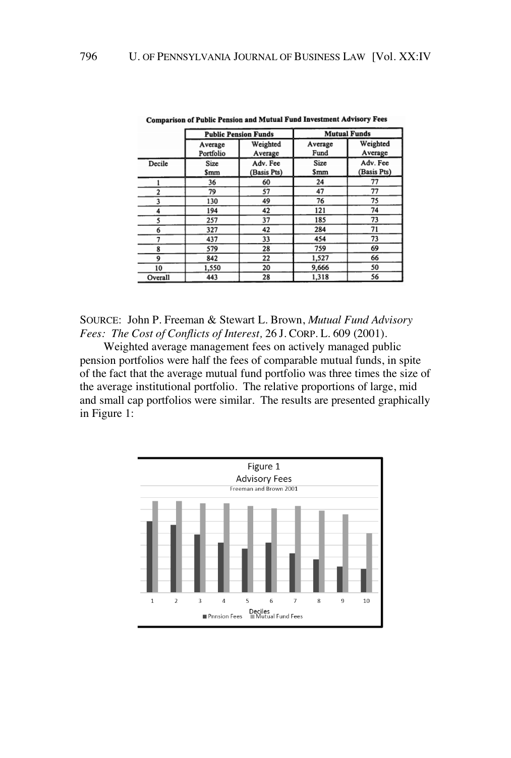**Comparison of Public Pension and Mutual Fund Investment Advisory Fees**

| | Public Pension Funds | | Mutual Funds | |
|---|---|---|---|---|
| Decile | Average Portfolio Size $mm | Weighted Average Adv. Fee (Basis Pts) | Average Fund Size $mm | Weighted Average Adv. Fee (Basis Pts) |
| 1 | 36 | 60 | 24 | 77 |
| 2 | 79 | 57 | 47 | 77 |
| 3 | 130 | 49 | 76 | 75 |
| 4 | 194 | 42 | 121 | 74 |
| 5 | 257 | 37 | 185 | 73 |
| 6 | 327 | 42 | 284 | 71 |
| 7 | 437 | 33 | 454 | 73 |
| 8 | 579 | 28 | 759 | 69 |
| 9 | 842 | 22 | 1,527 | 66 |
| 10 | 1,550 | 20 | 9,666 | 50 |
| Overall | 443 | 28 | 1,318 | 56 |

SOURCE: John P. Freeman & Stewart L. Brown, *Mutual Fund Advisory Fees: The Cost of Conflicts of Interest,* 26 J. CORP. L. 609 (2001).

Weighted average management fees on actively managed public pension portfolios were half the fees of comparable mutual funds, in spite of the fact that the average mutual fund portfolio was three times the size of the average institutional portfolio. The relative proportions of large, mid and small cap portfolios were similar. The results are presented graphically in Figure 1:

Figure 1
Advisory Fees
Freeman and Brown 2001

Deciles
Pnnsion Fees ■ Mutual Fund Fees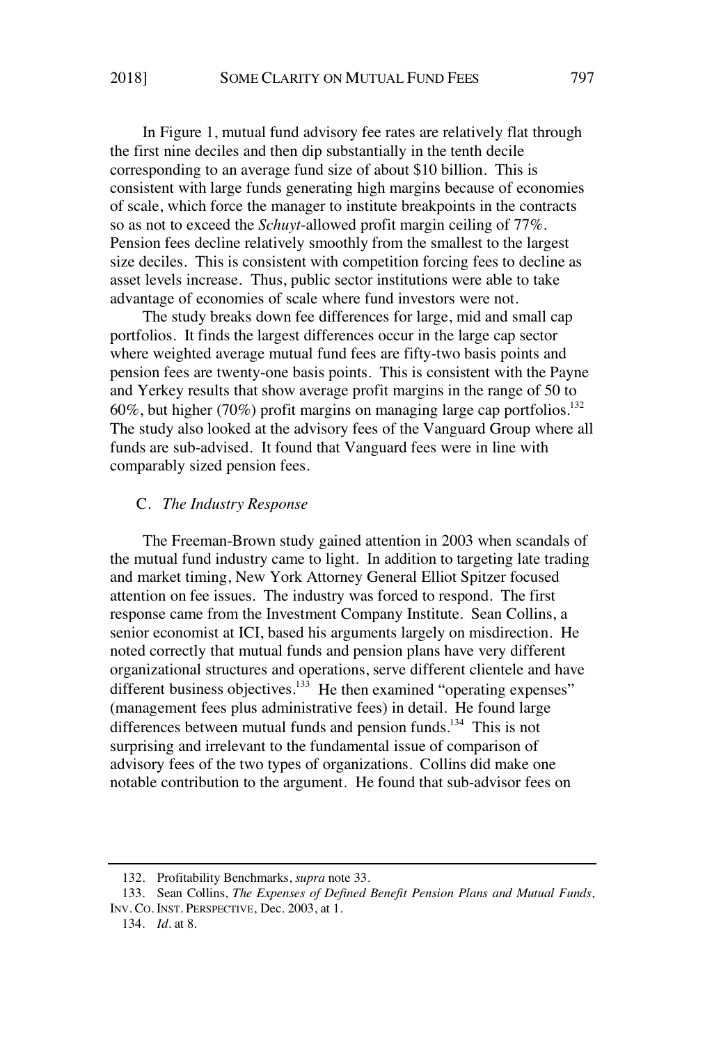In Figure 1, mutual fund advisory fee rates are relatively flat through the first nine deciles and then dip substantially in the tenth decile corresponding to an average fund size of about $10 billion. This is consistent with large funds generating high margins because of economies of scale, which force the manager to institute breakpoints in the contracts so as not to exceed the *Schuyt*-allowed profit margin ceiling of 77%. Pension fees decline relatively smoothly from the smallest to the largest size deciles. This is consistent with competition forcing fees to decline as asset levels increase. Thus, public sector institutions were able to take advantage of economies of scale where fund investors were not.

The study breaks down fee differences for large, mid and small cap portfolios. It finds the largest differences occur in the large cap sector where weighted average mutual fund fees are fifty-two basis points and pension fees are twenty-one basis points. This is consistent with the Payne and Yerkey results that show average profit margins in the range of 50 to 60%, but higher (70%) profit margins on managing large cap portfolios.[132] The study also looked at the advisory fees of the Vanguard Group where all funds are sub-advised. It found that Vanguard fees were in line with comparably sized pension fees.

### C. *The Industry Response*

The Freeman-Brown study gained attention in 2003 when scandals of the mutual fund industry came to light. In addition to targeting late trading and market timing, New York Attorney General Elliot Spitzer focused attention on fee issues. The industry was forced to respond. The first response came from the Investment Company Institute. Sean Collins, a senior economist at ICI, based his arguments largely on misdirection. He noted correctly that mutual funds and pension plans have very different organizational structures and operations, serve different clientele and have different business objectives.[133] He then examined "operating expenses" (management fees plus administrative fees) in detail. He found large differences between mutual funds and pension funds.[134] This is not surprising and irrelevant to the fundamental issue of comparison of advisory fees of the two types of organizations. Collins did make one notable contribution to the argument. He found that sub-advisor fees on

---

132. Profitability Benchmarks, *supra* note 33.

133. Sean Collins, *The Expenses of Defined Benefit Pension Plans and Mutual Funds*, INV. CO. INST. PERSPECTIVE, Dec. 2003, at 1.

134. *Id.* at 8.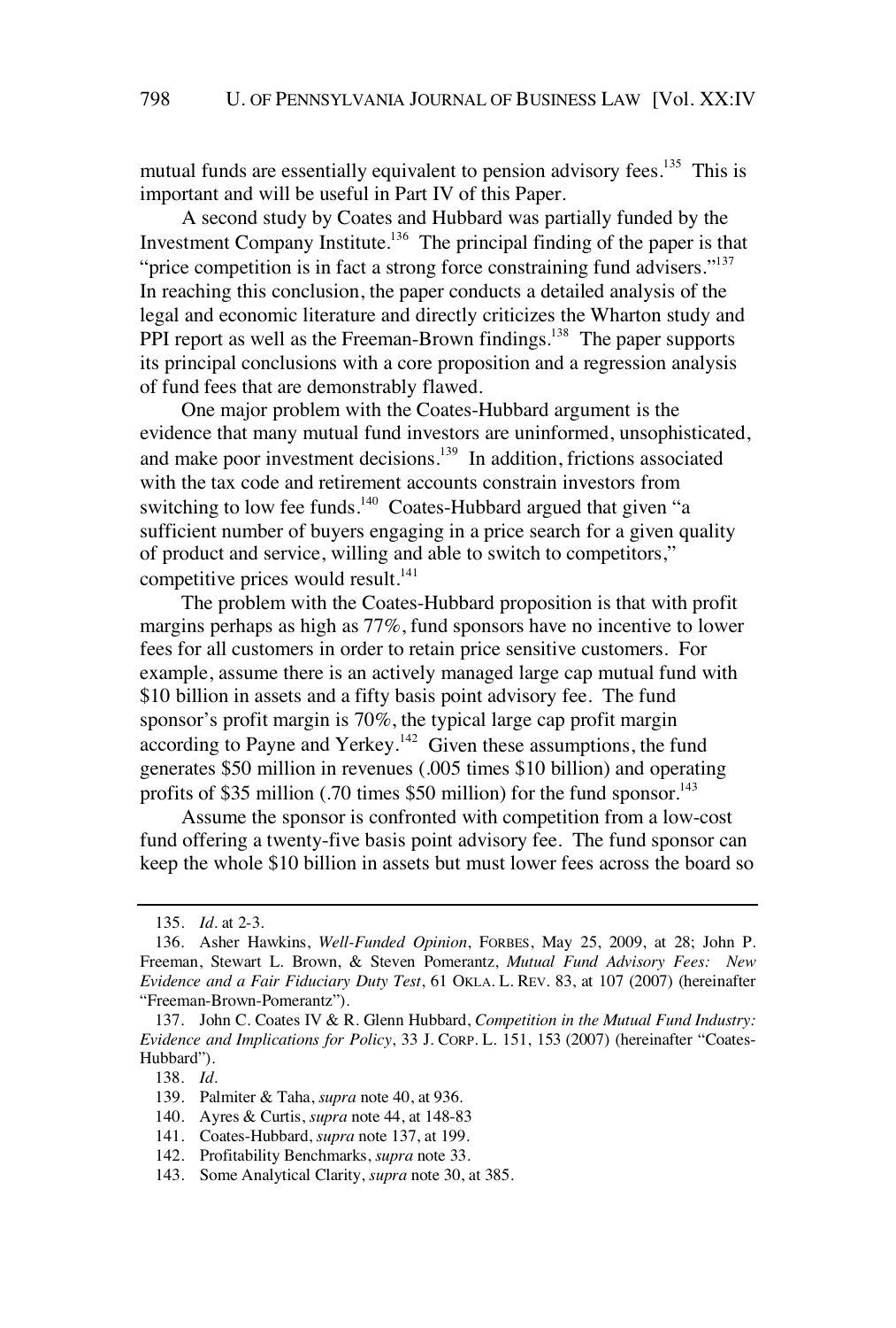mutual funds are essentially equivalent to pension advisory fees.[135] This is important and will be useful in Part IV of this Paper.

A second study by Coates and Hubbard was partially funded by the Investment Company Institute.[136] The principal finding of the paper is that "price competition is in fact a strong force constraining fund advisers."[137] In reaching this conclusion, the paper conducts a detailed analysis of the legal and economic literature and directly criticizes the Wharton study and PPI report as well as the Freeman-Brown findings.[138] The paper supports its principal conclusions with a core proposition and a regression analysis of fund fees that are demonstrably flawed.

One major problem with the Coates-Hubbard argument is the evidence that many mutual fund investors are uninformed, unsophisticated, and make poor investment decisions.[139] In addition, frictions associated with the tax code and retirement accounts constrain investors from switching to low fee funds.[140] Coates-Hubbard argued that given "a sufficient number of buyers engaging in a price search for a given quality of product and service, willing and able to switch to competitors," competitive prices would result.[141]

The problem with the Coates-Hubbard proposition is that with profit margins perhaps as high as 77%, fund sponsors have no incentive to lower fees for all customers in order to retain price sensitive customers. For example, assume there is an actively managed large cap mutual fund with \$10 billion in assets and a fifty basis point advisory fee. The fund sponsor's profit margin is 70%, the typical large cap profit margin according to Payne and Yerkey.[142] Given these assumptions, the fund generates \$50 million in revenues (.005 times \$10 billion) and operating profits of \$35 million (.70 times \$50 million) for the fund sponsor.[143]

Assume the sponsor is confronted with competition from a low-cost fund offering a twenty-five basis point advisory fee. The fund sponsor can keep the whole \$10 billion in assets but must lower fees across the board so

---

135. *Id*. at 2-3.

136. Asher Hawkins, *Well-Funded Opinion*, FORBES, May 25, 2009, at 28; John P. Freeman, Stewart L. Brown, & Steven Pomerantz, *Mutual Fund Advisory Fees: New Evidence and a Fair Fiduciary Duty Test*, 61 OKLA. L. REV. 83, at 107 (2007) (hereinafter "Freeman-Brown-Pomerantz").

137. John C. Coates IV & R. Glenn Hubbard, *Competition in the Mutual Fund Industry: Evidence and Implications for Policy*, 33 J. CORP. L. 151, 153 (2007) (hereinafter "Coates-Hubbard").

138. *Id*.

139. Palmiter & Taha, *supra* note 40, at 936.

140. Ayres & Curtis, *supra* note 44, at 148-83

141. Coates-Hubbard, *supra* note 137, at 199.

142. Profitability Benchmarks, *supra* note 33.

143. Some Analytical Clarity, *supra* note 30, at 385.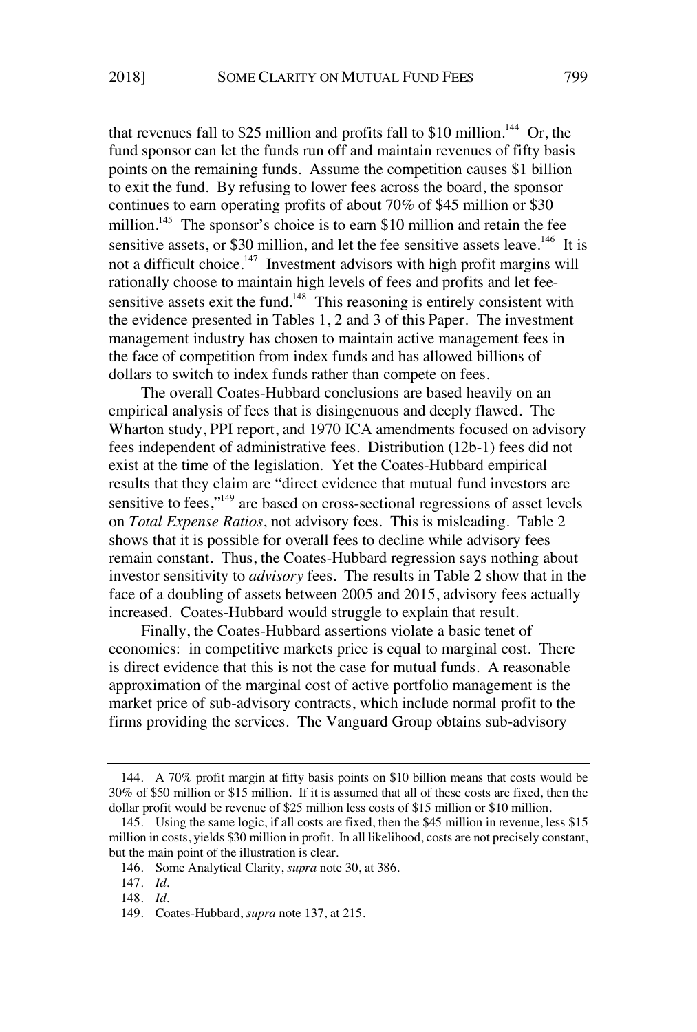that revenues fall to $25 million and profits fall to $10 million.[144] Or, the fund sponsor can let the funds run off and maintain revenues of fifty basis points on the remaining funds. Assume the competition causes $1 billion to exit the fund. By refusing to lower fees across the board, the sponsor continues to earn operating profits of about 70% of $45 million or $30 million.[145] The sponsor's choice is to earn $10 million and retain the fee sensitive assets, or $30 million, and let the fee sensitive assets leave.[146] It is not a difficult choice.[147] Investment advisors with high profit margins will rationally choose to maintain high levels of fees and profits and let fee-sensitive assets exit the fund.[148] This reasoning is entirely consistent with the evidence presented in Tables 1, 2 and 3 of this Paper. The investment management industry has chosen to maintain active management fees in the face of competition from index funds and has allowed billions of dollars to switch to index funds rather than compete on fees.

The overall Coates-Hubbard conclusions are based heavily on an empirical analysis of fees that is disingenuous and deeply flawed. The Wharton study, PPI report, and 1970 ICA amendments focused on advisory fees independent of administrative fees. Distribution (12b-1) fees did not exist at the time of the legislation. Yet the Coates-Hubbard empirical results that they claim are "direct evidence that mutual fund investors are sensitive to fees,"[149] are based on cross-sectional regressions of asset levels on *Total Expense Ratios*, not advisory fees. This is misleading. Table 2 shows that it is possible for overall fees to decline while advisory fees remain constant. Thus, the Coates-Hubbard regression says nothing about investor sensitivity to *advisory* fees. The results in Table 2 show that in the face of a doubling of assets between 2005 and 2015, advisory fees actually increased. Coates-Hubbard would struggle to explain that result.

Finally, the Coates-Hubbard assertions violate a basic tenet of economics: in competitive markets price is equal to marginal cost. There is direct evidence that this is not the case for mutual funds. A reasonable approximation of the marginal cost of active portfolio management is the market price of sub-advisory contracts, which include normal profit to the firms providing the services. The Vanguard Group obtains sub-advisory

---

144. A 70% profit margin at fifty basis points on $10 billion means that costs would be 30% of $50 million or $15 million. If it is assumed that all of these costs are fixed, then the dollar profit would be revenue of $25 million less costs of $15 million or $10 million.

145. Using the same logic, if all costs are fixed, then the $45 million in revenue, less $15 million in costs, yields $30 million in profit. In all likelihood, costs are not precisely constant, but the main point of the illustration is clear.

146. Some Analytical Clarity, *supra* note 30, at 386.

147. *Id.*

148. *Id.*

149. Coates-Hubbard, *supra* note 137, at 215.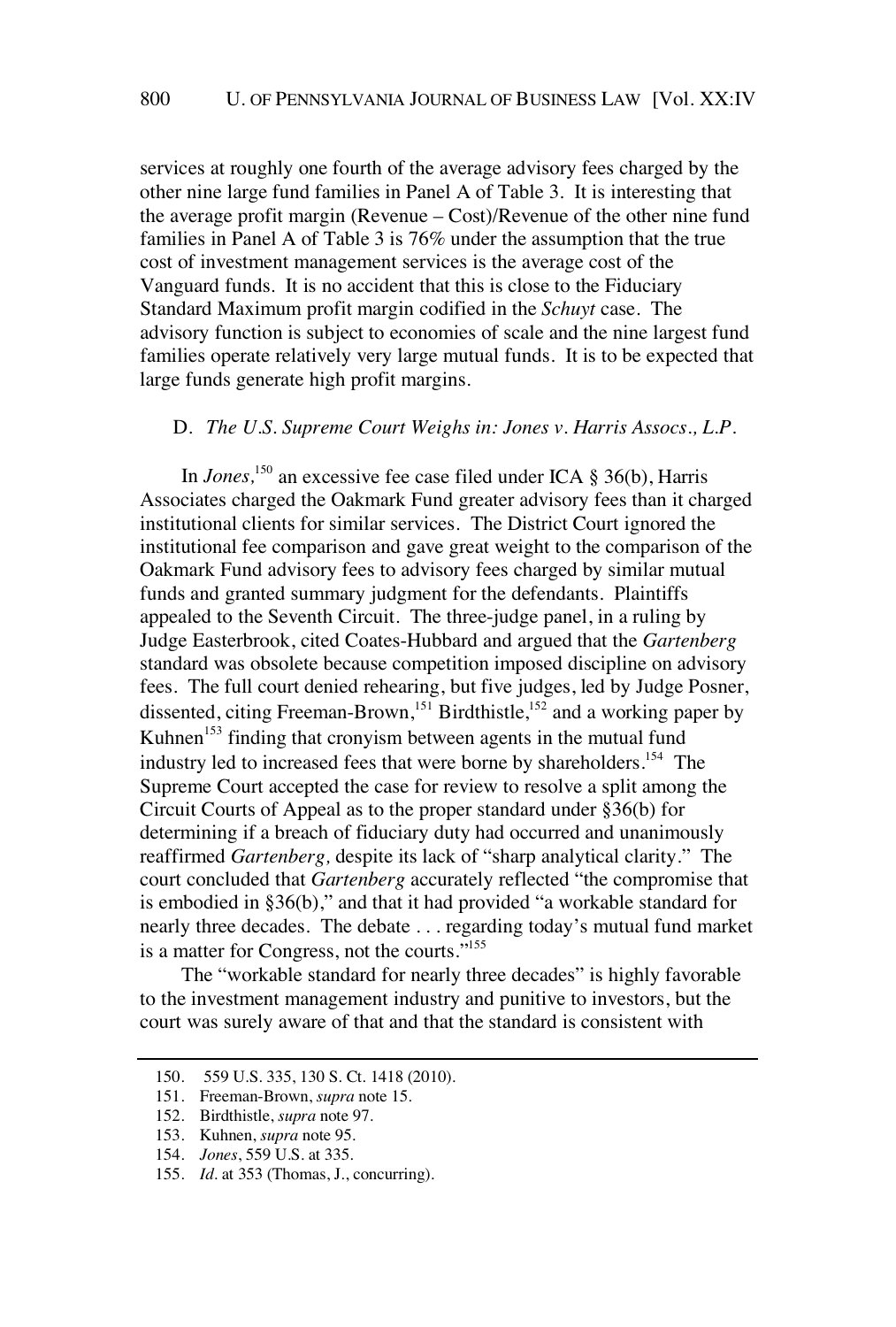services at roughly one fourth of the average advisory fees charged by the other nine large fund families in Panel A of Table 3. It is interesting that the average profit margin (Revenue – Cost)/Revenue of the other nine fund families in Panel A of Table 3 is 76% under the assumption that the true cost of investment management services is the average cost of the Vanguard funds. It is no accident that this is close to the Fiduciary Standard Maximum profit margin codified in the *Schuyt* case. The advisory function is subject to economies of scale and the nine largest fund families operate relatively very large mutual funds. It is to be expected that large funds generate high profit margins.

### D. *The U.S. Supreme Court Weighs in: Jones v. Harris Assocs., L.P.*

In *Jones*,[150] an excessive fee case filed under ICA § 36(b), Harris Associates charged the Oakmark Fund greater advisory fees than it charged institutional clients for similar services. The District Court ignored the institutional fee comparison and gave great weight to the comparison of the Oakmark Fund advisory fees to advisory fees charged by similar mutual funds and granted summary judgment for the defendants. Plaintiffs appealed to the Seventh Circuit. The three-judge panel, in a ruling by Judge Easterbrook, cited Coates-Hubbard and argued that the *Gartenberg* standard was obsolete because competition imposed discipline on advisory fees. The full court denied rehearing, but five judges, led by Judge Posner, dissented, citing Freeman-Brown,[151] Birdthistle,[152] and a working paper by Kuhnen[153] finding that cronyism between agents in the mutual fund industry led to increased fees that were borne by shareholders.[154] The Supreme Court accepted the case for review to resolve a split among the Circuit Courts of Appeal as to the proper standard under §36(b) for determining if a breach of fiduciary duty had occurred and unanimously reaffirmed *Gartenberg,* despite its lack of "sharp analytical clarity." The court concluded that *Gartenberg* accurately reflected "the compromise that is embodied in §36(b)," and that it had provided "a workable standard for nearly three decades. The debate . . . regarding today's mutual fund market is a matter for Congress, not the courts."[155]

The "workable standard for nearly three decades" is highly favorable to the investment management industry and punitive to investors, but the court was surely aware of that and that the standard is consistent with

---

150. 559 U.S. 335, 130 S. Ct. 1418 (2010).

151. Freeman-Brown, *supra* note 15.

152. Birdthistle, *supra* note 97.

153. Kuhnen, *supra* note 95.

154. *Jones*, 559 U.S. at 335.

155. *Id*. at 353 (Thomas, J., concurring).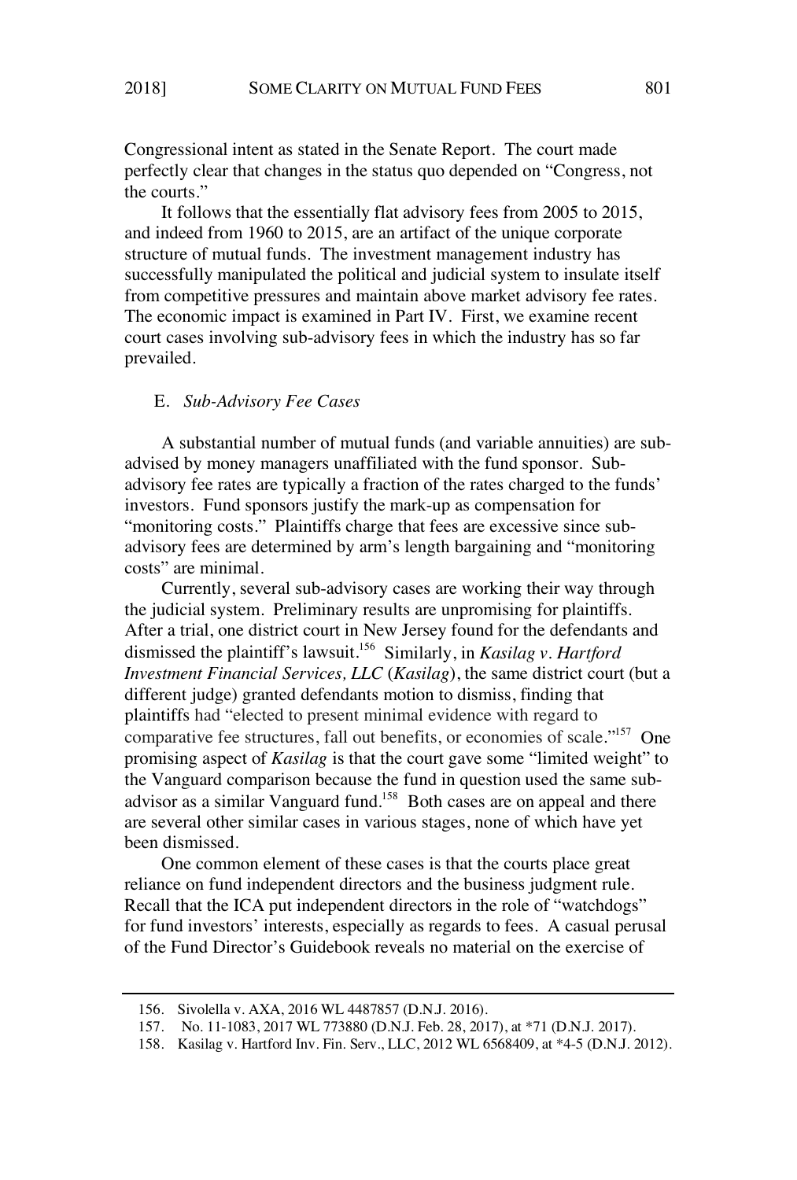Congressional intent as stated in the Senate Report. The court made perfectly clear that changes in the status quo depended on "Congress, not the courts."

It follows that the essentially flat advisory fees from 2005 to 2015, and indeed from 1960 to 2015, are an artifact of the unique corporate structure of mutual funds. The investment management industry has successfully manipulated the political and judicial system to insulate itself from competitive pressures and maintain above market advisory fee rates. The economic impact is examined in Part IV. First, we examine recent court cases involving sub-advisory fees in which the industry has so far prevailed.

### E. *Sub-Advisory Fee Cases*

A substantial number of mutual funds (and variable annuities) are sub-advised by money managers unaffiliated with the fund sponsor. Sub-advisory fee rates are typically a fraction of the rates charged to the funds' investors. Fund sponsors justify the mark-up as compensation for "monitoring costs." Plaintiffs charge that fees are excessive since sub-advisory fees are determined by arm's length bargaining and "monitoring costs" are minimal.

Currently, several sub-advisory cases are working their way through the judicial system. Preliminary results are unpromising for plaintiffs. After a trial, one district court in New Jersey found for the defendants and dismissed the plaintiff's lawsuit.[156] Similarly, in *Kasilag v. Hartford Investment Financial Services, LLC* (*Kasilag*), the same district court (but a different judge) granted defendants motion to dismiss, finding that plaintiffs had "elected to present minimal evidence with regard to comparative fee structures, fall out benefits, or economies of scale."[157] One promising aspect of *Kasilag* is that the court gave some "limited weight" to the Vanguard comparison because the fund in question used the same sub-advisor as a similar Vanguard fund.[158] Both cases are on appeal and there are several other similar cases in various stages, none of which have yet been dismissed.

One common element of these cases is that the courts place great reliance on fund independent directors and the business judgment rule. Recall that the ICA put independent directors in the role of "watchdogs" for fund investors' interests, especially as regards to fees. A casual perusal of the Fund Director's Guidebook reveals no material on the exercise of

---

156. Sivolella v. AXA, 2016 WL 4487857 (D.N.J. 2016).

157. No. 11-1083, 2017 WL 773880 (D.N.J. Feb. 28, 2017), at *71 (D.N.J. 2017).

158. Kasilag v. Hartford Inv. Fin. Serv., LLC, 2012 WL 6568409, at *4-5 (D.N.J. 2012).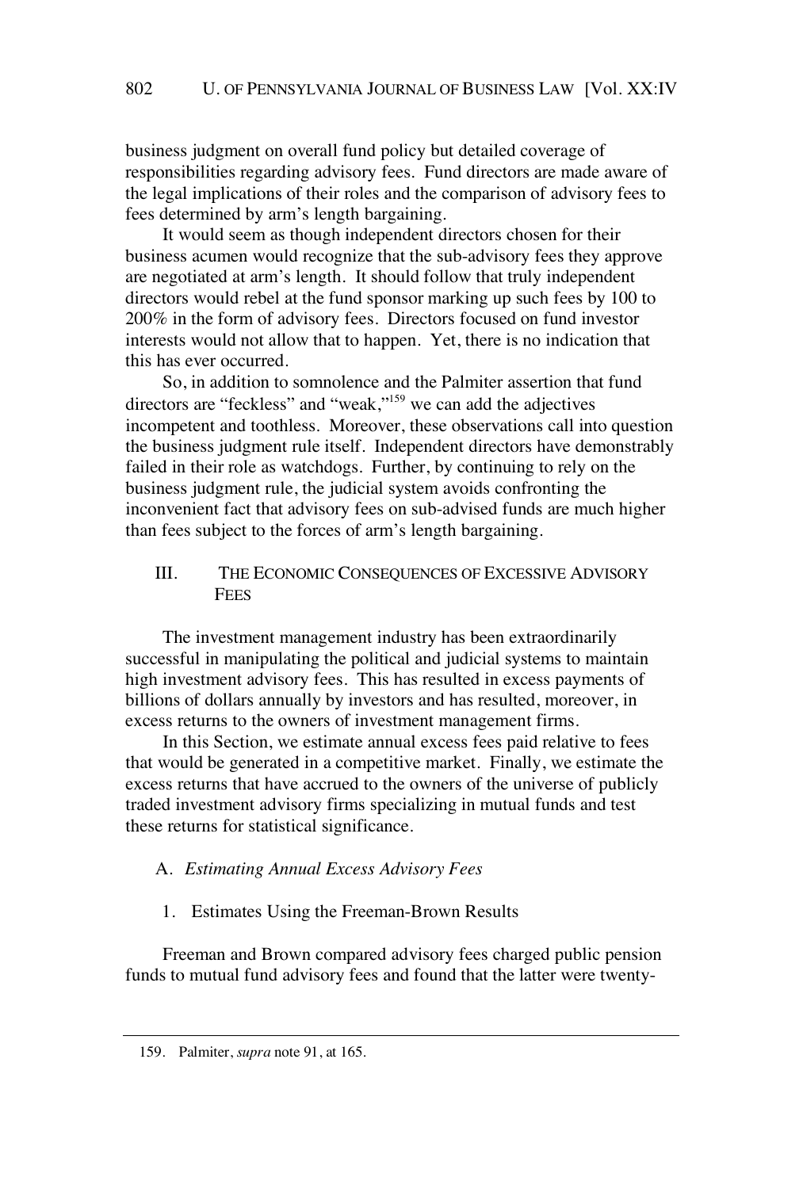business judgment on overall fund policy but detailed coverage of responsibilities regarding advisory fees. Fund directors are made aware of the legal implications of their roles and the comparison of advisory fees to fees determined by arm's length bargaining.

It would seem as though independent directors chosen for their business acumen would recognize that the sub-advisory fees they approve are negotiated at arm's length. It should follow that truly independent directors would rebel at the fund sponsor marking up such fees by 100 to 200% in the form of advisory fees. Directors focused on fund investor interests would not allow that to happen. Yet, there is no indication that this has ever occurred.

So, in addition to somnolence and the Palmiter assertion that fund directors are "feckless" and "weak,"[159] we can add the adjectives incompetent and toothless. Moreover, these observations call into question the business judgment rule itself. Independent directors have demonstrably failed in their role as watchdogs. Further, by continuing to rely on the business judgment rule, the judicial system avoids confronting the inconvenient fact that advisory fees on sub-advised funds are much higher than fees subject to the forces of arm's length bargaining.

## III. THE ECONOMIC CONSEQUENCES OF EXCESSIVE ADVISORY FEES

The investment management industry has been extraordinarily successful in manipulating the political and judicial systems to maintain high investment advisory fees. This has resulted in excess payments of billions of dollars annually by investors and has resulted, moreover, in excess returns to the owners of investment management firms.

In this Section, we estimate annual excess fees paid relative to fees that would be generated in a competitive market. Finally, we estimate the excess returns that have accrued to the owners of the universe of publicly traded investment advisory firms specializing in mutual funds and test these returns for statistical significance.

### A. *Estimating Annual Excess Advisory Fees*

#### 1. Estimates Using the Freeman-Brown Results

Freeman and Brown compared advisory fees charged public pension funds to mutual fund advisory fees and found that the latter were twenty-

159. Palmiter, *supra* note 91, at 165.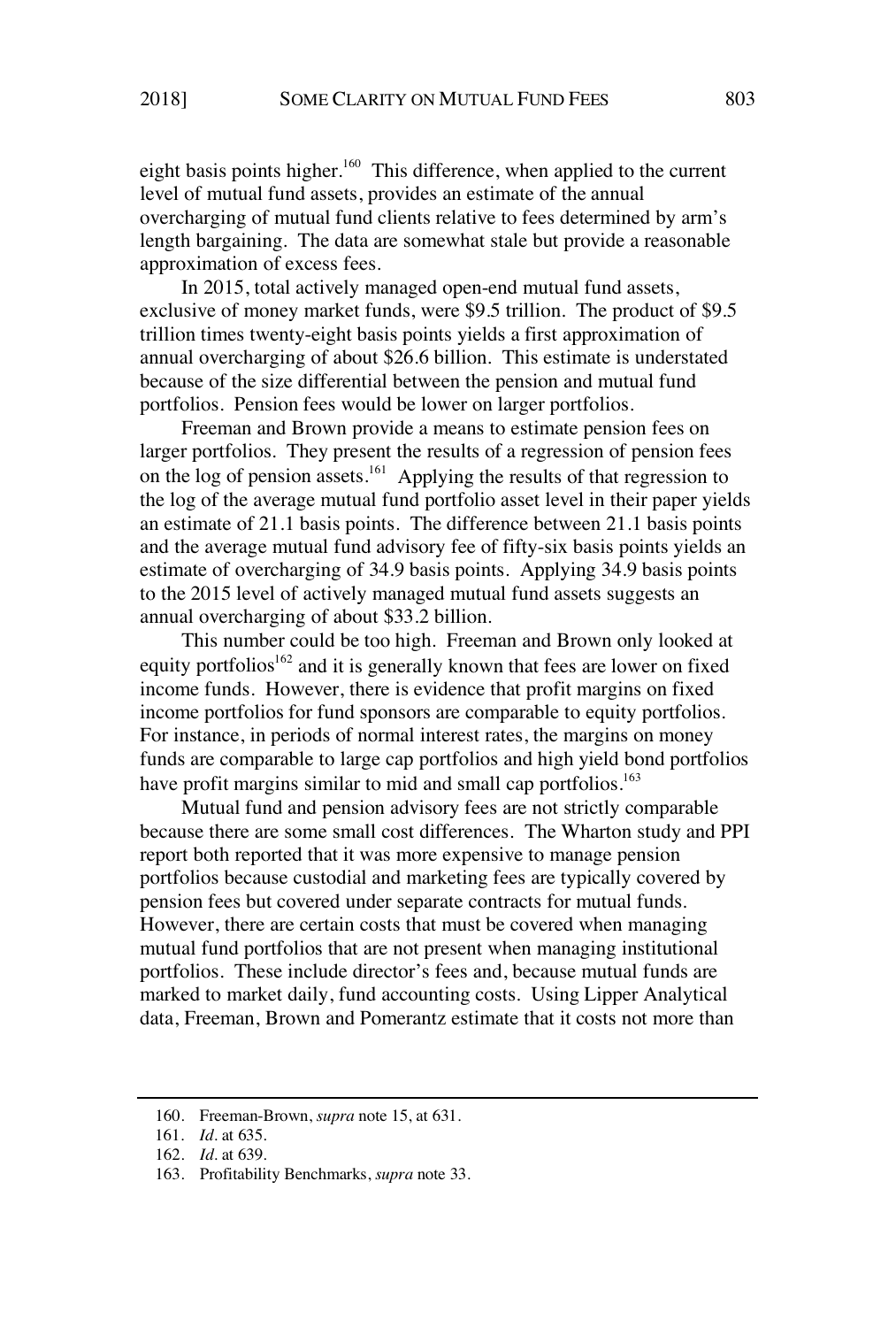eight basis points higher.[160] This difference, when applied to the current level of mutual fund assets, provides an estimate of the annual overcharging of mutual fund clients relative to fees determined by arm's length bargaining. The data are somewhat stale but provide a reasonable approximation of excess fees.

In 2015, total actively managed open-end mutual fund assets, exclusive of money market funds, were $9.5 trillion. The product of $9.5 trillion times twenty-eight basis points yields a first approximation of annual overcharging of about $26.6 billion. This estimate is understated because of the size differential between the pension and mutual fund portfolios. Pension fees would be lower on larger portfolios.

Freeman and Brown provide a means to estimate pension fees on larger portfolios. They present the results of a regression of pension fees on the log of pension assets.[161] Applying the results of that regression to the log of the average mutual fund portfolio asset level in their paper yields an estimate of 21.1 basis points. The difference between 21.1 basis points and the average mutual fund advisory fee of fifty-six basis points yields an estimate of overcharging of 34.9 basis points. Applying 34.9 basis points to the 2015 level of actively managed mutual fund assets suggests an annual overcharging of about $33.2 billion.

This number could be too high. Freeman and Brown only looked at equity portfolios[162] and it is generally known that fees are lower on fixed income funds. However, there is evidence that profit margins on fixed income portfolios for fund sponsors are comparable to equity portfolios. For instance, in periods of normal interest rates, the margins on money funds are comparable to large cap portfolios and high yield bond portfolios have profit margins similar to mid and small cap portfolios.[163]

Mutual fund and pension advisory fees are not strictly comparable because there are some small cost differences. The Wharton study and PPI report both reported that it was more expensive to manage pension portfolios because custodial and marketing fees are typically covered by pension fees but covered under separate contracts for mutual funds. However, there are certain costs that must be covered when managing mutual fund portfolios that are not present when managing institutional portfolios. These include director's fees and, because mutual funds are marked to market daily, fund accounting costs. Using Lipper Analytical data, Freeman, Brown and Pomerantz estimate that it costs not more than

---

160. Freeman-Brown, *supra* note 15, at 631.

161. *Id.* at 635.

162. *Id.* at 639.

163. Profitability Benchmarks, *supra* note 33.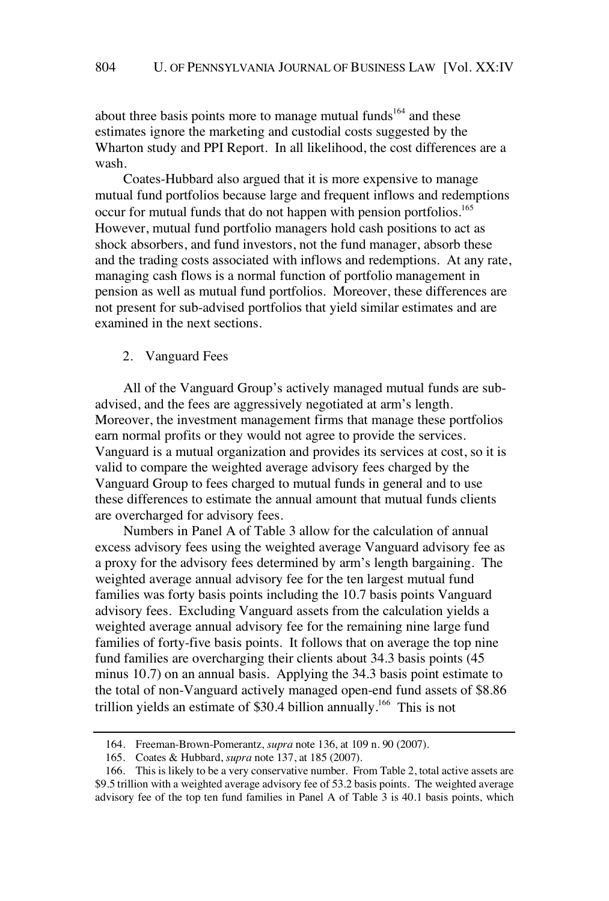about three basis points more to manage mutual funds[164] and these estimates ignore the marketing and custodial costs suggested by the Wharton study and PPI Report. In all likelihood, the cost differences are a wash.

Coates-Hubbard also argued that it is more expensive to manage mutual fund portfolios because large and frequent inflows and redemptions occur for mutual funds that do not happen with pension portfolios.[165] However, mutual fund portfolio managers hold cash positions to act as shock absorbers, and fund investors, not the fund manager, absorb these and the trading costs associated with inflows and redemptions. At any rate, managing cash flows is a normal function of portfolio management in pension as well as mutual fund portfolios. Moreover, these differences are not present for sub-advised portfolios that yield similar estimates and are examined in the next sections.

### 2. Vanguard Fees

All of the Vanguard Group's actively managed mutual funds are sub-advised, and the fees are aggressively negotiated at arm's length. Moreover, the investment management firms that manage these portfolios earn normal profits or they would not agree to provide the services. Vanguard is a mutual organization and provides its services at cost, so it is valid to compare the weighted average advisory fees charged by the Vanguard Group to fees charged to mutual funds in general and to use these differences to estimate the annual amount that mutual funds clients are overcharged for advisory fees.

Numbers in Panel A of Table 3 allow for the calculation of annual excess advisory fees using the weighted average Vanguard advisory fee as a proxy for the advisory fees determined by arm's length bargaining. The weighted average annual advisory fee for the ten largest mutual fund families was forty basis points including the 10.7 basis points Vanguard advisory fees. Excluding Vanguard assets from the calculation yields a weighted average annual advisory fee for the remaining nine large fund families of forty-five basis points. It follows that on average the top nine fund families are overcharging their clients about 34.3 basis points (45 minus 10.7) on an annual basis. Applying the 34.3 basis point estimate to the total of non-Vanguard actively managed open-end fund assets of $8.86 trillion yields an estimate of $30.4 billion annually.[166] This is not

---

164. Freeman-Brown-Pomerantz, *supra* note 136, at 109 n. 90 (2007).

165. Coates & Hubbard, *supra* note 137, at 185 (2007).

166. This is likely to be a very conservative number. From Table 2, total active assets are $9.5 trillion with a weighted average advisory fee of 53.2 basis points. The weighted average advisory fee of the top ten fund families in Panel A of Table 3 is 40.1 basis points, which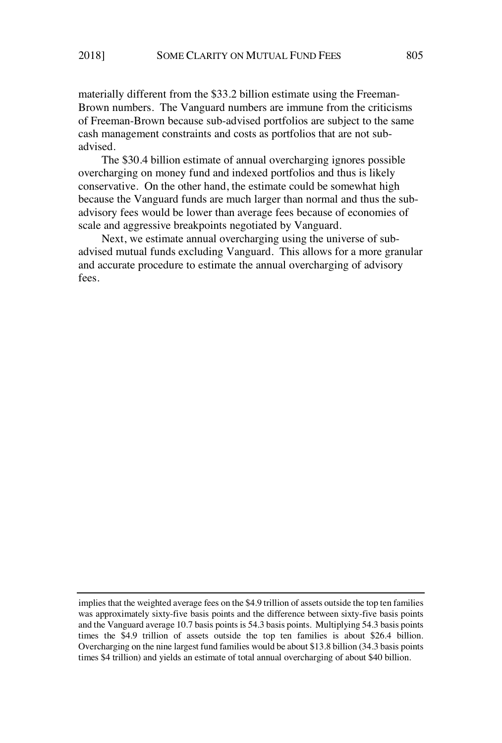materially different from the $33.2 billion estimate using the Freeman-Brown numbers. The Vanguard numbers are immune from the criticisms of Freeman-Brown because sub-advised portfolios are subject to the same cash management constraints and costs as portfolios that are not sub-advised.

The $30.4 billion estimate of annual overcharging ignores possible overcharging on money fund and indexed portfolios and thus is likely conservative. On the other hand, the estimate could be somewhat high because the Vanguard funds are much larger than normal and thus the sub-advisory fees would be lower than average fees because of economies of scale and aggressive breakpoints negotiated by Vanguard.

Next, we estimate annual overcharging using the universe of sub-advised mutual funds excluding Vanguard. This allows for a more granular and accurate procedure to estimate the annual overcharging of advisory fees.

---

implies that the weighted average fees on the $4.9 trillion of assets outside the top ten families was approximately sixty-five basis points and the difference between sixty-five basis points and the Vanguard average 10.7 basis points is 54.3 basis points. Multiplying 54.3 basis points times the $4.9 trillion of assets outside the top ten families is about $26.4 billion. Overcharging on the nine largest fund families would be about $13.8 billion (34.3 basis points times $4 trillion) and yields an estimate of total annual overcharging of about $40 billion.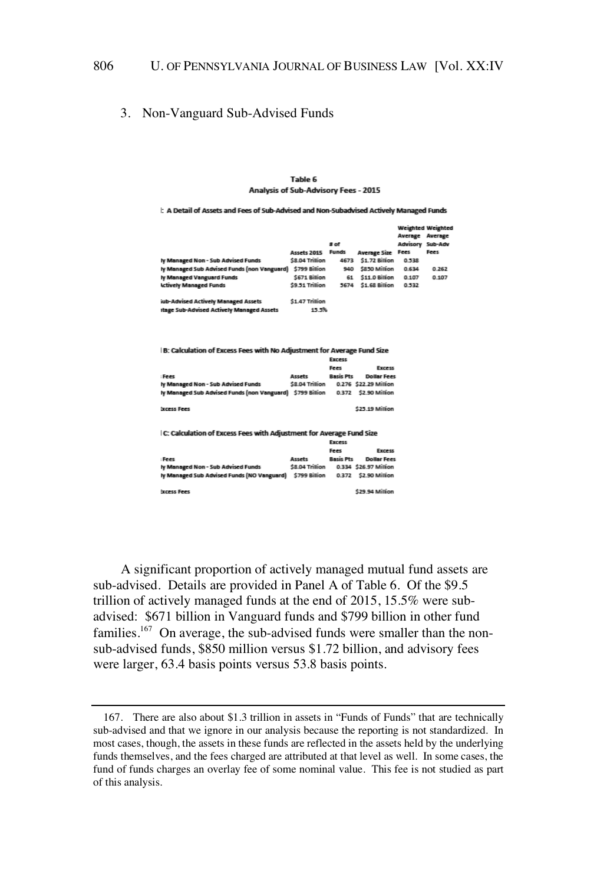### 3. Non-Vanguard Sub-Advised Funds

**Table 6**
**Analysis of Sub-Advisory Fees - 2015**

**: A Detail of Assets and Fees of Sub-Advised and Non-Subadvised Actively Managed Funds**

| | Assets 2015 | # of Funds | Average Size | Weighted Average Advisory Fees | Weighted Average Sub-Adv Fees |
|---|---|---|---|---|---|
| ly Managed Non - Sub Advised Funds | $8.04 Trillion | 4673 | $1.72 Billion | 0.538 | |
| ly Managed Sub Advised Funds (non Vanguard) | $799 Billion | 940 | $850 Million | 0.634 | 0.262 |
| ly Managed Vanguard Funds | $671 Billion | 61 | $11.0 Billion | 0.107 | 0.107 |
| ictively Managed Funds | $9.51 Trillion | 5674 | $1.68 Billion | 0.532 | |
| | | | | | |
| iub-Advised Actively Managed Assets | $1.47 Trillion | | | | |
| itage Sub-Advised Actively Managed Assets | 15.5% | | | | |

**B: Calculation of Excess Fees with No Adjustment for Average Fund Size**

| Fees | Assets | Excess Fees Basis Pts | Excess Dollar Fees |
|---|---|---|---|
| ly Managed Non - Sub Advised Funds | $8.04 Trillion | 0.276 | $22.29 Million |
| ly Managed Sub Advised Funds (non Vanguard) | $799 Billion | 0.372 | $2.90 Million |
| | | | |
| ixcess Fees | | | $25.19 Million |

**C: Calculation of Excess Fees with Adjustment for Average Fund Size**

| Fees | Assets | Excess Fees Basis Pts | Excess Dollar Fees |
|---|---|---|---|
| ly Managed Non - Sub Advised Funds | $8.04 Trillion | 0.334 | $26.97 Million |
| ly Managed Sub Advised Funds (NO Vanguard) | $799 Billion | 0.372 | $2.90 Million |
| | | | |
| ixcess Fees | | | $29.94 Million |

A significant proportion of actively managed mutual fund assets are sub-advised. Details are provided in Panel A of Table 6. Of the $9.5 trillion of actively managed funds at the end of 2015, 15.5% were sub-advised: $671 billion in Vanguard funds and $799 billion in other fund families.[167] On average, the sub-advised funds were smaller than the non-sub-advised funds, $850 million versus $1.72 billion, and advisory fees were larger, 63.4 basis points versus 53.8 basis points.

---

167. There are also about $1.3 trillion in assets in "Funds of Funds" that are technically sub-advised and that we ignore in our analysis because the reporting is not standardized. In most cases, though, the assets in these funds are reflected in the assets held by the underlying funds themselves, and the fees charged are attributed at that level as well. In some cases, the fund of funds charges an overlay fee of some nominal value. This fee is not studied as part of this analysis.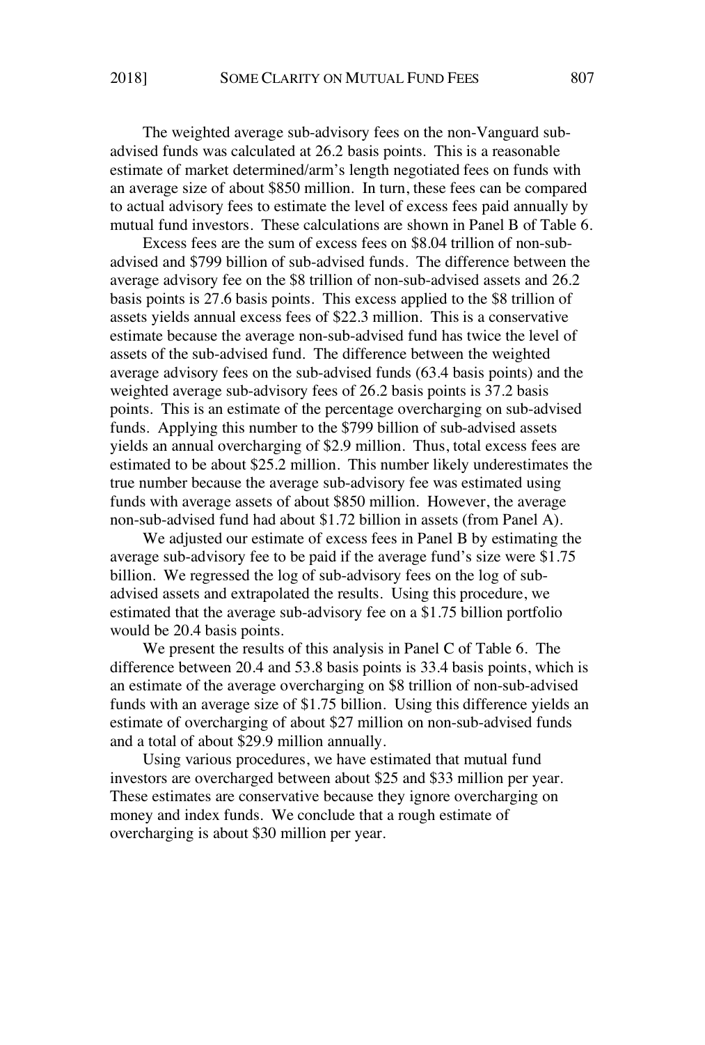The weighted average sub-advisory fees on the non-Vanguard sub-advised funds was calculated at 26.2 basis points. This is a reasonable estimate of market determined/arm's length negotiated fees on funds with an average size of about $850 million. In turn, these fees can be compared to actual advisory fees to estimate the level of excess fees paid annually by mutual fund investors. These calculations are shown in Panel B of Table 6.

Excess fees are the sum of excess fees on $8.04 trillion of non-sub-advised and $799 billion of sub-advised funds. The difference between the average advisory fee on the $8 trillion of non-sub-advised assets and 26.2 basis points is 27.6 basis points. This excess applied to the $8 trillion of assets yields annual excess fees of $22.3 million. This is a conservative estimate because the average non-sub-advised fund has twice the level of assets of the sub-advised fund. The difference between the weighted average advisory fees on the sub-advised funds (63.4 basis points) and the weighted average sub-advisory fees of 26.2 basis points is 37.2 basis points. This is an estimate of the percentage overcharging on sub-advised funds. Applying this number to the $799 billion of sub-advised assets yields an annual overcharging of $2.9 million. Thus, total excess fees are estimated to be about $25.2 million. This number likely underestimates the true number because the average sub-advisory fee was estimated using funds with average assets of about $850 million. However, the average non-sub-advised fund had about $1.72 billion in assets (from Panel A).

We adjusted our estimate of excess fees in Panel B by estimating the average sub-advisory fee to be paid if the average fund's size were $1.75 billion. We regressed the log of sub-advisory fees on the log of sub-advised assets and extrapolated the results. Using this procedure, we estimated that the average sub-advisory fee on a $1.75 billion portfolio would be 20.4 basis points.

We present the results of this analysis in Panel C of Table 6. The difference between 20.4 and 53.8 basis points is 33.4 basis points, which is an estimate of the average overcharging on $8 trillion of non-sub-advised funds with an average size of $1.75 billion. Using this difference yields an estimate of overcharging of about $27 million on non-sub-advised funds and a total of about $29.9 million annually.

Using various procedures, we have estimated that mutual fund investors are overcharged between about $25 and $33 million per year. These estimates are conservative because they ignore overcharging on money and index funds. We conclude that a rough estimate of overcharging is about $30 million per year.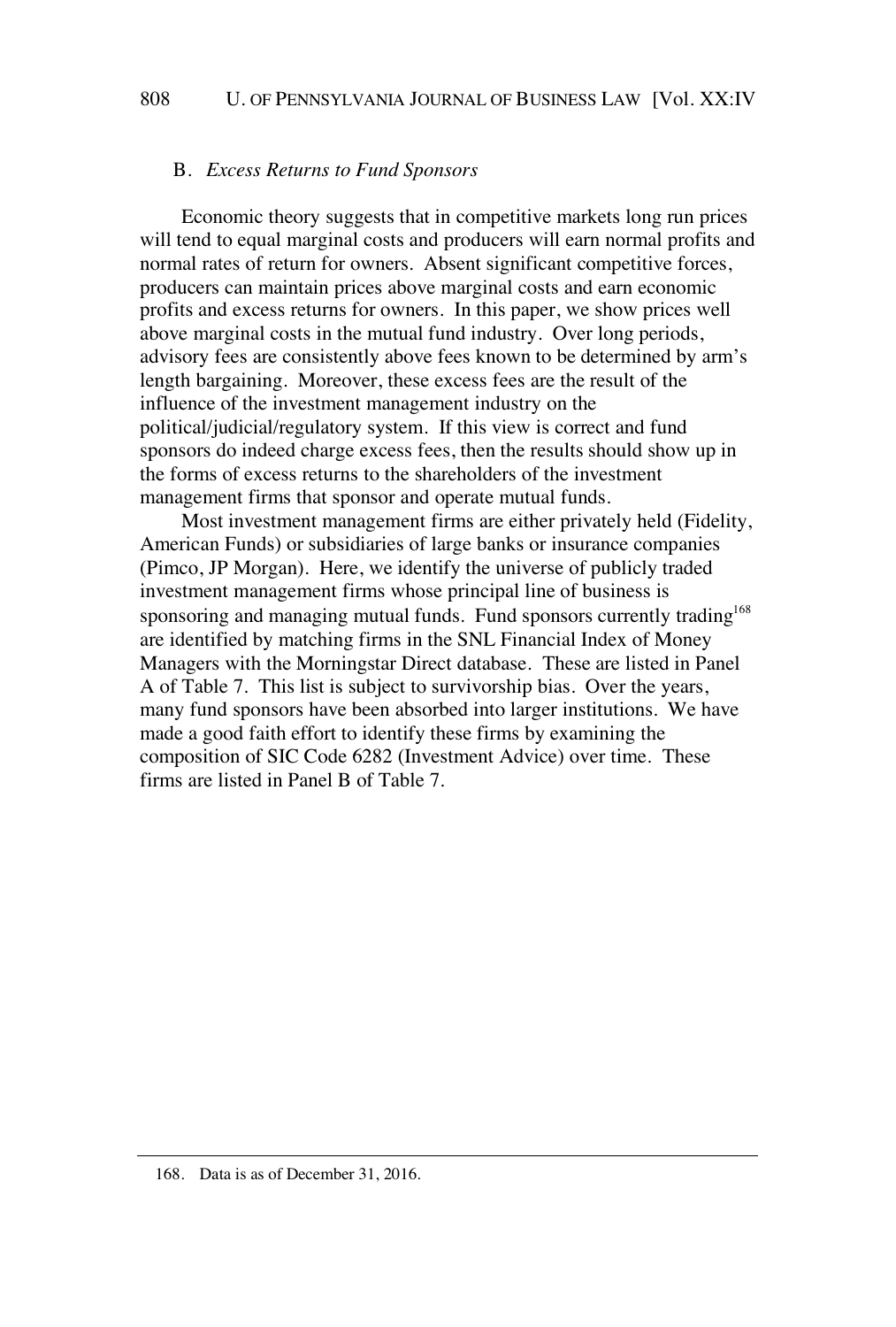## B. *Excess Returns to Fund Sponsors*

Economic theory suggests that in competitive markets long run prices will tend to equal marginal costs and producers will earn normal profits and normal rates of return for owners. Absent significant competitive forces, producers can maintain prices above marginal costs and earn economic profits and excess returns for owners. In this paper, we show prices well above marginal costs in the mutual fund industry. Over long periods, advisory fees are consistently above fees known to be determined by arm's length bargaining. Moreover, these excess fees are the result of the influence of the investment management industry on the political/judicial/regulatory system. If this view is correct and fund sponsors do indeed charge excess fees, then the results should show up in the forms of excess returns to the shareholders of the investment management firms that sponsor and operate mutual funds.

Most investment management firms are either privately held (Fidelity, American Funds) or subsidiaries of large banks or insurance companies (Pimco, JP Morgan). Here, we identify the universe of publicly traded investment management firms whose principal line of business is sponsoring and managing mutual funds. Fund sponsors currently trading[168] are identified by matching firms in the SNL Financial Index of Money Managers with the Morningstar Direct database. These are listed in Panel A of Table 7. This list is subject to survivorship bias. Over the years, many fund sponsors have been absorbed into larger institutions. We have made a good faith effort to identify these firms by examining the composition of SIC Code 6282 (Investment Advice) over time. These firms are listed in Panel B of Table 7.

---

168. Data is as of December 31, 2016.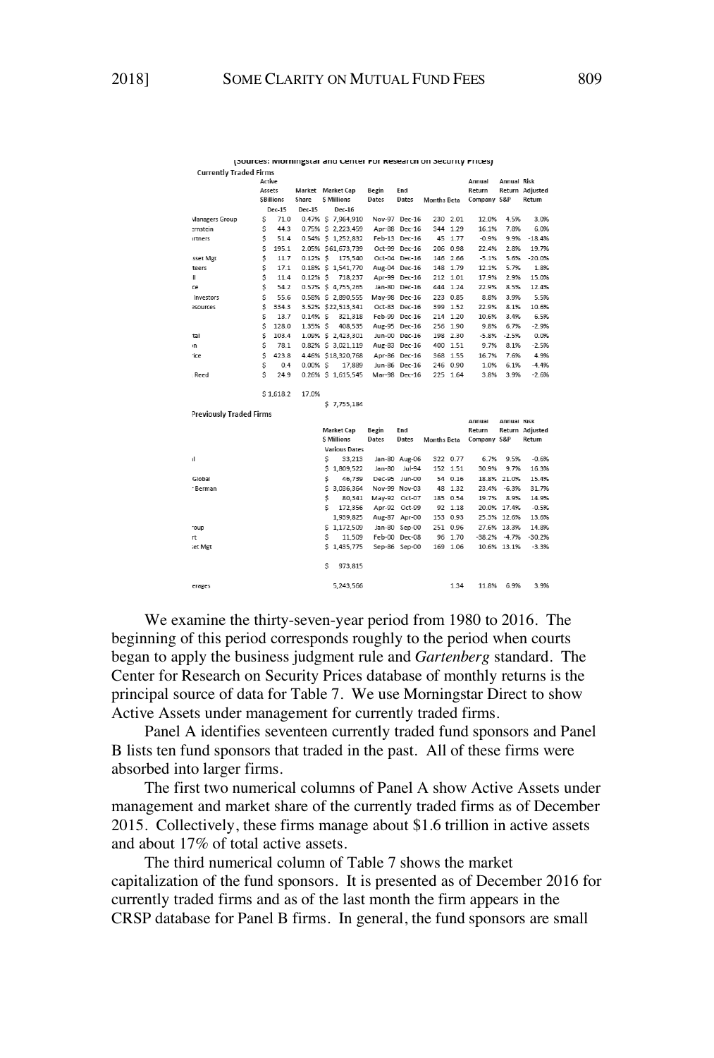(Sources: Morningstar and Center For Research on Security Prices)

**Currently Traded Firms**

| | Active Assets $Billions Dec-15 | Market Share Dec-15 | Market Cap $ Millions Dec-16 | Begin Dates | End Dates | Months | Beta | Annual Return Company | Annual Return S&P | Risk Adjusted Return |
|---|---|---|---|---|---|---|---|---|---|---|
| Managers Group | $ 71.0 | 0.47% | $ 7,964,910 | Nov-97 | Dec-16 | 230 | 2.01 | 12.0% | 4.5% | 3.0% |
| ernstein | $ 44.3 | 0.75% | $ 2,223,459 | Apr-88 | Dec-16 | 344 | 1.29 | 16.1% | 7.8% | 6.0% |
| artners | $ 51.4 | 0.54% | $ 1,252,832 | Feb-13 | Dec-16 | 45 | 1.77 | -0.9% | 9.9% | -18.4% |
| | $ 195.1 | 2.05% | $61,673,739 | Oct-99 | Dec-16 | 206 | 0.98 | 22.4% | 2.8% | 19.7% |
| sset Mgt | $ 11.7 | 0.12% | $ 175,540 | Oct-04 | Dec-16 | 146 | 2.66 | -5.1% | 5.6% | -20.0% |
| teers | $ 17.1 | 0.18% | $ 1,541,770 | Aug-04 | Dec-16 | 148 | 1.79 | 12.1% | 5.7% | 1.8% |
| ll | $ 11.4 | 0.12% | $ 718,237 | Apr-99 | Dec-16 | 212 | 1.01 | 17.9% | 2.9% | 15.0% |
| ce | $ 54.2 | 0.57% | $ 4,755,265 | Jan-80 | Dec-16 | 444 | 1.24 | 22.9% | 8.5% | 12.4% |
| Investors | $ 55.6 | 0.58% | $ 2,890,555 | May-98 | Dec-16 | 223 | 0.85 | 8.8% | 3.9% | 5.5% |
| esources | $ 334.3 | 3.52% | $22,513,341 | Oct-83 | Dec-16 | 399 | 1.52 | 22.9% | 8.1% | 10.6% |
| | $ 13.7 | 0.14% | $ 321,318 | Feb-99 | Dec-16 | 214 | 1.20 | 10.6% | 3.4% | 6.5% |
| | $ 128.0 | 1.35% | $ 408,535 | Aug-95 | Dec-16 | 256 | 1.90 | 9.8% | 6.7% | -2.9% |
| tal | $ 103.4 | 1.09% | $ 2,423,301 | Jun-00 | Dec-16 | 198 | 2.30 | -5.8% | -2.5% | 0.0% |
| n | $ 78.1 | 0.82% | $ 3,021,119 | Aug-83 | Dec-16 | 400 | 1.51 | 9.7% | 8.1% | -2.5% |
| ice | $ 423.8 | 4.46% | $18,320,768 | Apr-86 | Dec-16 | 368 | 1.55 | 16.7% | 7.6% | 4.9% |
| | $ 0.4 | 0.00% | $ 17,889 | Jun-86 | Dec-16 | 246 | 0.90 | 1.0% | 6.1% | -4.4% |
| Reed | $ 24.9 | 0.26% | $ 1,615,545 | Mar-98 | Dec-16 | 225 | 1.64 | 3.8% | 3.9% | -2.6% |
| | $ 1,618.2 | 17.0% | | | | | | | | |
| | | | $ 7,755,184 | | | | | | | |

**Previously Traded Firms**

| | Market Cap $ Millions Various Dates | Begin Dates | End Dates | Months | Beta | Annual Return Company | Annual Return S&P | Risk Adjusted Return |
|---|---|---|---|---|---|---|---|---|
| il | $ 83,213 | Jan-80 | Aug-06 | 322 | 0.77 | 6.7% | 9.5% | -0.6% |
| | $ 1,809,522 | Jan-80 | Jul-94 | 152 | 1.51 | 30.9% | 9.7% | 16.3% |
| Global | $ 46,739 | Dec-95 | Jun-00 | 54 | 0.16 | 18.8% | 21.0% | 15.4% |
| Berman | $ 3,036,364 | Nov-99 | Nov-03 | 48 | 1.32 | 23.4% | -6.3% | 31.7% |
| | $ 80,341 | May-92 | Oct-07 | 185 | 0.54 | 19.7% | 8.9% | 14.9% |
| | $ 172,356 | Apr-92 | Oct-99 | 92 | 1.18 | 20.0% | 17.4% | -0.5% |
| | 1,939,825 | Aug-87 | Apr-00 | 153 | 0.93 | 25.3% | 12.6% | 13.6% |
| roup | $ 1,172,509 | Jan-80 | Sep-00 | 251 | 0.96 | 27.6% | 13.3% | 14.8% |
| rt | $ 11,509 | Feb-00 | Dec-08 | 96 | 1.70 | -38.2% | -4.7% | -30.2% |
| set Mgt | $ 1,435,775 | Sep-86 | Sep-00 | 169 | 1.06 | 10.6% | 13.1% | -3.3% |
| | $ 973,815 | | | | | | | |
| erages | 5,243,566 | | | | 1.34 | 11.8% | 6.9% | 3.9% |

We examine the thirty-seven-year period from 1980 to 2016. The beginning of this period corresponds roughly to the period when courts began to apply the business judgment rule and *Gartenberg* standard. The Center for Research on Security Prices database of monthly returns is the principal source of data for Table 7. We use Morningstar Direct to show Active Assets under management for currently traded firms.

Panel A identifies seventeen currently traded fund sponsors and Panel B lists ten fund sponsors that traded in the past. All of these firms were absorbed into larger firms.

The first two numerical columns of Panel A show Active Assets under management and market share of the currently traded firms as of December 2015. Collectively, these firms manage about $1.6 trillion in active assets and about 17% of total active assets.

The third numerical column of Table 7 shows the market capitalization of the fund sponsors. It is presented as of December 2016 for currently traded firms and as of the last month the firm appears in the CRSP database for Panel B firms. In general, the fund sponsors are small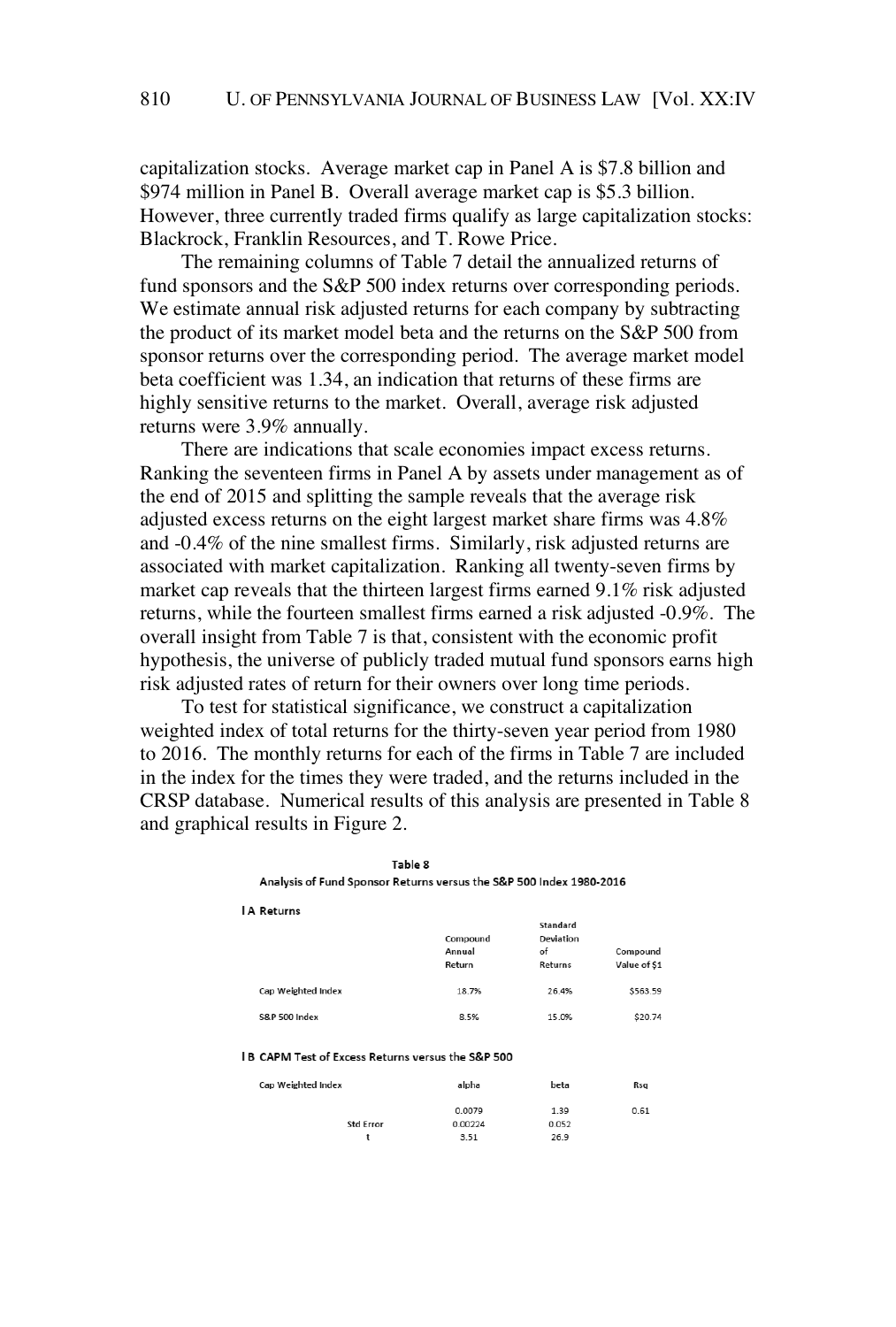capitalization stocks. Average market cap in Panel A is $7.8 billion and $974 million in Panel B. Overall average market cap is $5.3 billion. However, three currently traded firms qualify as large capitalization stocks: Blackrock, Franklin Resources, and T. Rowe Price.

The remaining columns of Table 7 detail the annualized returns of fund sponsors and the S&P 500 index returns over corresponding periods. We estimate annual risk adjusted returns for each company by subtracting the product of its market model beta and the returns on the S&P 500 from sponsor returns over the corresponding period. The average market model beta coefficient was 1.34, an indication that returns of these firms are highly sensitive returns to the market. Overall, average risk adjusted returns were 3.9% annually.

There are indications that scale economies impact excess returns. Ranking the seventeen firms in Panel A by assets under management as of the end of 2015 and splitting the sample reveals that the average risk adjusted excess returns on the eight largest market share firms was 4.8% and -0.4% of the nine smallest firms. Similarly, risk adjusted returns are associated with market capitalization. Ranking all twenty-seven firms by market cap reveals that the thirteen largest firms earned 9.1% risk adjusted returns, while the fourteen smallest firms earned a risk adjusted -0.9%. The overall insight from Table 7 is that, consistent with the economic profit hypothesis, the universe of publicly traded mutual fund sponsors earns high risk adjusted rates of return for their owners over long time periods.

To test for statistical significance, we construct a capitalization weighted index of total returns for the thirty-seven year period from 1980 to 2016. The monthly returns for each of the firms in Table 7 are included in the index for the times they were traded, and the returns included in the CRSP database. Numerical results of this analysis are presented in Table 8 and graphical results in Figure 2.

**Table 8**

**Analysis of Fund Sponsor Returns versus the S&P 500 Index 1980-2016**

**I A Returns**

| | Compound Annual Return | Standard Deviation of Returns | Compound Value of $1 |
|---|---|---|---|
| Cap Weighted Index | 18.7% | 26.4% | $563.59 |
| S&P 500 Index | 8.5% | 15.0% | $20.74 |

**I B CAPM Test of Excess Returns versus the S&P 500**

| Cap Weighted Index | alpha | beta | Rsq |
|---|---|---|---|
| | 0.0079 | 1.39 | 0.61 |
| Std Error | 0.00224 | 0.052 | |
| t | 3.51 | 26.9 | |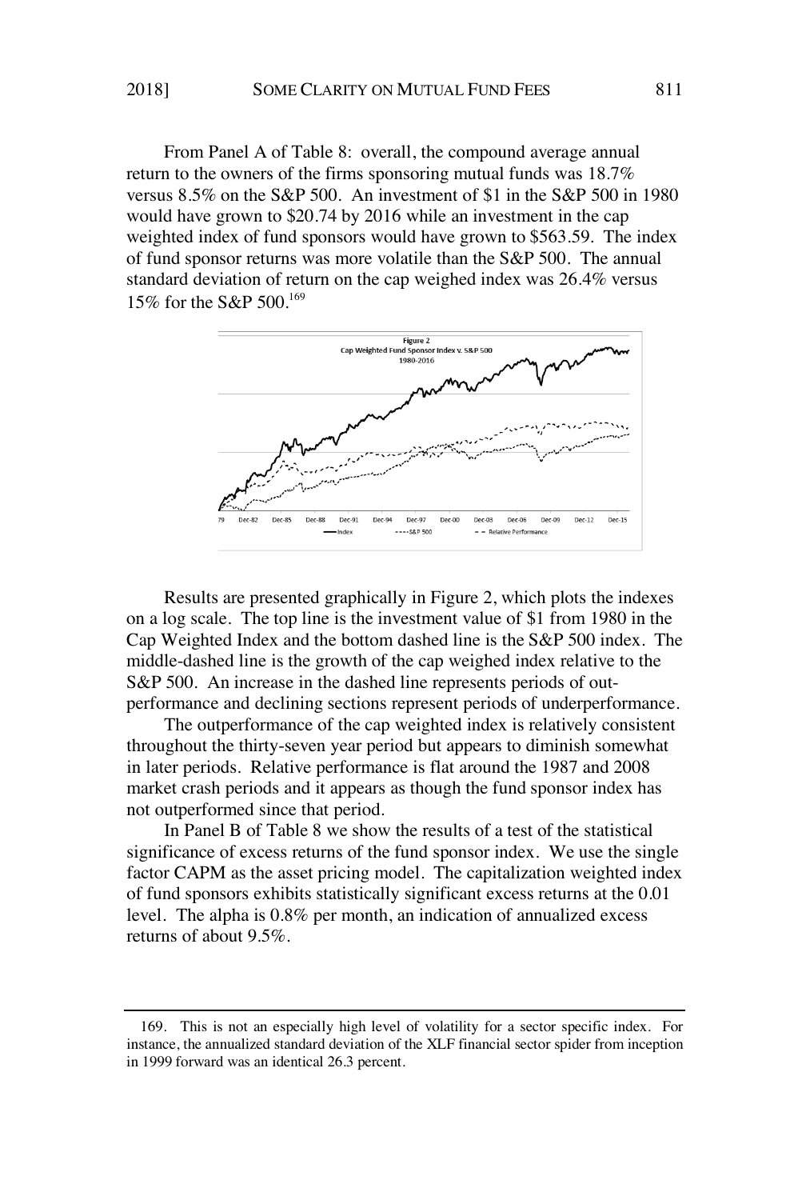From Panel A of Table 8: overall, the compound average annual return to the owners of the firms sponsoring mutual funds was 18.7% versus 8.5% on the S&P 500. An investment of $1 in the S&P 500 in 1980 would have grown to $20.74 by 2016 while an investment in the cap weighted index of fund sponsors would have grown to $563.59. The index of fund sponsor returns was more volatile than the S&P 500. The annual standard deviation of return on the cap weighed index was 26.4% versus 15% for the S&P 500.[169]

Results are presented graphically in Figure 2, which plots the indexes on a log scale. The top line is the investment value of $1 from 1980 in the Cap Weighted Index and the bottom dashed line is the S&P 500 index. The middle-dashed line is the growth of the cap weighed index relative to the S&P 500. An increase in the dashed line represents periods of out-performance and declining sections represent periods of underperformance.

The outperformance of the cap weighted index is relatively consistent throughout the thirty-seven year period but appears to diminish somewhat in later periods. Relative performance is flat around the 1987 and 2008 market crash periods and it appears as though the fund sponsor index has not outperformed since that period.

In Panel B of Table 8 we show the results of a test of the statistical significance of excess returns of the fund sponsor index. We use the single factor CAPM as the asset pricing model. The capitalization weighted index of fund sponsors exhibits statistically significant excess returns at the 0.01 level. The alpha is 0.8% per month, an indication of annualized excess returns of about 9.5%.

169. This is not an especially high level of volatility for a sector specific index. For instance, the annualized standard deviation of the XLF financial sector spider from inception in 1999 forward was an identical 26.3 percent.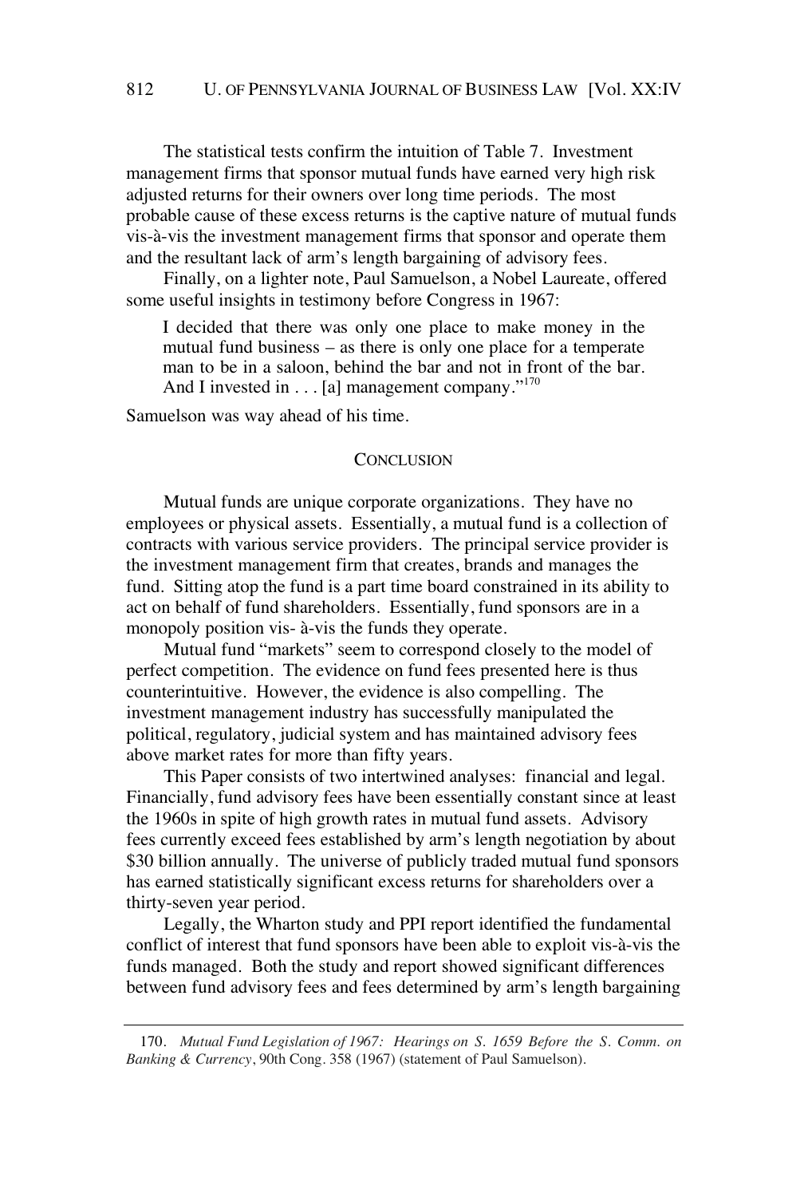The statistical tests confirm the intuition of Table 7. Investment management firms that sponsor mutual funds have earned very high risk adjusted returns for their owners over long time periods. The most probable cause of these excess returns is the captive nature of mutual funds vis-à-vis the investment management firms that sponsor and operate them and the resultant lack of arm's length bargaining of advisory fees.

Finally, on a lighter note, Paul Samuelson, a Nobel Laureate, offered some useful insights in testimony before Congress in 1967:

> I decided that there was only one place to make money in the mutual fund business – as there is only one place for a temperate man to be in a saloon, behind the bar and not in front of the bar. And I invested in . . . [a] management company."[170]

Samuelson was way ahead of his time.

## CONCLUSION

Mutual funds are unique corporate organizations. They have no employees or physical assets. Essentially, a mutual fund is a collection of contracts with various service providers. The principal service provider is the investment management firm that creates, brands and manages the fund. Sitting atop the fund is a part time board constrained in its ability to act on behalf of fund shareholders. Essentially, fund sponsors are in a monopoly position vis- à-vis the funds they operate.

Mutual fund "markets" seem to correspond closely to the model of perfect competition. The evidence on fund fees presented here is thus counterintuitive. However, the evidence is also compelling. The investment management industry has successfully manipulated the political, regulatory, judicial system and has maintained advisory fees above market rates for more than fifty years.

This Paper consists of two intertwined analyses: financial and legal. Financially, fund advisory fees have been essentially constant since at least the 1960s in spite of high growth rates in mutual fund assets. Advisory fees currently exceed fees established by arm's length negotiation by about \$30 billion annually. The universe of publicly traded mutual fund sponsors has earned statistically significant excess returns for shareholders over a thirty-seven year period.

Legally, the Wharton study and PPI report identified the fundamental conflict of interest that fund sponsors have been able to exploit vis-à-vis the funds managed. Both the study and report showed significant differences between fund advisory fees and fees determined by arm's length bargaining

---

170. *Mutual Fund Legislation of 1967: Hearings on S. 1659 Before the S. Comm. on Banking & Currency*, 90th Cong. 358 (1967) (statement of Paul Samuelson).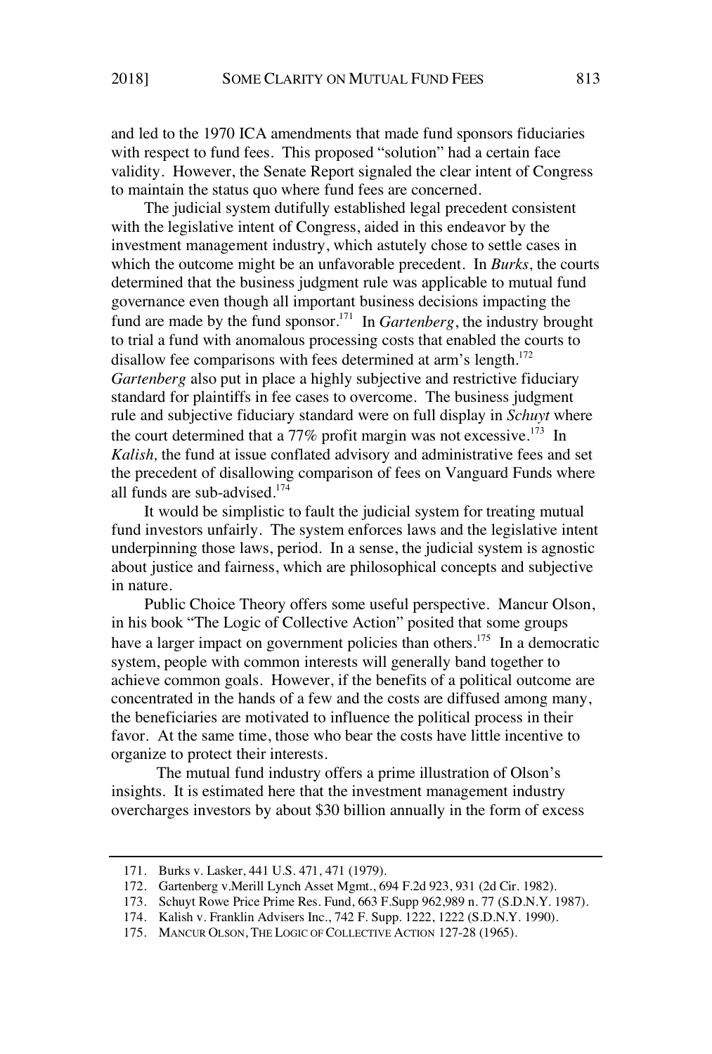and led to the 1970 ICA amendments that made fund sponsors fiduciaries with respect to fund fees. This proposed "solution" had a certain face validity. However, the Senate Report signaled the clear intent of Congress to maintain the status quo where fund fees are concerned.

The judicial system dutifully established legal precedent consistent with the legislative intent of Congress, aided in this endeavor by the investment management industry, which astutely chose to settle cases in which the outcome might be an unfavorable precedent. In *Burks*, the courts determined that the business judgment rule was applicable to mutual fund governance even though all important business decisions impacting the fund are made by the fund sponsor.[171] In *Gartenberg*, the industry brought to trial a fund with anomalous processing costs that enabled the courts to disallow fee comparisons with fees determined at arm's length.[172] *Gartenberg* also put in place a highly subjective and restrictive fiduciary standard for plaintiffs in fee cases to overcome. The business judgment rule and subjective fiduciary standard were on full display in *Schuyt* where the court determined that a 77% profit margin was not excessive.[173] In *Kalish,* the fund at issue conflated advisory and administrative fees and set the precedent of disallowing comparison of fees on Vanguard Funds where all funds are sub-advised.[174]

It would be simplistic to fault the judicial system for treating mutual fund investors unfairly. The system enforces laws and the legislative intent underpinning those laws, period. In a sense, the judicial system is agnostic about justice and fairness, which are philosophical concepts and subjective in nature.

Public Choice Theory offers some useful perspective. Mancur Olson, in his book "The Logic of Collective Action" posited that some groups have a larger impact on government policies than others.[175] In a democratic system, people with common interests will generally band together to achieve common goals. However, if the benefits of a political outcome are concentrated in the hands of a few and the costs are diffused among many, the beneficiaries are motivated to influence the political process in their favor. At the same time, those who bear the costs have little incentive to organize to protect their interests.

The mutual fund industry offers a prime illustration of Olson's insights. It is estimated here that the investment management industry overcharges investors by about $30 billion annually in the form of excess

---

171. Burks v. Lasker, 441 U.S. 471, 471 (1979).

172. Gartenberg v.Merill Lynch Asset Mgmt., 694 F.2d 923, 931 (2d Cir. 1982).

173. Schuyt Rowe Price Prime Res. Fund, 663 F.Supp 962,989 n. 77 (S.D.N.Y. 1987).

174. Kalish v. Franklin Advisers Inc., 742 F. Supp. 1222, 1222 (S.D.N.Y. 1990).

175. MANCUR OLSON, THE LOGIC OF COLLECTIVE ACTION 127-28 (1965).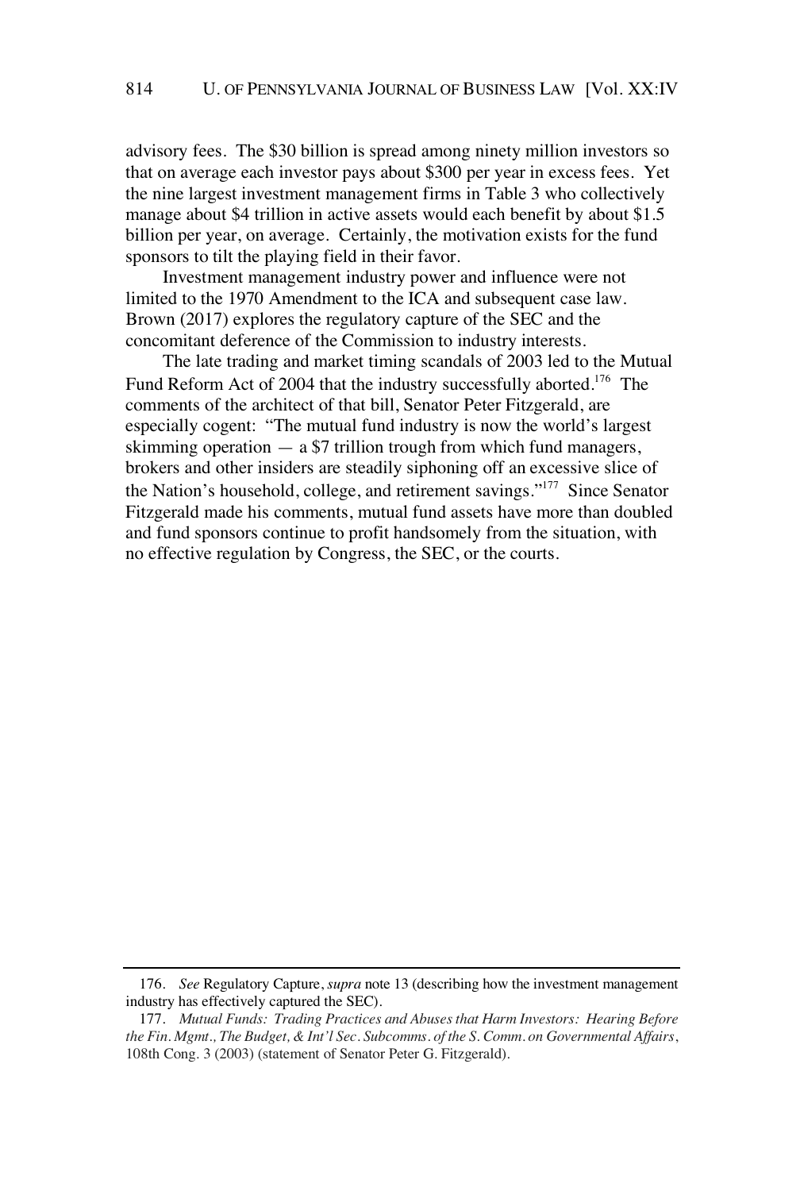advisory fees. The $30 billion is spread among ninety million investors so that on average each investor pays about $300 per year in excess fees. Yet the nine largest investment management firms in Table 3 who collectively manage about $4 trillion in active assets would each benefit by about $1.5 billion per year, on average. Certainly, the motivation exists for the fund sponsors to tilt the playing field in their favor.

Investment management industry power and influence were not limited to the 1970 Amendment to the ICA and subsequent case law. Brown (2017) explores the regulatory capture of the SEC and the concomitant deference of the Commission to industry interests.

The late trading and market timing scandals of 2003 led to the Mutual Fund Reform Act of 2004 that the industry successfully aborted.[176] The comments of the architect of that bill, Senator Peter Fitzgerald, are especially cogent: "The mutual fund industry is now the world's largest skimming operation — a $7 trillion trough from which fund managers, brokers and other insiders are steadily siphoning off an excessive slice of the Nation's household, college, and retirement savings."[177] Since Senator Fitzgerald made his comments, mutual fund assets have more than doubled and fund sponsors continue to profit handsomely from the situation, with no effective regulation by Congress, the SEC, or the courts.

---

176. *See* Regulatory Capture, *supra* note 13 (describing how the investment management industry has effectively captured the SEC).

177. *Mutual Funds: Trading Practices and Abuses that Harm Investors: Hearing Before the Fin. Mgmt., The Budget, & Int'l Sec. Subcomms. of the S. Comm. on Governmental Affairs*, 108th Cong. 3 (2003) (statement of Senator Peter G. Fitzgerald).